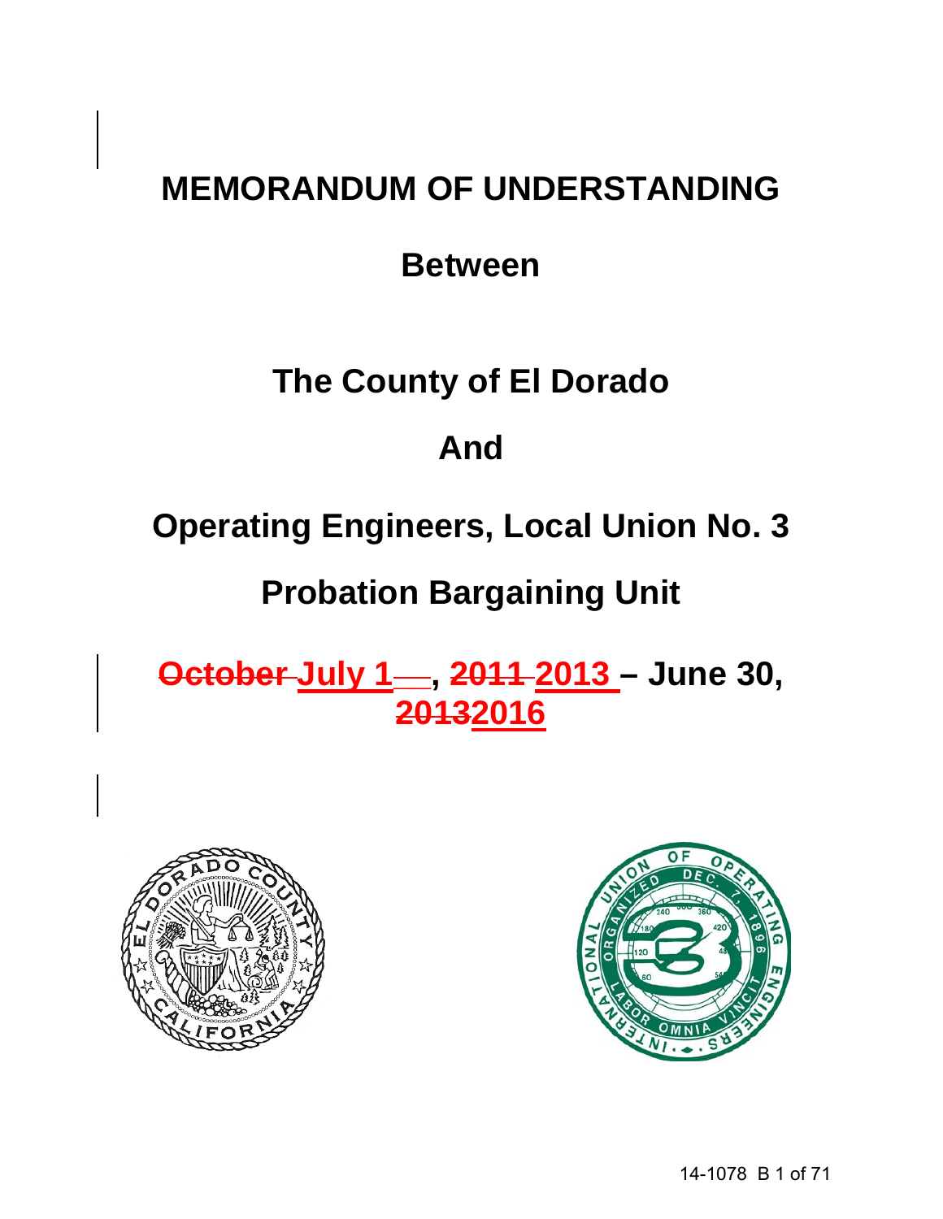# MEMORANDUM OF UNDERSTANDING

## Between

## The County of El Dorado

## And

## Operating Engineers, Local Union No. 3

## Probation Bargaining Unit

## ~~October~~ July 1, ~~2011~~ 2013 – June 30, ~~2013~~2016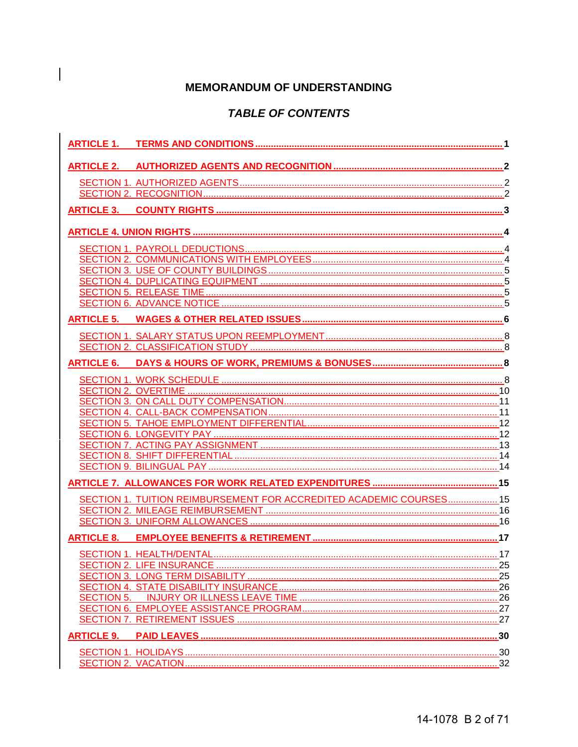# MEMORANDUM OF UNDERSTANDING

## *TABLE OF CONTENTS*

**ARTICLE 1. TERMS AND CONDITIONS** .......... **1**

**ARTICLE 2. AUTHORIZED AGENTS AND RECOGNITION** .......... **2**

- SECTION 1. AUTHORIZED AGENTS .......... 2
- SECTION 2. RECOGNITION .......... 2

**ARTICLE 3. COUNTY RIGHTS** .......... **3**

**ARTICLE 4. UNION RIGHTS** .......... **4**

- SECTION 1. PAYROLL DEDUCTIONS .......... 4
- SECTION 2. COMMUNICATIONS WITH EMPLOYEES .......... 4
- SECTION 3. USE OF COUNTY BUILDINGS .......... 5
- SECTION 4. DUPLICATING EQUIPMENT .......... 5
- SECTION 5. RELEASE TIME .......... 5
- SECTION 6. ADVANCE NOTICE .......... 5

**ARTICLE 5. WAGES & OTHER RELATED ISSUES** .......... **6**

- SECTION 1. SALARY STATUS UPON REEMPLOYMENT .......... 8
- SECTION 2. CLASSIFICATION STUDY .......... 8

**ARTICLE 6. DAYS & HOURS OF WORK, PREMIUMS & BONUSES** .......... **8**

- SECTION 1. WORK SCHEDULE .......... 8
- SECTION 2. OVERTIME .......... 10
- SECTION 3. ON CALL DUTY COMPENSATION .......... 11
- SECTION 4. CALL-BACK COMPENSATION .......... 11
- SECTION 5. TAHOE EMPLOYMENT DIFFERENTIAL .......... 12
- SECTION 6. LONGEVITY PAY .......... 12
- SECTION 7. ACTING PAY ASSIGNMENT .......... 13
- SECTION 8. SHIFT DIFFERENTIAL .......... 14
- SECTION 9. BILINGUAL PAY .......... 14

**ARTICLE 7. ALLOWANCES FOR WORK RELATED EXPENDITURES** .......... **15**

- SECTION 1. TUITION REIMBURSEMENT FOR ACCREDITED ACADEMIC COURSES .......... 15
- SECTION 2. MILEAGE REIMBURSEMENT .......... 16
- SECTION 3. UNIFORM ALLOWANCES .......... 16

**ARTICLE 8. EMPLOYEE BENEFITS & RETIREMENT** .......... **17**

- SECTION 1. HEALTH/DENTAL .......... 17
- SECTION 2. LIFE INSURANCE .......... 25
- SECTION 3. LONG TERM DISABILITY .......... 25
- SECTION 4. STATE DISABILITY INSURANCE .......... 26
- SECTION 5. INJURY OR ILLNESS LEAVE TIME .......... 26
- SECTION 6. EMPLOYEE ASSISTANCE PROGRAM .......... 27
- SECTION 7. RETIREMENT ISSUES .......... 27

**ARTICLE 9. PAID LEAVES** .......... **30**

- SECTION 1. HOLIDAYS .......... 30
- SECTION 2. VACATION .......... 32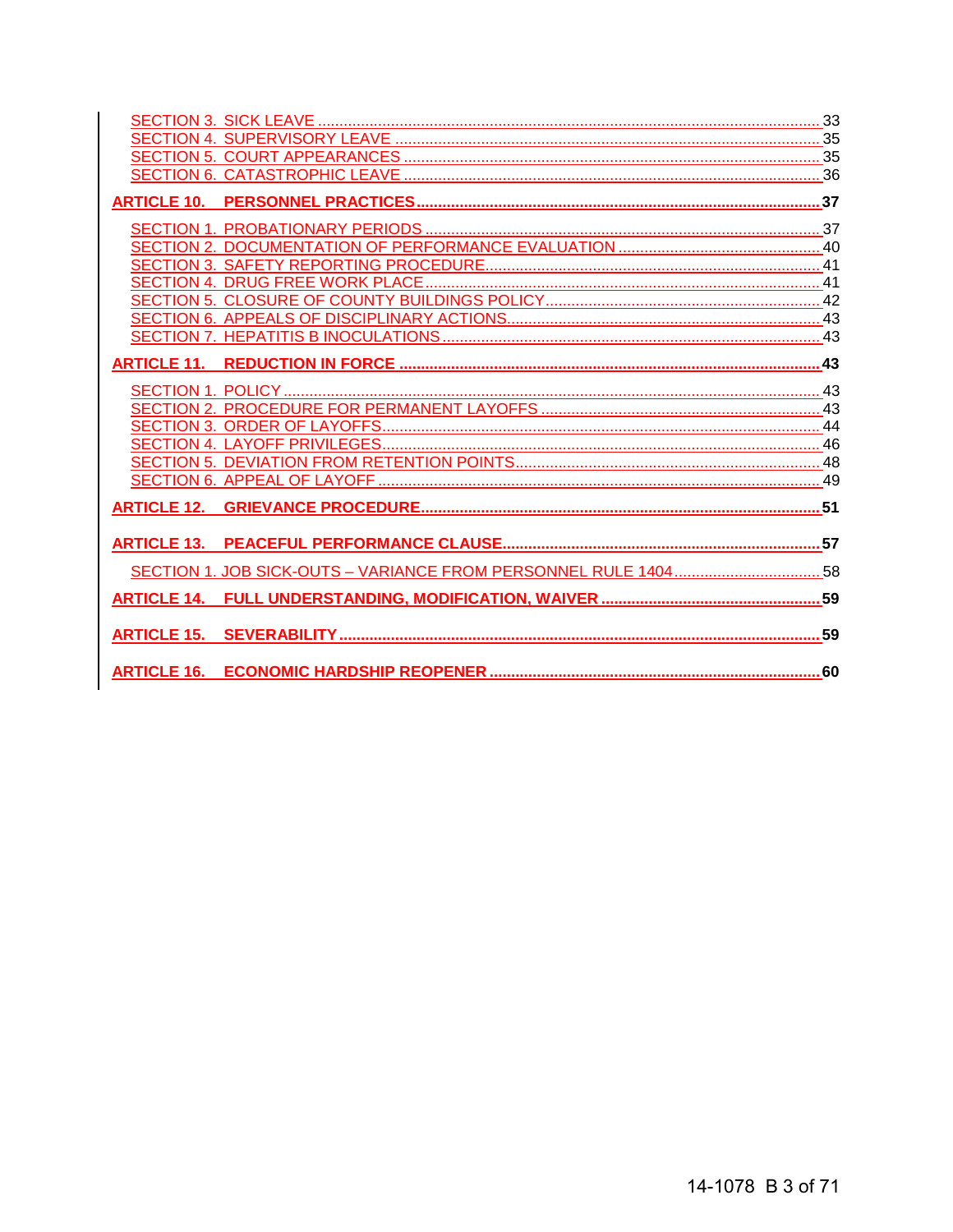SECTION 3. SICK LEAVE ..... 33
SECTION 4. SUPERVISORY LEAVE ..... 35
SECTION 5. COURT APPEARANCES ..... 35
SECTION 6. CATASTROPHIC LEAVE ..... 36

**ARTICLE 10. PERSONNEL PRACTICES ..... 37**

SECTION 1. PROBATIONARY PERIODS ..... 37
SECTION 2. DOCUMENTATION OF PERFORMANCE EVALUATION ..... 40
SECTION 3. SAFETY REPORTING PROCEDURE ..... 41
SECTION 4. DRUG FREE WORK PLACE ..... 41
SECTION 5. CLOSURE OF COUNTY BUILDINGS POLICY ..... 42
SECTION 6. APPEALS OF DISCIPLINARY ACTIONS ..... 43
SECTION 7. HEPATITIS B INOCULATIONS ..... 43

**ARTICLE 11. REDUCTION IN FORCE ..... 43**

SECTION 1. POLICY ..... 43
SECTION 2. PROCEDURE FOR PERMANENT LAYOFFS ..... 43
SECTION 3. ORDER OF LAYOFFS ..... 44
SECTION 4. LAYOFF PRIVILEGES ..... 46
SECTION 5. DEVIATION FROM RETENTION POINTS ..... 48
SECTION 6. APPEAL OF LAYOFF ..... 49

**ARTICLE 12. GRIEVANCE PROCEDURE ..... 51**

**ARTICLE 13. PEACEFUL PERFORMANCE CLAUSE ..... 57**

SECTION 1. JOB SICK-OUTS – VARIANCE FROM PERSONNEL RULE 1404 ..... 58

**ARTICLE 14. FULL UNDERSTANDING, MODIFICATION, WAIVER ..... 59**

**ARTICLE 15. SEVERABILITY ..... 59**

**ARTICLE 16. ECONOMIC HARDSHIP REOPENER ..... 60**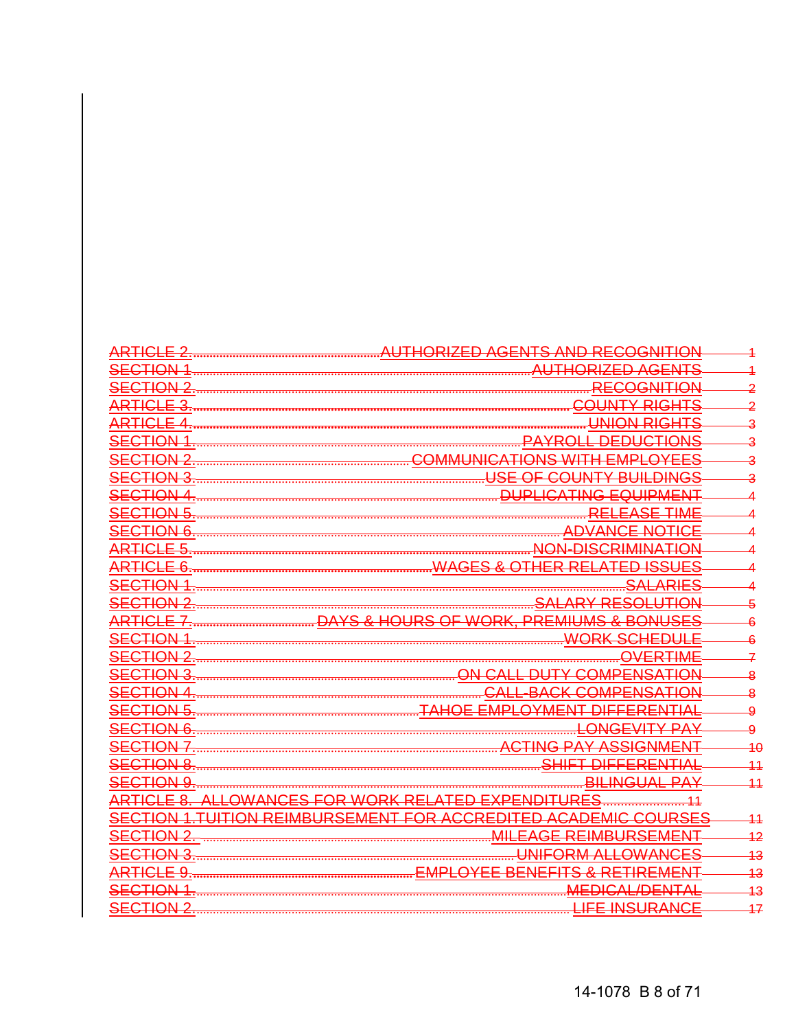| | | |
|---|---|---|
| ARTICLE 2. | AUTHORIZED AGENTS AND RECOGNITION | 1 |
| SECTION 1 | AUTHORIZED AGENTS | 1 |
| SECTION 2. | RECOGNITION | 2 |
| ARTICLE 3. | COUNTY RIGHTS | 2 |
| ARTICLE 4. | UNION RIGHTS | 3 |
| SECTION 1. | PAYROLL DEDUCTIONS | 3 |
| SECTION 2. | COMMUNICATIONS WITH EMPLOYEES | 3 |
| SECTION 3. | USE OF COUNTY BUILDINGS | 3 |
| SECTION 4. | DUPLICATING EQUIPMENT | 4 |
| SECTION 5. | RELEASE TIME | 4 |
| SECTION 6. | ADVANCE NOTICE | 4 |
| ARTICLE 5. | NON-DISCRIMINATION | 4 |
| ARTICLE 6. | WAGES & OTHER RELATED ISSUES | 4 |
| SECTION 1. | SALARIES | 4 |
| SECTION 2. | SALARY RESOLUTION | 5 |
| ARTICLE 7. | DAYS & HOURS OF WORK, PREMIUMS & BONUSES | 6 |
| SECTION 1. | WORK SCHEDULE | 6 |
| SECTION 2. | OVERTIME | 7 |
| SECTION 3. | ON CALL DUTY COMPENSATION | 8 |
| SECTION 4. | CALL-BACK COMPENSATION | 8 |
| SECTION 5. | TAHOE EMPLOYMENT DIFFERENTIAL | 9 |
| SECTION 6. | LONGEVITY PAY | 9 |
| SECTION 7. | ACTING PAY ASSIGNMENT | 10 |
| SECTION 8. | SHIFT DIFFERENTIAL | 11 |
| SECTION 9. | BILINGUAL PAY | 11 |
| ARTICLE 8. ALLOWANCES FOR WORK RELATED EXPENDITURES | | 11 |
| SECTION 1. TUITION REIMBURSEMENT FOR ACCREDITED ACADEMIC COURSES | | 11 |
| SECTION 2. | MILEAGE REIMBURSEMENT | 12 |
| SECTION 3. | UNIFORM ALLOWANCES | 13 |
| ARTICLE 9. | EMPLOYEE BENEFITS & RETIREMENT | 13 |
| SECTION 1. | MEDICAL/DENTAL | 13 |
| SECTION 2. | LIFE INSURANCE | 17 |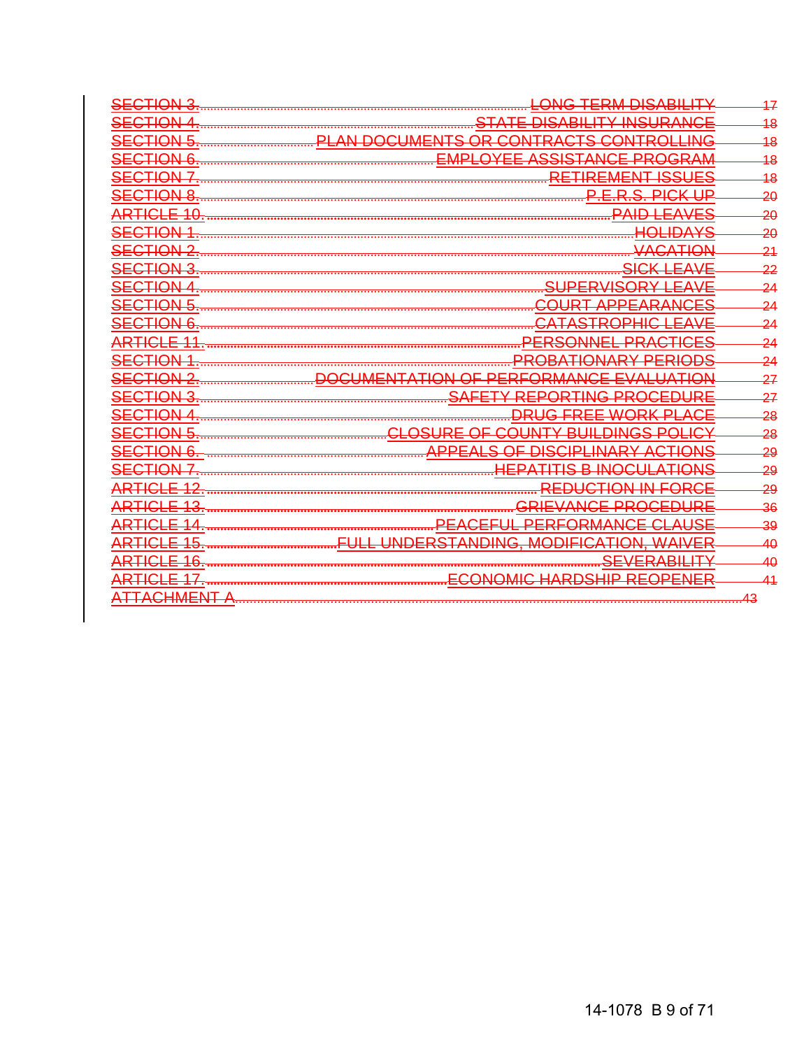SECTION 3. LONG TERM DISABILITY 17
SECTION 4. STATE DISABILITY INSURANCE 18
SECTION 5. PLAN DOCUMENTS OR CONTRACTS CONTROLLING 18
SECTION 6. EMPLOYEE ASSISTANCE PROGRAM 18
SECTION 7. RETIREMENT ISSUES 18
SECTION 8. P.E.R.S. PICK UP 20
ARTICLE 10. PAID LEAVES 20
SECTION 1. HOLIDAYS 20
SECTION 2. VACATION 21
SECTION 3. SICK LEAVE 22
SECTION 4. SUPERVISORY LEAVE 24
SECTION 5. COURT APPEARANCES 24
SECTION 6. CATASTROPHIC LEAVE 24
ARTICLE 11. PERSONNEL PRACTICES 24
SECTION 1. PROBATIONARY PERIODS 24
SECTION 2. DOCUMENTATION OF PERFORMANCE EVALUATION 27
SECTION 3. SAFETY REPORTING PROCEDURE 27
SECTION 4. DRUG FREE WORK PLACE 28
SECTION 5. CLOSURE OF COUNTY BUILDINGS POLICY 28
SECTION 6. APPEALS OF DISCIPLINARY ACTIONS 29
SECTION 7. HEPATITIS B INOCULATIONS 29
ARTICLE 12. REDUCTION IN FORCE 29
ARTICLE 13. GRIEVANCE PROCEDURE 36
ARTICLE 14. PEACEFUL PERFORMANCE CLAUSE 39
ARTICLE 15. FULL UNDERSTANDING, MODIFICATION, WAIVER 40
ARTICLE 16. SEVERABILITY 40
ARTICLE 17. ECONOMIC HARDSHIP REOPENER 41
ATTACHMENT A 43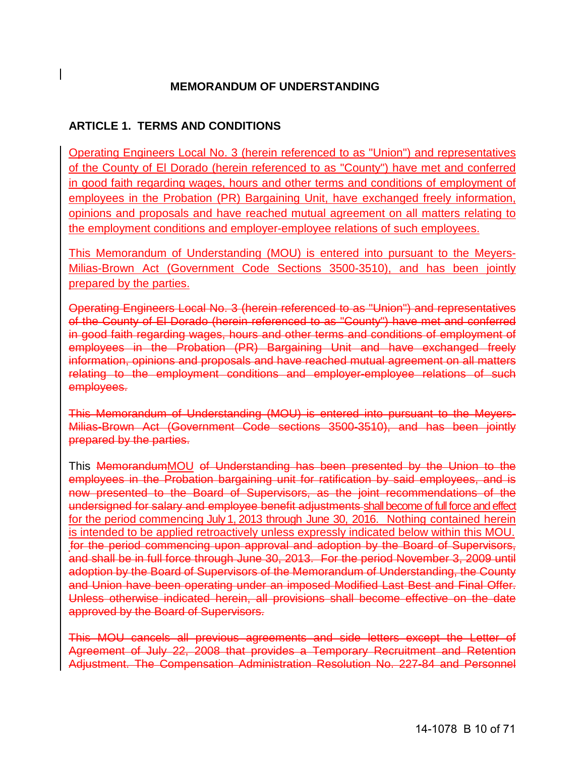# MEMORANDUM OF UNDERSTANDING

## ARTICLE 1. TERMS AND CONDITIONS

<ins>Operating Engineers Local No. 3 (herein referenced to as "Union") and representatives of the County of El Dorado (herein referenced to as "County") have met and conferred in good faith regarding wages, hours and other terms and conditions of employment of employees in the Probation (PR) Bargaining Unit, have exchanged freely information, opinions and proposals and have reached mutual agreement on all matters relating to the employment conditions and employer-employee relations of such employees.</ins>

<ins>This Memorandum of Understanding (MOU) is entered into pursuant to the Meyers-Milias-Brown Act (Government Code Sections 3500-3510), and has been jointly prepared by the parties.</ins>

~~Operating Engineers Local No. 3 (herein referenced to as "Union") and representatives of the County of El Dorado (herein referenced to as "County") have met and conferred in good faith regarding wages, hours and other terms and conditions of employment of employees in the Probation (PR) Bargaining Unit and have exchanged freely information, opinions and proposals and have reached mutual agreement on all matters relating to the employment conditions and employer-employee relations of such employees.~~

~~This Memorandum of Understanding (MOU) is entered into pursuant to the Meyers-Milias-Brown Act (Government Code sections 3500-3510), and has been jointly prepared by the parties.~~

This ~~Memorandum~~<ins>MOU</ins> ~~of Understanding has been presented by the Union to the employees in the Probation bargaining unit for ratification by said employees, and is now presented to the Board of Supervisors, as the joint recommendations of the undersigned for salary and employee benefit adjustments~~ <ins>shall become of full force and effect for the period commencing July 1, 2013 through June 30, 2016. Nothing contained herein is intended to be applied retroactively unless expressly indicated below within this MOU.</ins> ~~for the period commencing upon approval and adoption by the Board of Supervisors, and shall be in full force through June 30, 2013. For the period November 3, 2009 until adoption by the Board of Supervisors of the Memorandum of Understanding, the County and Union have been operating under an imposed Modified Last Best and Final Offer. Unless otherwise indicated herein, all provisions shall become effective on the date approved by the Board of Supervisors.~~

~~This MOU cancels all previous agreements and side letters except the Letter of Agreement of July 22, 2008 that provides a Temporary Recruitment and Retention Adjustment. The Compensation Administration Resolution No. 227-84 and Personnel~~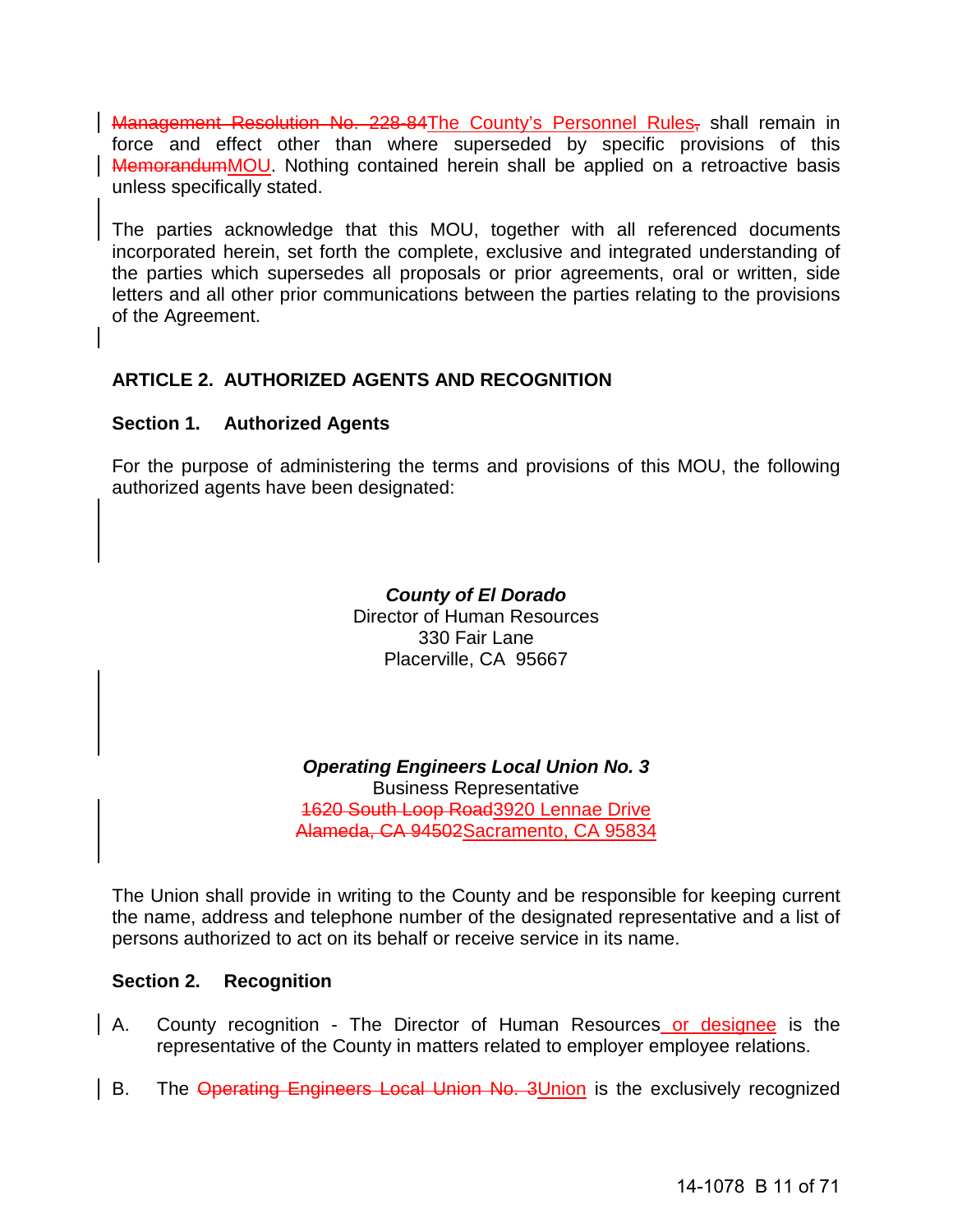~~Management Resolution No. 228-84~~The County's Personnel Rules~~,~~ shall remain in force and effect other than where superseded by specific provisions of this ~~Memorandum~~MOU. Nothing contained herein shall be applied on a retroactive basis unless specifically stated.

The parties acknowledge that this MOU, together with all referenced documents incorporated herein, set forth the complete, exclusive and integrated understanding of the parties which supersedes all proposals or prior agreements, oral or written, side letters and all other prior communications between the parties relating to the provisions of the Agreement.

## ARTICLE 2. AUTHORIZED AGENTS AND RECOGNITION

### Section 1. Authorized Agents

For the purpose of administering the terms and provisions of this MOU, the following authorized agents have been designated:

***County of El Dorado***
Director of Human Resources
330 Fair Lane
Placerville, CA 95667

***Operating Engineers Local Union No. 3***
Business Representative
~~1620 South Loop Road~~3920 Lennae Drive
~~Alameda, CA 94502~~Sacramento, CA 95834

The Union shall provide in writing to the County and be responsible for keeping current the name, address and telephone number of the designated representative and a list of persons authorized to act on its behalf or receive service in its name.

### Section 2. Recognition

A. County recognition - The Director of Human Resources or designee is the representative of the County in matters related to employer employee relations.

B. The ~~Operating Engineers Local Union No. 3~~Union is the exclusively recognized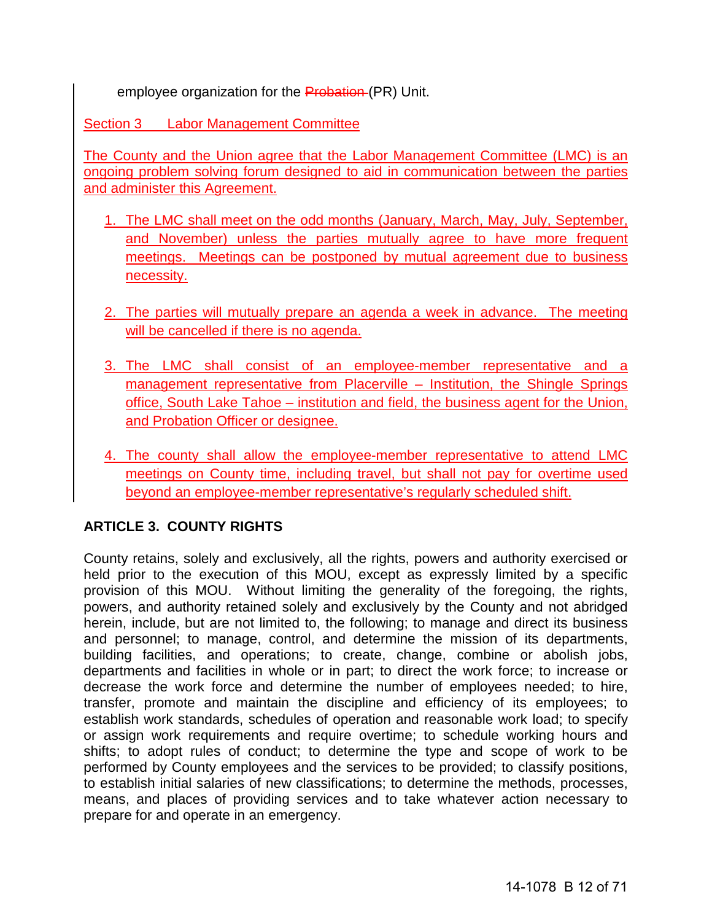employee organization for the ~~Probation~~ (PR) Unit.

Section 3 Labor Management Committee

The County and the Union agree that the Labor Management Committee (LMC) is an ongoing problem solving forum designed to aid in communication between the parties and administer this Agreement.

1. The LMC shall meet on the odd months (January, March, May, July, September, and November) unless the parties mutually agree to have more frequent meetings. Meetings can be postponed by mutual agreement due to business necessity.

2. The parties will mutually prepare an agenda a week in advance. The meeting will be cancelled if there is no agenda.

3. The LMC shall consist of an employee-member representative and a management representative from Placerville – Institution, the Shingle Springs office, South Lake Tahoe – institution and field, the business agent for the Union, and Probation Officer or designee.

4. The county shall allow the employee-member representative to attend LMC meetings on County time, including travel, but shall not pay for overtime used beyond an employee-member representative's regularly scheduled shift.

## ARTICLE 3. COUNTY RIGHTS

County retains, solely and exclusively, all the rights, powers and authority exercised or held prior to the execution of this MOU, except as expressly limited by a specific provision of this MOU. Without limiting the generality of the foregoing, the rights, powers, and authority retained solely and exclusively by the County and not abridged herein, include, but are not limited to, the following; to manage and direct its business and personnel; to manage, control, and determine the mission of its departments, building facilities, and operations; to create, change, combine or abolish jobs, departments and facilities in whole or in part; to direct the work force; to increase or decrease the work force and determine the number of employees needed; to hire, transfer, promote and maintain the discipline and efficiency of its employees; to establish work standards, schedules of operation and reasonable work load; to specify or assign work requirements and require overtime; to schedule working hours and shifts; to adopt rules of conduct; to determine the type and scope of work to be performed by County employees and the services to be provided; to classify positions, to establish initial salaries of new classifications; to determine the methods, processes, means, and places of providing services and to take whatever action necessary to prepare for and operate in an emergency.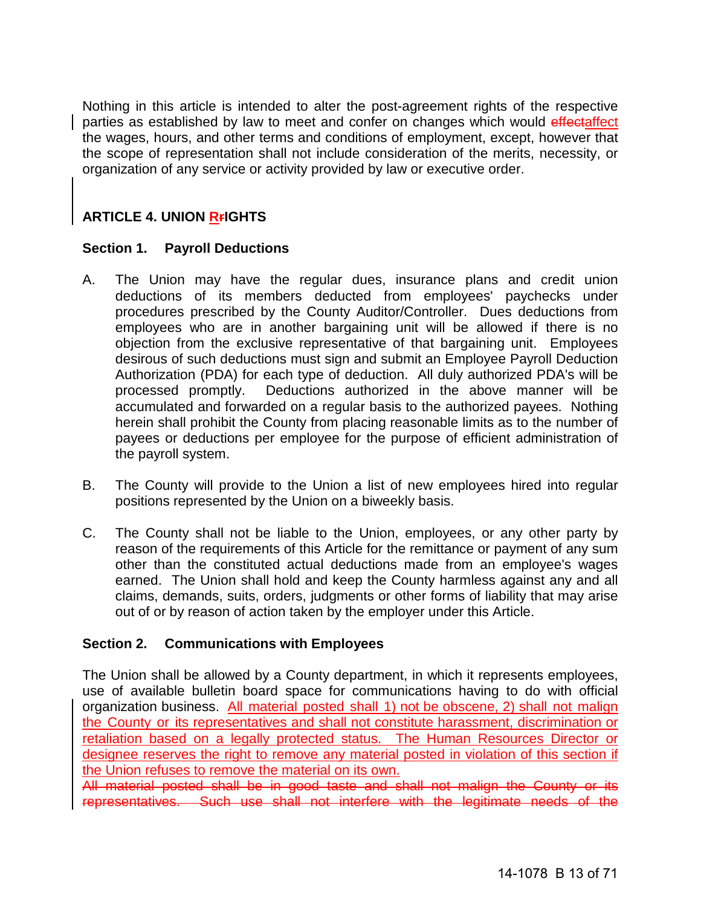Nothing in this article is intended to alter the post-agreement rights of the respective parties as established by law to meet and confer on changes which would ~~effect~~affect the wages, hours, and other terms and conditions of employment, except, however that the scope of representation shall not include consideration of the merits, necessity, or organization of any service or activity provided by law or executive order.

## ARTICLE 4. UNION R~~r~~IGHTS

### Section 1. Payroll Deductions

A. The Union may have the regular dues, insurance plans and credit union deductions of its members deducted from employees' paychecks under procedures prescribed by the County Auditor/Controller. Dues deductions from employees who are in another bargaining unit will be allowed if there is no objection from the exclusive representative of that bargaining unit. Employees desirous of such deductions must sign and submit an Employee Payroll Deduction Authorization (PDA) for each type of deduction. All duly authorized PDA's will be processed promptly. Deductions authorized in the above manner will be accumulated and forwarded on a regular basis to the authorized payees. Nothing herein shall prohibit the County from placing reasonable limits as to the number of payees or deductions per employee for the purpose of efficient administration of the payroll system.

B. The County will provide to the Union a list of new employees hired into regular positions represented by the Union on a biweekly basis.

C. The County shall not be liable to the Union, employees, or any other party by reason of the requirements of this Article for the remittance or payment of any sum other than the constituted actual deductions made from an employee's wages earned. The Union shall hold and keep the County harmless against any and all claims, demands, suits, orders, judgments or other forms of liability that may arise out of or by reason of action taken by the employer under this Article.

### Section 2. Communications with Employees

The Union shall be allowed by a County department, in which it represents employees, use of available bulletin board space for communications having to do with official organization business. All material posted shall 1) not be obscene, 2) shall not malign the County or its representatives and shall not constitute harassment, discrimination or retaliation based on a legally protected status. The Human Resources Director or designee reserves the right to remove any material posted in violation of this section if the Union refuses to remove the material on its own.

~~All material posted shall be in good taste and shall not malign the County or its representatives.~~ ~~Such use shall not interfere with the legitimate needs of the~~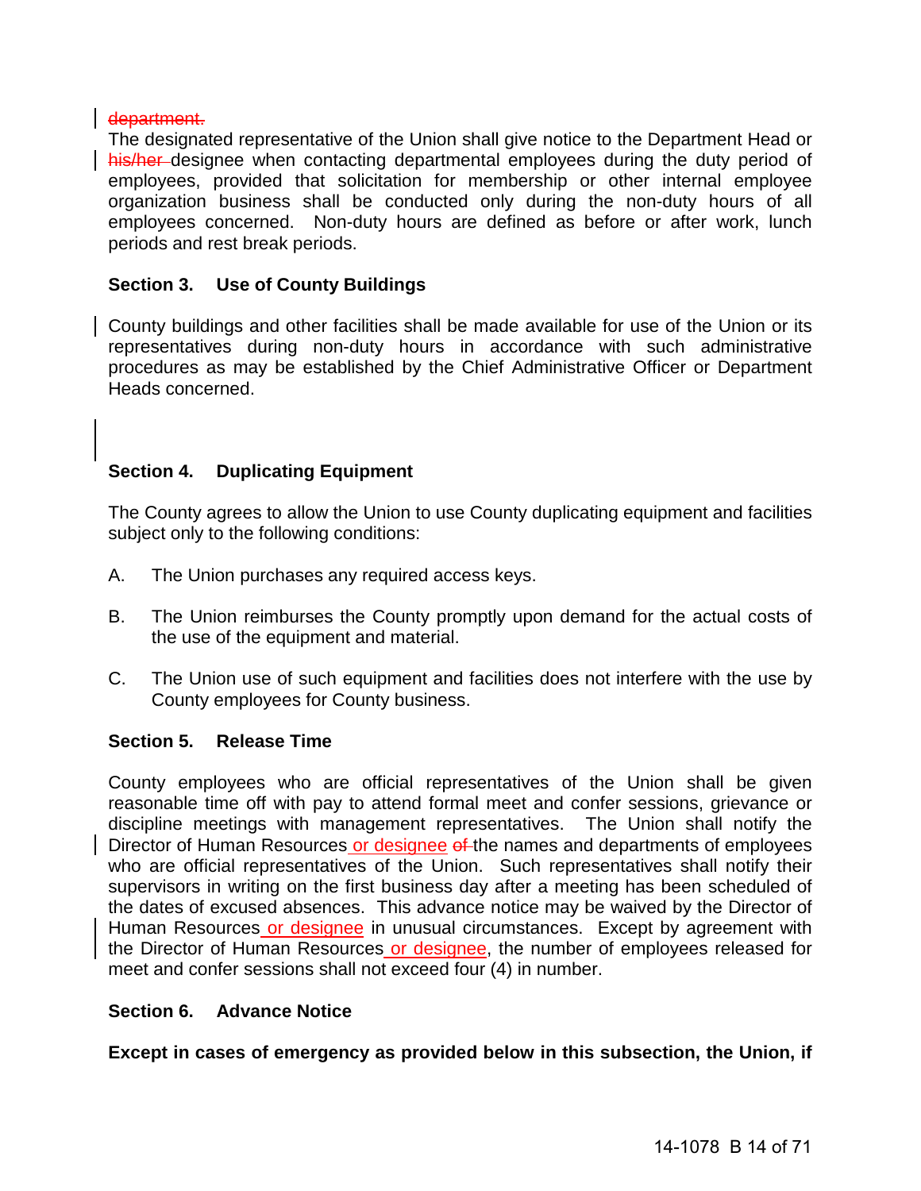~~department.~~

The designated representative of the Union shall give notice to the Department Head or ~~his/her~~ designee when contacting departmental employees during the duty period of employees, provided that solicitation for membership or other internal employee organization business shall be conducted only during the non-duty hours of all employees concerned. Non-duty hours are defined as before or after work, lunch periods and rest break periods.

**Section 3. Use of County Buildings**

County buildings and other facilities shall be made available for use of the Union or its representatives during non-duty hours in accordance with such administrative procedures as may be established by the Chief Administrative Officer or Department Heads concerned.

**Section 4. Duplicating Equipment**

The County agrees to allow the Union to use County duplicating equipment and facilities subject only to the following conditions:

A. The Union purchases any required access keys.

B. The Union reimburses the County promptly upon demand for the actual costs of the use of the equipment and material.

C. The Union use of such equipment and facilities does not interfere with the use by County employees for County business.

**Section 5. Release Time**

County employees who are official representatives of the Union shall be given reasonable time off with pay to attend formal meet and confer sessions, grievance or discipline meetings with management representatives. The Union shall notify the Director of Human Resources <u>or designee</u> ~~of~~ the names and departments of employees who are official representatives of the Union. Such representatives shall notify their supervisors in writing on the first business day after a meeting has been scheduled of the dates of excused absences. This advance notice may be waived by the Director of Human Resources <u>or designee</u> in unusual circumstances. Except by agreement with the Director of Human Resources <u>or designee</u>, the number of employees released for meet and confer sessions shall not exceed four (4) in number.

**Section 6. Advance Notice**

**Except in cases of emergency as provided below in this subsection, the Union, if**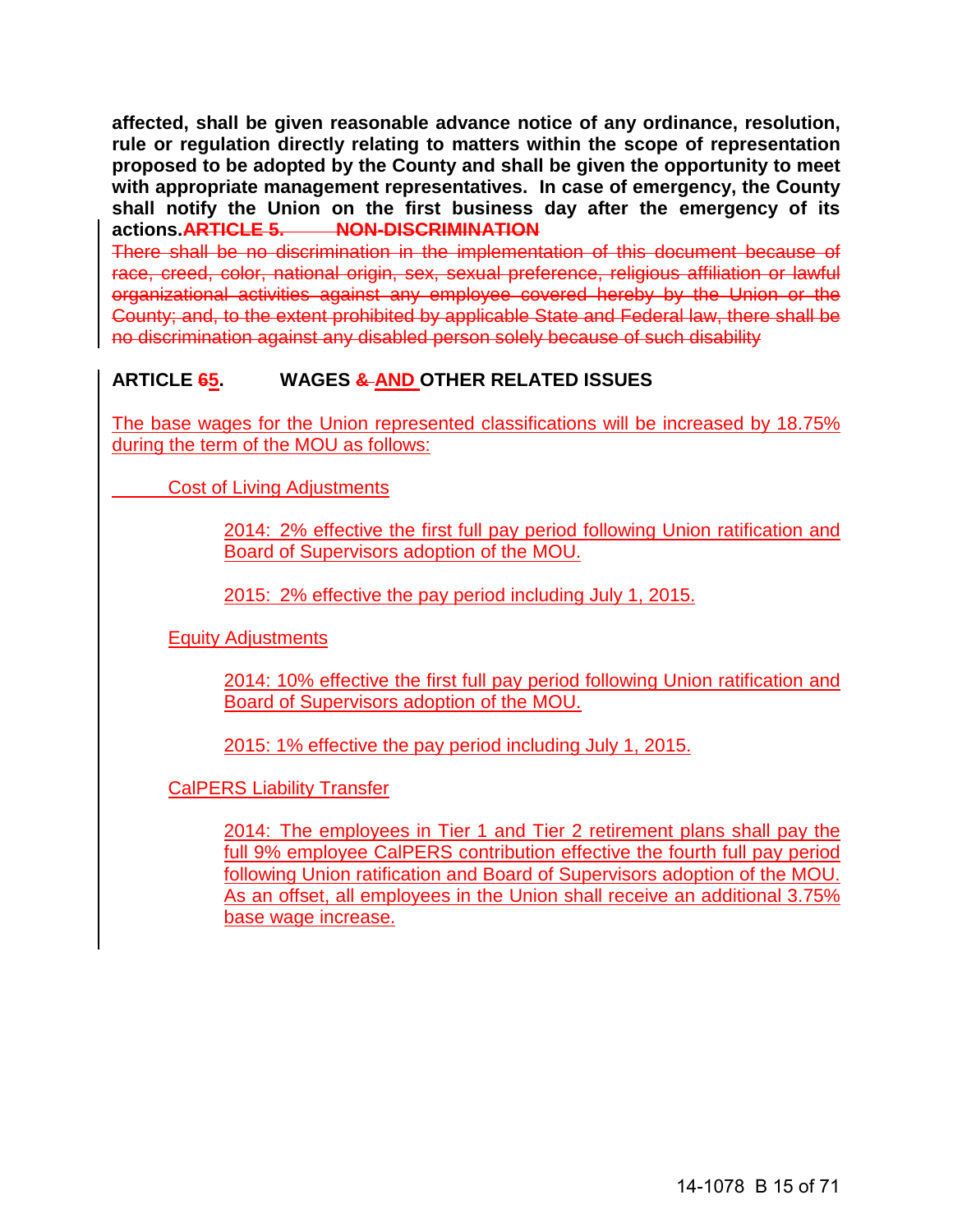**affected, shall be given reasonable advance notice of any ordinance, resolution, rule or regulation directly relating to matters within the scope of representation proposed to be adopted by the County and shall be given the opportunity to meet with appropriate management representatives. In case of emergency, the County shall notify the Union on the first business day after the emergency of its actions.~~ARTICLE 5. NON-DISCRIMINATION~~**

~~There shall be no discrimination in the implementation of this document because of race, creed, color, national origin, sex, sexual preference, religious affiliation or lawful organizational activities against any employee covered hereby by the Union or the County; and, to the extent prohibited by applicable State and Federal law, there shall be no discrimination against any disabled person solely because of such disability~~

## ARTICLE ~~6~~5. WAGES ~~&~~ AND OTHER RELATED ISSUES

The base wages for the Union represented classifications will be increased by 18.75% during the term of the MOU as follows:

Cost of Living Adjustments

> 2014: 2% effective the first full pay period following Union ratification and Board of Supervisors adoption of the MOU.
>
> 2015: 2% effective the pay period including July 1, 2015.

Equity Adjustments

> 2014: 10% effective the first full pay period following Union ratification and Board of Supervisors adoption of the MOU.
>
> 2015: 1% effective the pay period including July 1, 2015.

CalPERS Liability Transfer

> 2014: The employees in Tier 1 and Tier 2 retirement plans shall pay the full 9% employee CalPERS contribution effective the fourth full pay period following Union ratification and Board of Supervisors adoption of the MOU. As an offset, all employees in the Union shall receive an additional 3.75% base wage increase.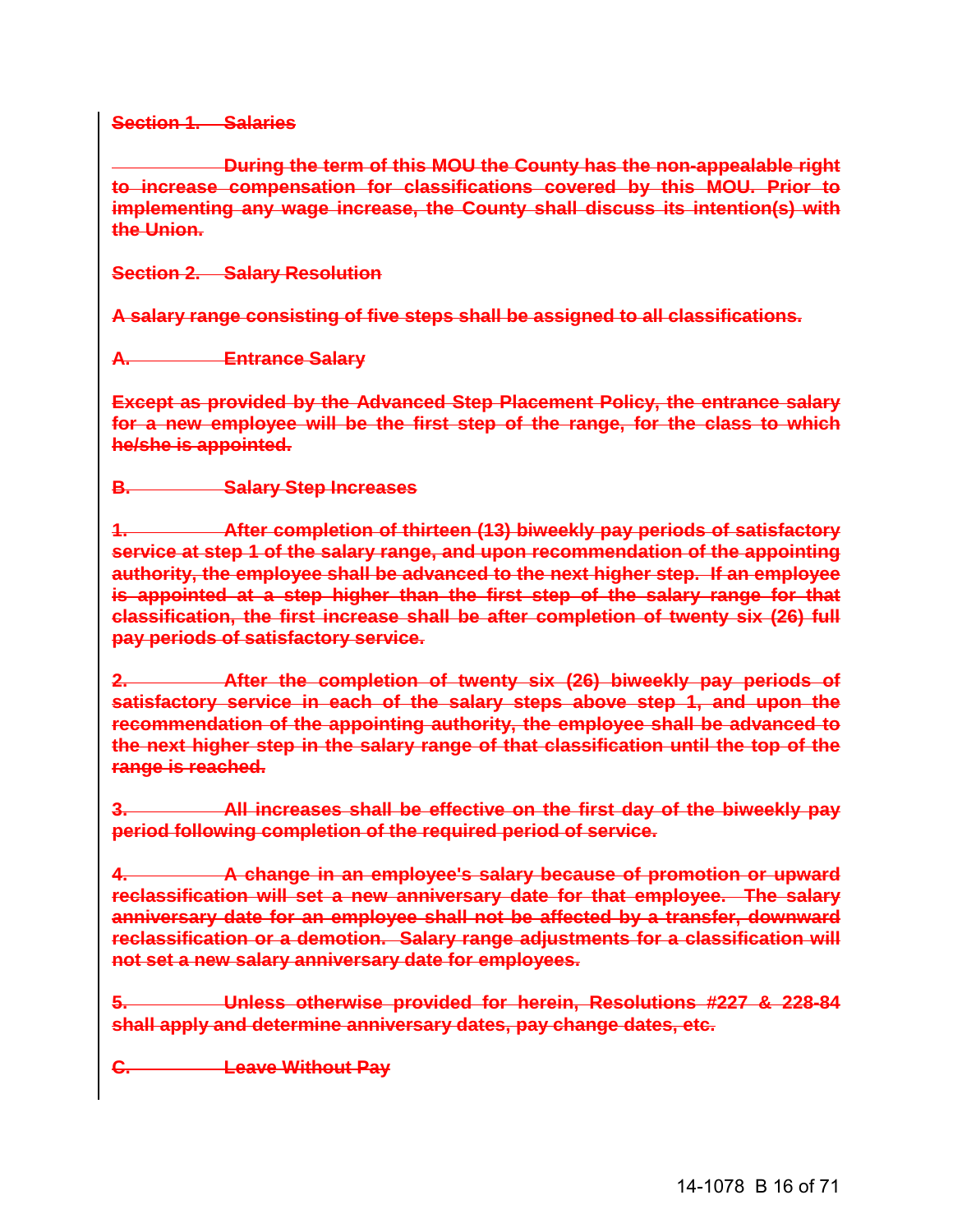~~**Section 1. Salaries**~~

~~**During the term of this MOU the County has the non-appealable right to increase compensation for classifications covered by this MOU. Prior to implementing any wage increase, the County shall discuss its intention(s) with the Union.**~~

~~**Section 2. Salary Resolution**~~

~~**A salary range consisting of five steps shall be assigned to all classifications.**~~

~~**A. Entrance Salary**~~

~~**Except as provided by the Advanced Step Placement Policy, the entrance salary for a new employee will be the first step of the range, for the class to which he/she is appointed.**~~

~~**B. Salary Step Increases**~~

~~**1. After completion of thirteen (13) biweekly pay periods of satisfactory service at step 1 of the salary range, and upon recommendation of the appointing authority, the employee shall be advanced to the next higher step. If an employee is appointed at a step higher than the first step of the salary range for that classification, the first increase shall be after completion of twenty six (26) full pay periods of satisfactory service.**~~

~~**2. After the completion of twenty six (26) biweekly pay periods of satisfactory service in each of the salary steps above step 1, and upon the recommendation of the appointing authority, the employee shall be advanced to the next higher step in the salary range of that classification until the top of the range is reached.**~~

~~**3. All increases shall be effective on the first day of the biweekly pay period following completion of the required period of service.**~~

~~**4. A change in an employee's salary because of promotion or upward reclassification will set a new anniversary date for that employee. The salary anniversary date for an employee shall not be affected by a transfer, downward reclassification or a demotion. Salary range adjustments for a classification will not set a new salary anniversary date for employees.**~~

~~**5. Unless otherwise provided for herein, Resolutions #227 & 228-84 shall apply and determine anniversary dates, pay change dates, etc.**~~

~~**C. Leave Without Pay**~~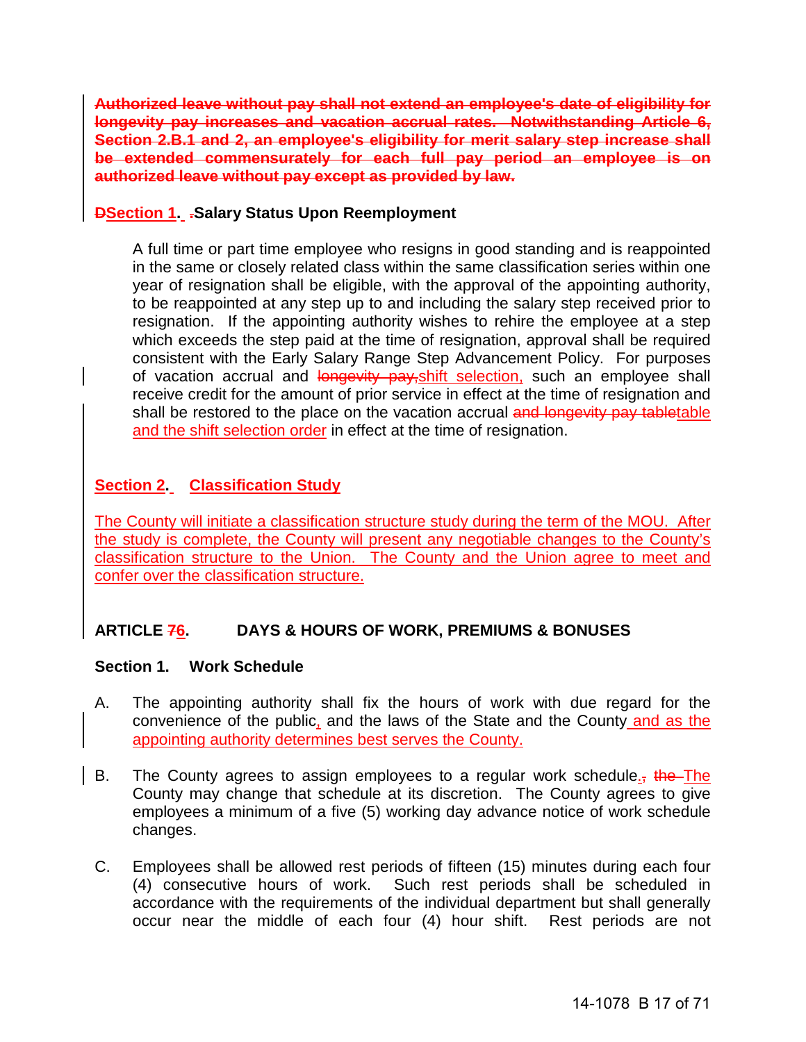~~**Authorized leave without pay shall not extend an employee's date of eligibility for longevity pay increases and vacation accrual rates. Notwithstanding Article 6, Section 2.B.1 and 2, an employee's eligibility for merit salary step increase shall be extended commensurately for each full pay period an employee is on authorized leave without pay except as provided by law.**~~

### ~~D~~Section 1. ~~.~~Salary Status Upon Reemployment

A full time or part time employee who resigns in good standing and is reappointed in the same or closely related class within the same classification series within one year of resignation shall be eligible, with the approval of the appointing authority, to be reappointed at any step up to and including the salary step received prior to resignation. If the appointing authority wishes to rehire the employee at a step which exceeds the step paid at the time of resignation, approval shall be required consistent with the Early Salary Range Step Advancement Policy. For purposes of vacation accrual and ~~longevity pay,~~shift selection, such an employee shall receive credit for the amount of prior service in effect at the time of resignation and shall be restored to the place on the vacation accrual ~~and longevity pay table~~table and the shift selection order in effect at the time of resignation.

### Section 2. Classification Study

The County will initiate a classification structure study during the term of the MOU. After the study is complete, the County will present any negotiable changes to the County's classification structure to the Union. The County and the Union agree to meet and confer over the classification structure.

## ARTICLE ~~7~~6. DAYS & HOURS OF WORK, PREMIUMS & BONUSES

### Section 1. Work Schedule

A. The appointing authority shall fix the hours of work with due regard for the convenience of the public, and the laws of the State and the County and as the appointing authority determines best serves the County.

B. The County agrees to assign employees to a regular work schedule.~~,~~ ~~the~~ The County may change that schedule at its discretion. The County agrees to give employees a minimum of a five (5) working day advance notice of work schedule changes.

C. Employees shall be allowed rest periods of fifteen (15) minutes during each four (4) consecutive hours of work. Such rest periods shall be scheduled in accordance with the requirements of the individual department but shall generally occur near the middle of each four (4) hour shift. Rest periods are not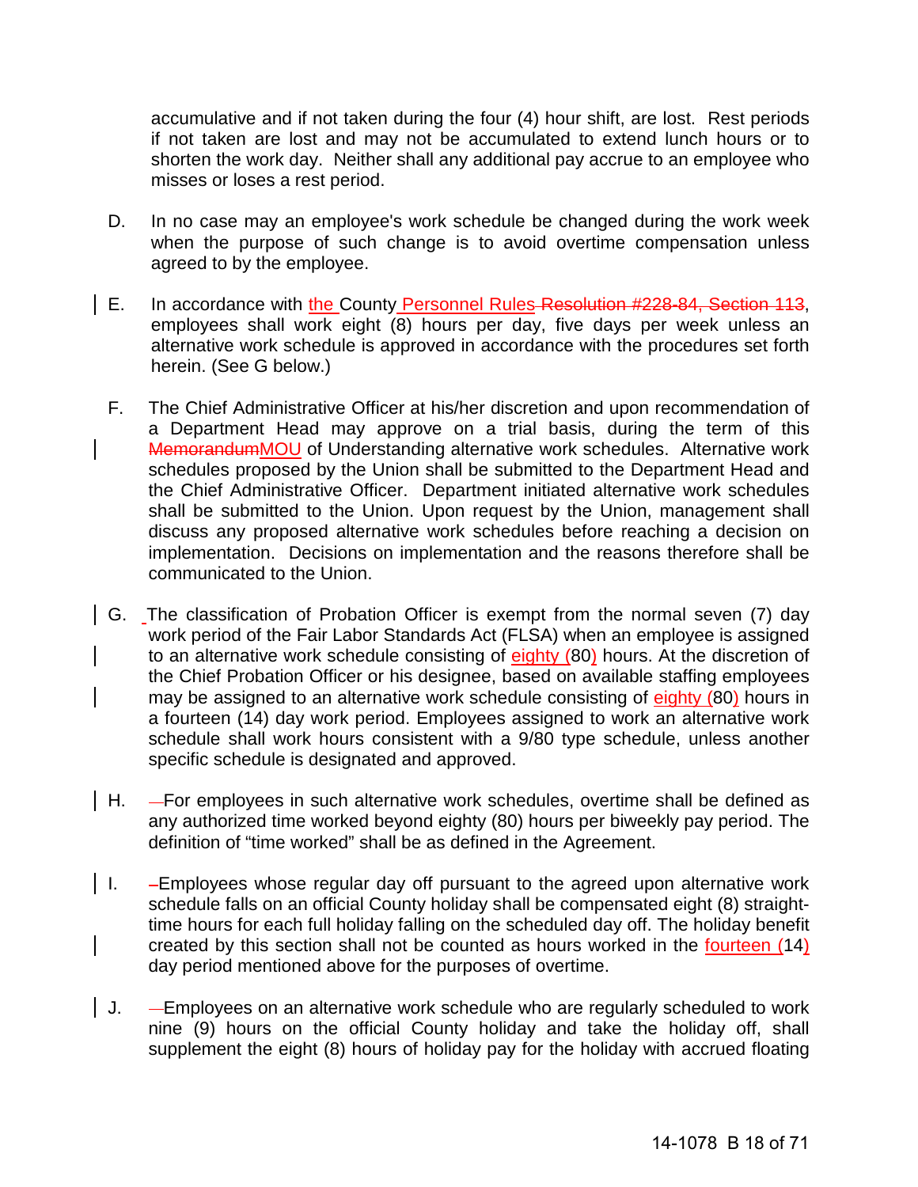accumulative and if not taken during the four (4) hour shift, are lost. Rest periods if not taken are lost and may not be accumulated to extend lunch hours or to shorten the work day. Neither shall any additional pay accrue to an employee who misses or loses a rest period.

D. In no case may an employee's work schedule be changed during the work week when the purpose of such change is to avoid overtime compensation unless agreed to by the employee.

E. In accordance with the County Personnel Rules ~~Resolution #228-84, Section 113~~, employees shall work eight (8) hours per day, five days per week unless an alternative work schedule is approved in accordance with the procedures set forth herein. (See G below.)

F. The Chief Administrative Officer at his/her discretion and upon recommendation of a Department Head may approve on a trial basis, during the term of this ~~Memorandum~~MOU of Understanding alternative work schedules. Alternative work schedules proposed by the Union shall be submitted to the Department Head and the Chief Administrative Officer. Department initiated alternative work schedules shall be submitted to the Union. Upon request by the Union, management shall discuss any proposed alternative work schedules before reaching a decision on implementation. Decisions on implementation and the reasons therefore shall be communicated to the Union.

G. The classification of Probation Officer is exempt from the normal seven (7) day work period of the Fair Labor Standards Act (FLSA) when an employee is assigned to an alternative work schedule consisting of eighty (80) hours. At the discretion of the Chief Probation Officer or his designee, based on available staffing employees may be assigned to an alternative work schedule consisting of eighty (80) hours in a fourteen (14) day work period. Employees assigned to work an alternative work schedule shall work hours consistent with a 9/80 type schedule, unless another specific schedule is designated and approved.

H. For employees in such alternative work schedules, overtime shall be defined as any authorized time worked beyond eighty (80) hours per biweekly pay period. The definition of "time worked" shall be as defined in the Agreement.

I. Employees whose regular day off pursuant to the agreed upon alternative work schedule falls on an official County holiday shall be compensated eight (8) straight-time hours for each full holiday falling on the scheduled day off. The holiday benefit created by this section shall not be counted as hours worked in the fourteen (14) day period mentioned above for the purposes of overtime.

J. Employees on an alternative work schedule who are regularly scheduled to work nine (9) hours on the official County holiday and take the holiday off, shall supplement the eight (8) hours of holiday pay for the holiday with accrued floating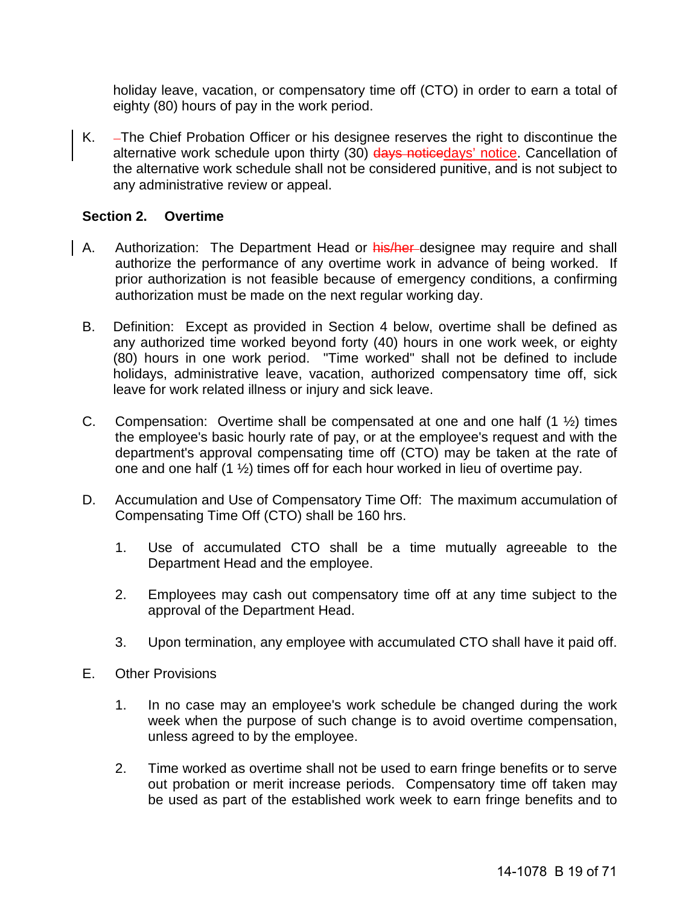holiday leave, vacation, or compensatory time off (CTO) in order to earn a total of eighty (80) hours of pay in the work period.

K. The Chief Probation Officer or his designee reserves the right to discontinue the alternative work schedule upon thirty (30) ~~days notice~~days' notice. Cancellation of the alternative work schedule shall not be considered punitive, and is not subject to any administrative review or appeal.

**Section 2. Overtime**

A. Authorization: The Department Head or ~~his/her~~ designee may require and shall authorize the performance of any overtime work in advance of being worked. If prior authorization is not feasible because of emergency conditions, a confirming authorization must be made on the next regular working day.

B. Definition: Except as provided in Section 4 below, overtime shall be defined as any authorized time worked beyond forty (40) hours in one work week, or eighty (80) hours in one work period. "Time worked" shall not be defined to include holidays, administrative leave, vacation, authorized compensatory time off, sick leave for work related illness or injury and sick leave.

C. Compensation: Overtime shall be compensated at one and one half (1 ½) times the employee's basic hourly rate of pay, or at the employee's request and with the department's approval compensating time off (CTO) may be taken at the rate of one and one half (1 ½) times off for each hour worked in lieu of overtime pay.

D. Accumulation and Use of Compensatory Time Off: The maximum accumulation of Compensating Time Off (CTO) shall be 160 hrs.

   1. Use of accumulated CTO shall be a time mutually agreeable to the Department Head and the employee.

   2. Employees may cash out compensatory time off at any time subject to the approval of the Department Head.

   3. Upon termination, any employee with accumulated CTO shall have it paid off.

E. Other Provisions

   1. In no case may an employee's work schedule be changed during the work week when the purpose of such change is to avoid overtime compensation, unless agreed to by the employee.

   2. Time worked as overtime shall not be used to earn fringe benefits or to serve out probation or merit increase periods. Compensatory time off taken may be used as part of the established work week to earn fringe benefits and to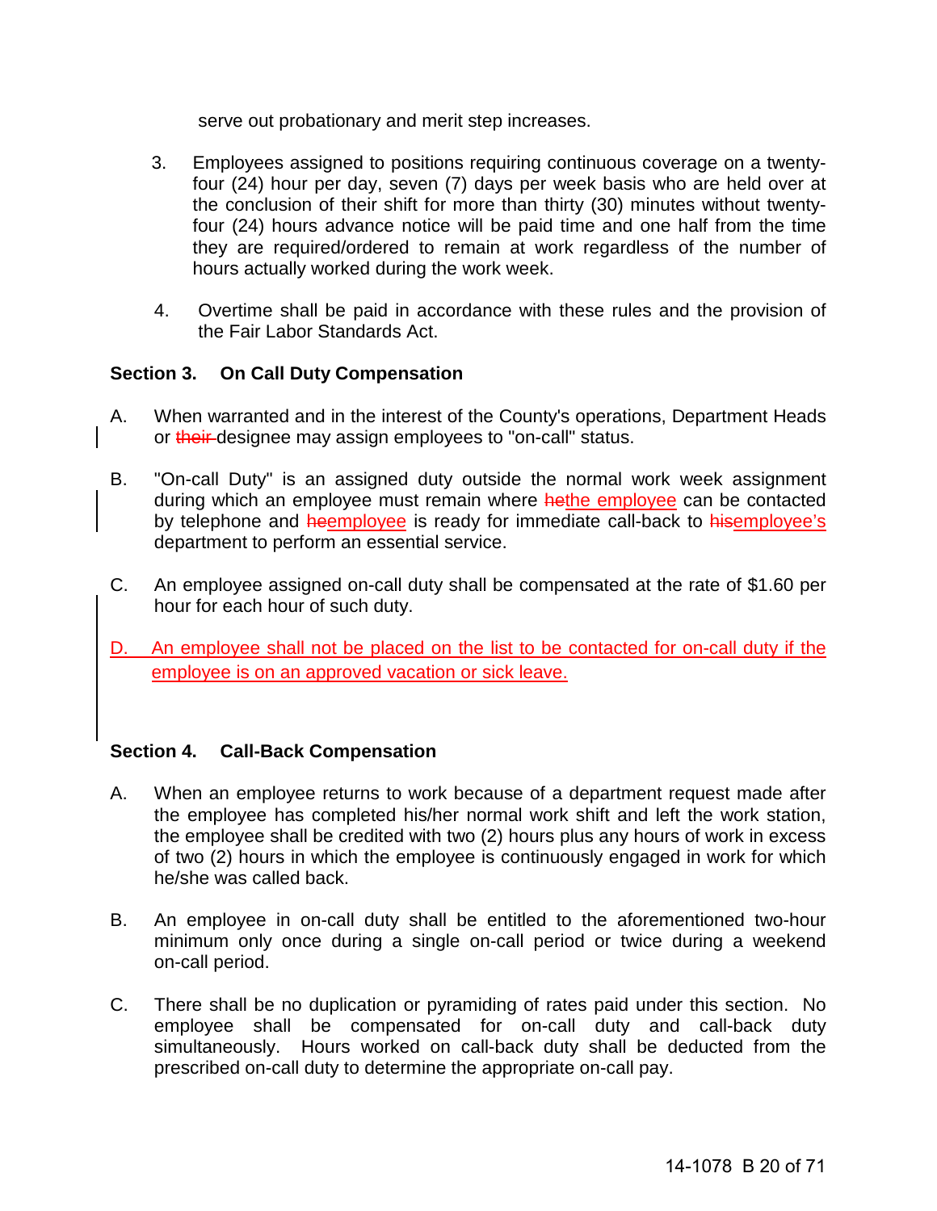serve out probationary and merit step increases.

3. Employees assigned to positions requiring continuous coverage on a twenty-four (24) hour per day, seven (7) days per week basis who are held over at the conclusion of their shift for more than thirty (30) minutes without twenty-four (24) hours advance notice will be paid time and one half from the time they are required/ordered to remain at work regardless of the number of hours actually worked during the work week.

4. Overtime shall be paid in accordance with these rules and the provision of the Fair Labor Standards Act.

**Section 3. On Call Duty Compensation**

A. When warranted and in the interest of the County's operations, Department Heads or ~~their~~ designee may assign employees to "on-call" status.

B. "On-call Duty" is an assigned duty outside the normal work week assignment during which an employee must remain where ~~he~~the employee can be contacted by telephone and ~~he~~employee is ready for immediate call-back to ~~his~~employee's department to perform an essential service.

C. An employee assigned on-call duty shall be compensated at the rate of $1.60 per hour for each hour of such duty.

D. An employee shall not be placed on the list to be contacted for on-call duty if the employee is on an approved vacation or sick leave.

**Section 4. Call-Back Compensation**

A. When an employee returns to work because of a department request made after the employee has completed his/her normal work shift and left the work station, the employee shall be credited with two (2) hours plus any hours of work in excess of two (2) hours in which the employee is continuously engaged in work for which he/she was called back.

B. An employee in on-call duty shall be entitled to the aforementioned two-hour minimum only once during a single on-call period or twice during a weekend on-call period.

C. There shall be no duplication or pyramiding of rates paid under this section. No employee shall be compensated for on-call duty and call-back duty simultaneously. Hours worked on call-back duty shall be deducted from the prescribed on-call duty to determine the appropriate on-call pay.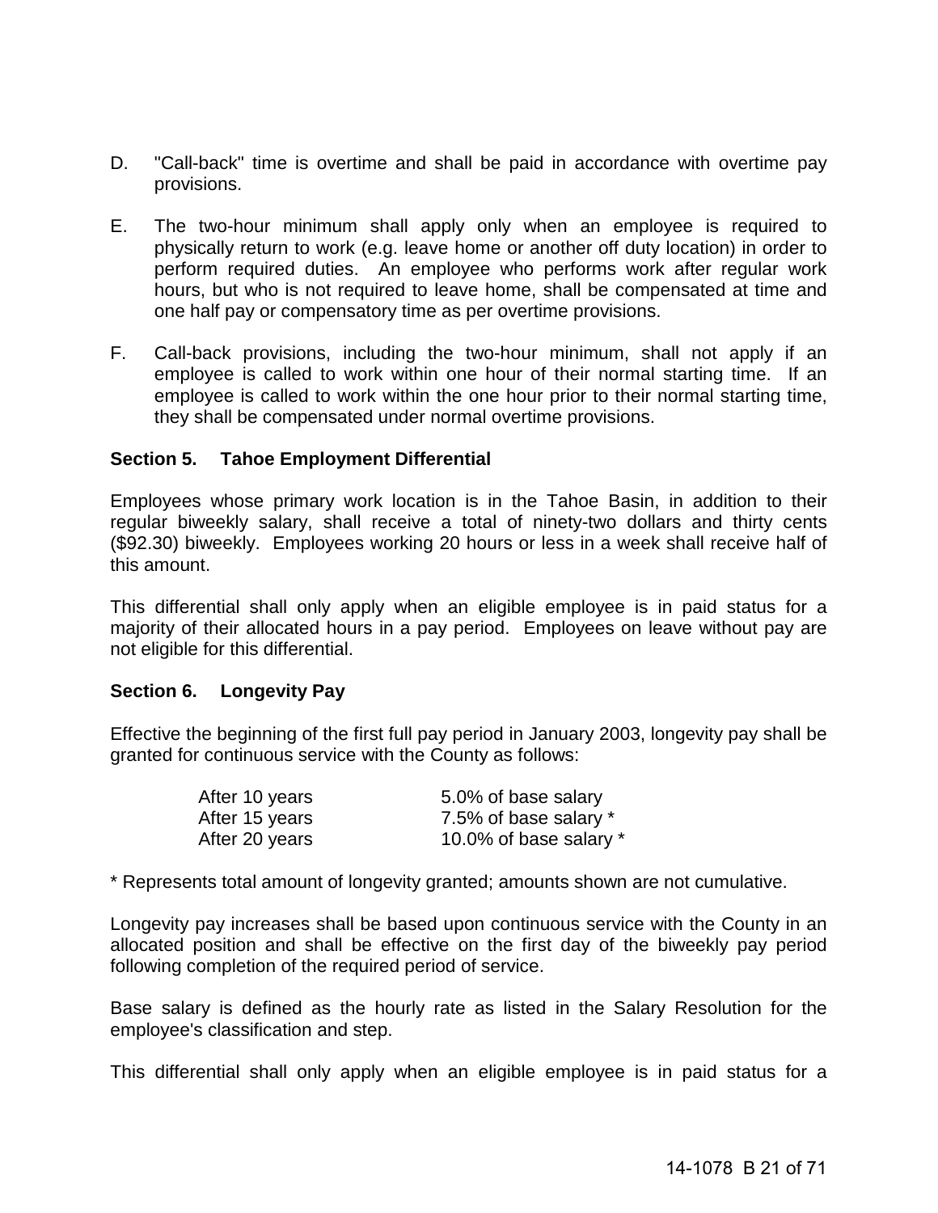D. "Call-back" time is overtime and shall be paid in accordance with overtime pay provisions.

E. The two-hour minimum shall apply only when an employee is required to physically return to work (e.g. leave home or another off duty location) in order to perform required duties. An employee who performs work after regular work hours, but who is not required to leave home, shall be compensated at time and one half pay or compensatory time as per overtime provisions.

F. Call-back provisions, including the two-hour minimum, shall not apply if an employee is called to work within one hour of their normal starting time. If an employee is called to work within the one hour prior to their normal starting time, they shall be compensated under normal overtime provisions.

**Section 5. Tahoe Employment Differential**

Employees whose primary work location is in the Tahoe Basin, in addition to their regular biweekly salary, shall receive a total of ninety-two dollars and thirty cents ($92.30) biweekly. Employees working 20 hours or less in a week shall receive half of this amount.

This differential shall only apply when an eligible employee is in paid status for a majority of their allocated hours in a pay period. Employees on leave without pay are not eligible for this differential.

**Section 6. Longevity Pay**

Effective the beginning of the first full pay period in January 2003, longevity pay shall be granted for continuous service with the County as follows:

| | |
|---|---|
| After 10 years | 5.0% of base salary |
| After 15 years | 7.5% of base salary * |
| After 20 years | 10.0% of base salary * |

* Represents total amount of longevity granted; amounts shown are not cumulative.

Longevity pay increases shall be based upon continuous service with the County in an allocated position and shall be effective on the first day of the biweekly pay period following completion of the required period of service.

Base salary is defined as the hourly rate as listed in the Salary Resolution for the employee's classification and step.

This differential shall only apply when an eligible employee is in paid status for a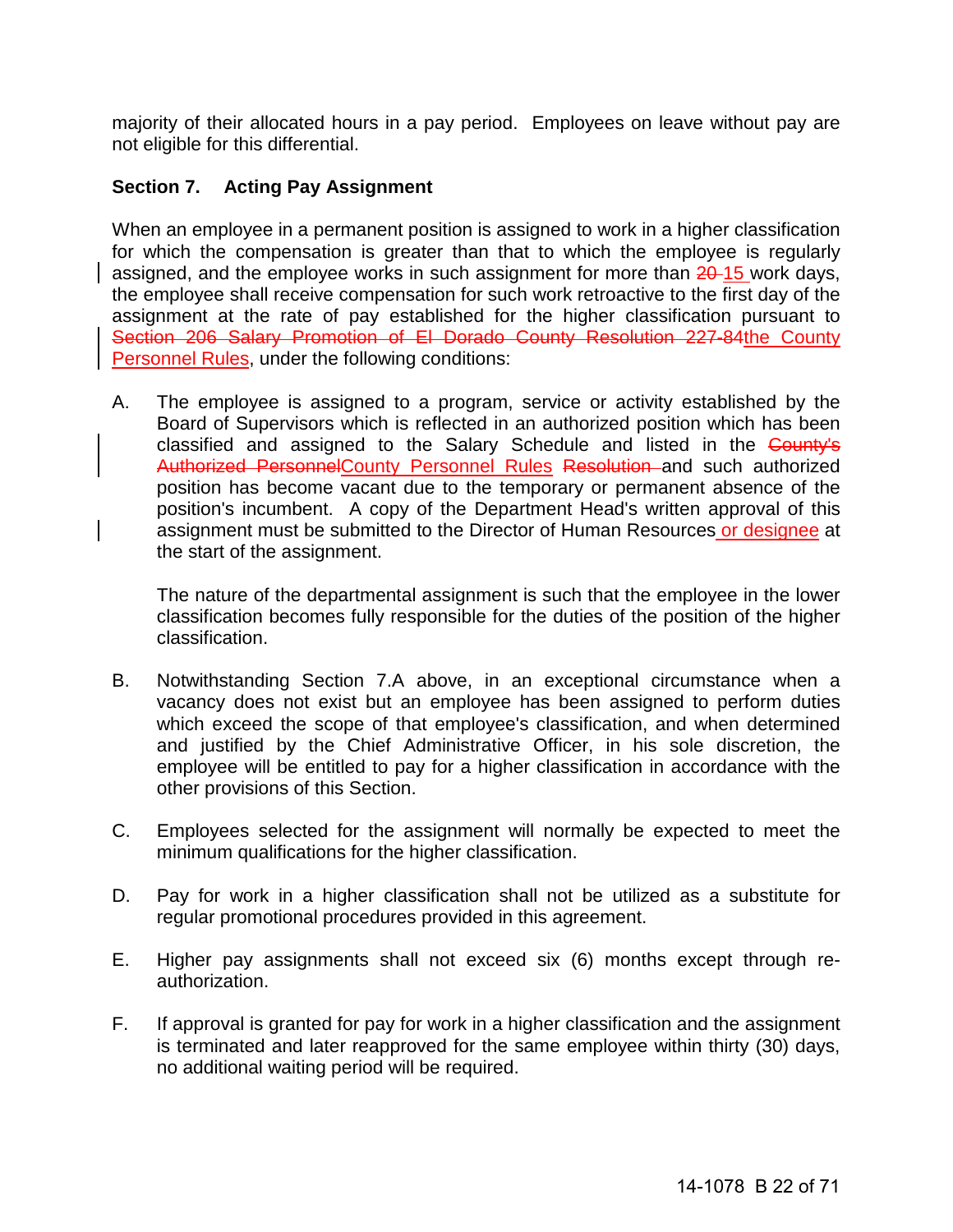majority of their allocated hours in a pay period. Employees on leave without pay are not eligible for this differential.

### Section 7. Acting Pay Assignment

When an employee in a permanent position is assigned to work in a higher classification for which the compensation is greater than that to which the employee is regularly assigned, and the employee works in such assignment for more than ~~20~~ 15 work days, the employee shall receive compensation for such work retroactive to the first day of the assignment at the rate of pay established for the higher classification pursuant to ~~Section 206 Salary Promotion of El Dorado County Resolution 227-84~~the County Personnel Rules, under the following conditions:

A. The employee is assigned to a program, service or activity established by the Board of Supervisors which is reflected in an authorized position which has been classified and assigned to the Salary Schedule and listed in the ~~County's Authorized Personnel~~County Personnel Rules ~~Resolution~~ and such authorized position has become vacant due to the temporary or permanent absence of the position's incumbent. A copy of the Department Head's written approval of this assignment must be submitted to the Director of Human Resources or designee at the start of the assignment.

   The nature of the departmental assignment is such that the employee in the lower classification becomes fully responsible for the duties of the position of the higher classification.

B. Notwithstanding Section 7.A above, in an exceptional circumstance when a vacancy does not exist but an employee has been assigned to perform duties which exceed the scope of that employee's classification, and when determined and justified by the Chief Administrative Officer, in his sole discretion, the employee will be entitled to pay for a higher classification in accordance with the other provisions of this Section.

C. Employees selected for the assignment will normally be expected to meet the minimum qualifications for the higher classification.

D. Pay for work in a higher classification shall not be utilized as a substitute for regular promotional procedures provided in this agreement.

E. Higher pay assignments shall not exceed six (6) months except through re-authorization.

F. If approval is granted for pay for work in a higher classification and the assignment is terminated and later reapproved for the same employee within thirty (30) days, no additional waiting period will be required.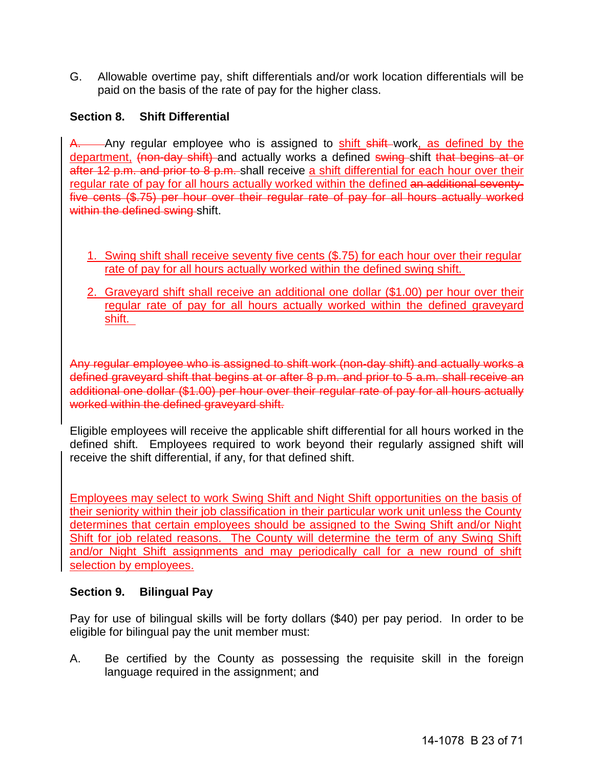G. Allowable overtime pay, shift differentials and/or work location differentials will be paid on the basis of the rate of pay for the higher class.

**Section 8. Shift Differential**

~~A.~~ Any regular employee who is assigned to shift ~~shift~~ work, as defined by the department, ~~(non-day shift)~~ and actually works a defined ~~swing~~ shift ~~that begins at or after 12 p.m. and prior to 8 p.m.~~ shall receive a shift differential for each hour over their regular rate of pay for all hours actually worked within the defined ~~an additional seventy-five cents ($.75) per hour over their regular rate of pay for all hours actually worked within the defined swing~~ shift.

1. Swing shift shall receive seventy five cents ($.75) for each hour over their regular rate of pay for all hours actually worked within the defined swing shift.
2. Graveyard shift shall receive an additional one dollar ($1.00) per hour over their regular rate of pay for all hours actually worked within the defined graveyard shift.

~~Any regular employee who is assigned to shift work (non-day shift) and actually works a defined graveyard shift that begins at or after 8 p.m. and prior to 5 a.m. shall receive an additional one dollar ($1.00) per hour over their regular rate of pay for all hours actually worked within the defined graveyard shift.~~

Eligible employees will receive the applicable shift differential for all hours worked in the defined shift. Employees required to work beyond their regularly assigned shift will receive the shift differential, if any, for that defined shift.

Employees may select to work Swing Shift and Night Shift opportunities on the basis of their seniority within their job classification in their particular work unit unless the County determines that certain employees should be assigned to the Swing Shift and/or Night Shift for job related reasons. The County will determine the term of any Swing Shift and/or Night Shift assignments and may periodically call for a new round of shift selection by employees.

**Section 9. Bilingual Pay**

Pay for use of bilingual skills will be forty dollars ($40) per pay period. In order to be eligible for bilingual pay the unit member must:

A. Be certified by the County as possessing the requisite skill in the foreign language required in the assignment; and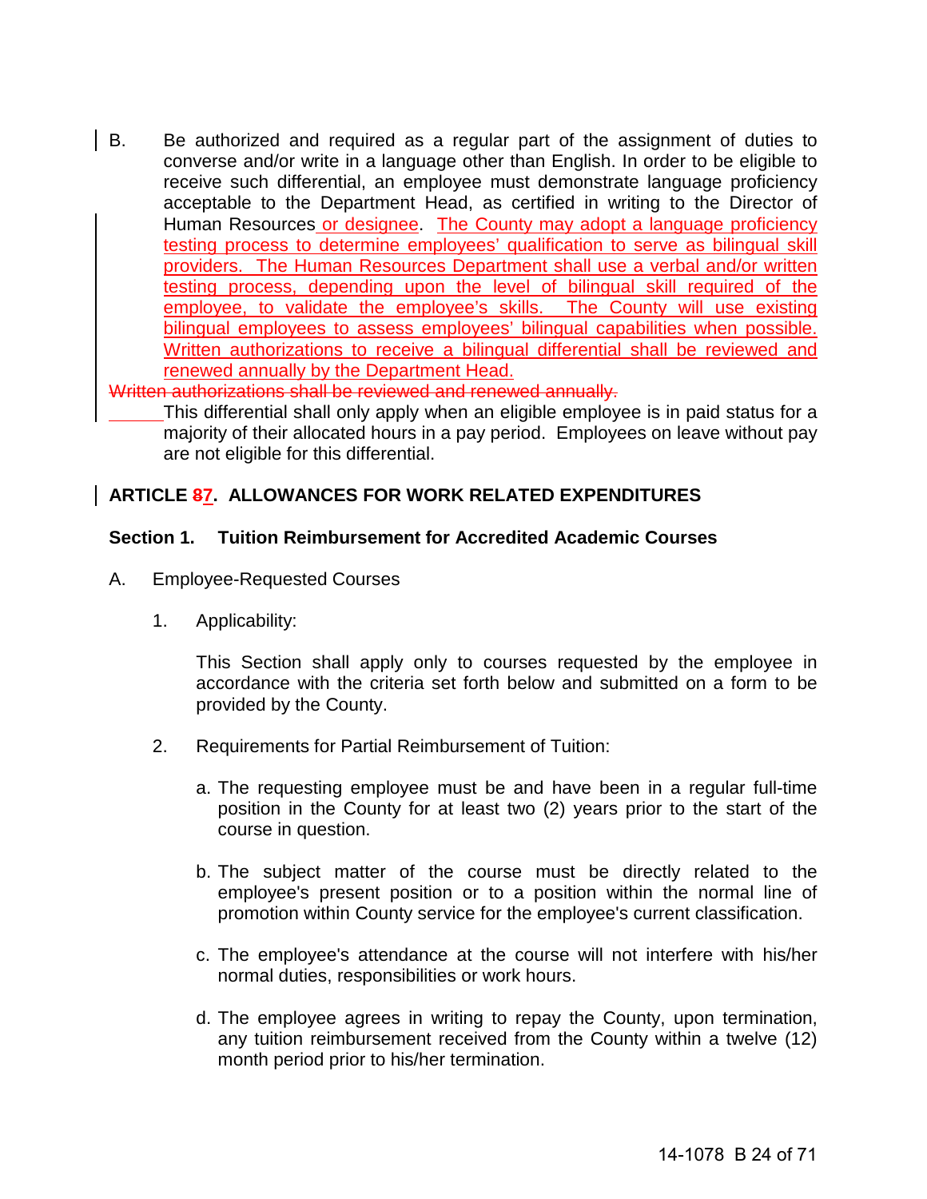B. Be authorized and required as a regular part of the assignment of duties to converse and/or write in a language other than English. In order to be eligible to receive such differential, an employee must demonstrate language proficiency acceptable to the Department Head, as certified in writing to the Director of Human Resources or designee. The County may adopt a language proficiency testing process to determine employees' qualification to serve as bilingual skill providers. The Human Resources Department shall use a verbal and/or written testing process, depending upon the level of bilingual skill required of the employee, to validate the employee's skills. The County will use existing bilingual employees to assess employees' bilingual capabilities when possible. Written authorizations to receive a bilingual differential shall be reviewed and renewed annually by the Department Head.

~~Written authorizations shall be reviewed and renewed annually.~~

This differential shall only apply when an eligible employee is in paid status for a majority of their allocated hours in a pay period. Employees on leave without pay are not eligible for this differential.

## ARTICLE ~~8~~7. ALLOWANCES FOR WORK RELATED EXPENDITURES

### Section 1. Tuition Reimbursement for Accredited Academic Courses

A. Employee-Requested Courses

1. Applicability:

   This Section shall apply only to courses requested by the employee in accordance with the criteria set forth below and submitted on a form to be provided by the County.

2. Requirements for Partial Reimbursement of Tuition:

   a. The requesting employee must be and have been in a regular full-time position in the County for at least two (2) years prior to the start of the course in question.

   b. The subject matter of the course must be directly related to the employee's present position or to a position within the normal line of promotion within County service for the employee's current classification.

   c. The employee's attendance at the course will not interfere with his/her normal duties, responsibilities or work hours.

   d. The employee agrees in writing to repay the County, upon termination, any tuition reimbursement received from the County within a twelve (12) month period prior to his/her termination.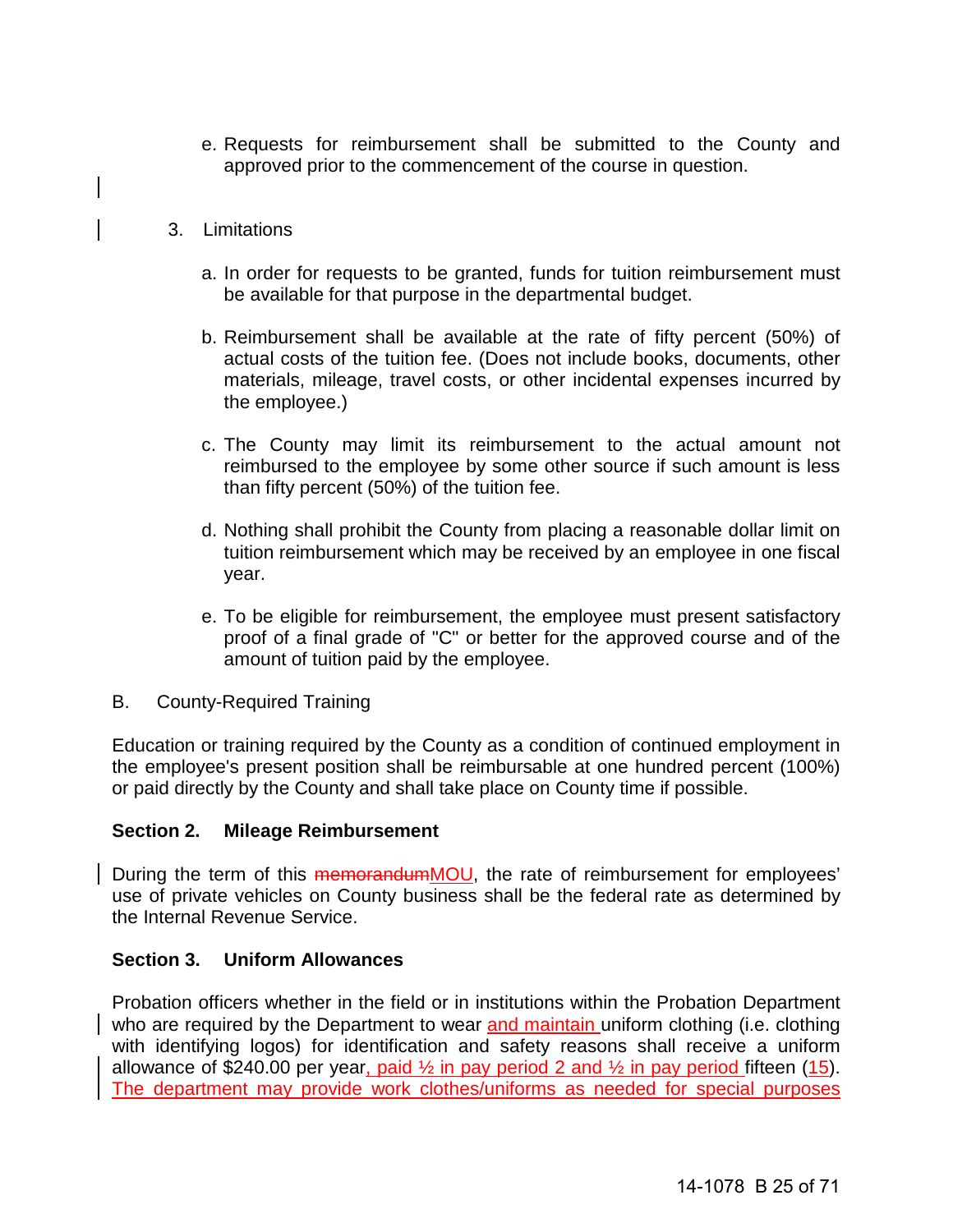e. Requests for reimbursement shall be submitted to the County and approved prior to the commencement of the course in question.

3. Limitations

a. In order for requests to be granted, funds for tuition reimbursement must be available for that purpose in the departmental budget.

b. Reimbursement shall be available at the rate of fifty percent (50%) of actual costs of the tuition fee. (Does not include books, documents, other materials, mileage, travel costs, or other incidental expenses incurred by the employee.)

c. The County may limit its reimbursement to the actual amount not reimbursed to the employee by some other source if such amount is less than fifty percent (50%) of the tuition fee.

d. Nothing shall prohibit the County from placing a reasonable dollar limit on tuition reimbursement which may be received by an employee in one fiscal year.

e. To be eligible for reimbursement, the employee must present satisfactory proof of a final grade of "C" or better for the approved course and of the amount of tuition paid by the employee.

B. County-Required Training

Education or training required by the County as a condition of continued employment in the employee's present position shall be reimbursable at one hundred percent (100%) or paid directly by the County and shall take place on County time if possible.

**Section 2. Mileage Reimbursement**

During the term of this ~~memorandum~~MOU, the rate of reimbursement for employees' use of private vehicles on County business shall be the federal rate as determined by the Internal Revenue Service.

**Section 3. Uniform Allowances**

Probation officers whether in the field or in institutions within the Probation Department who are required by the Department to wear and maintain uniform clothing (i.e. clothing with identifying logos) for identification and safety reasons shall receive a uniform allowance of $240.00 per year, paid ½ in pay period 2 and ½ in pay period fifteen (15). The department may provide work clothes/uniforms as needed for special purposes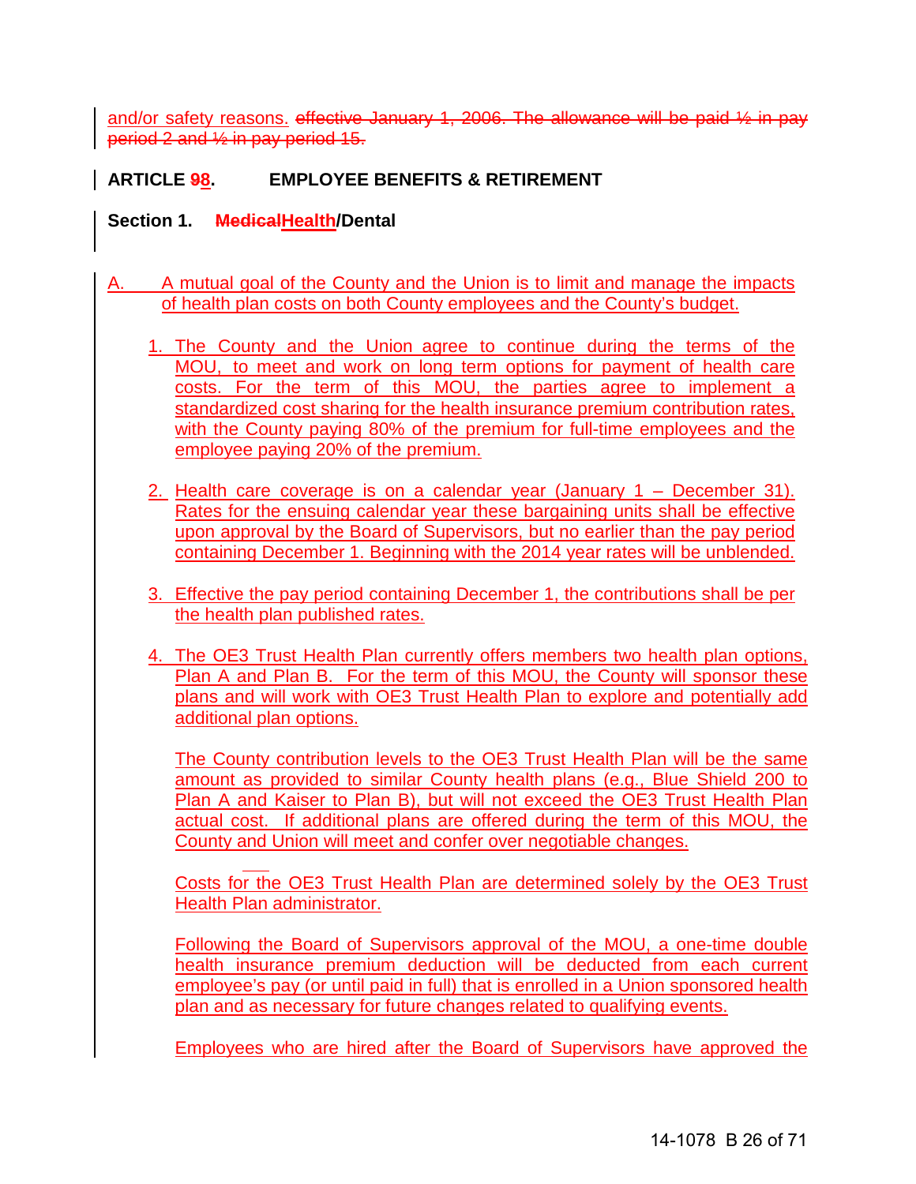and/or safety reasons. ~~effective January 1, 2006. The allowance will be paid ½ in pay period 2 and ½ in pay period 15.~~

## ARTICLE ~~9~~8. EMPLOYEE BENEFITS & RETIREMENT

### Section 1. ~~Medical~~Health/Dental

A. A mutual goal of the County and the Union is to limit and manage the impacts of health plan costs on both County employees and the County's budget.

1. The County and the Union agree to continue during the terms of the MOU, to meet and work on long term options for payment of health care costs. For the term of this MOU, the parties agree to implement a standardized cost sharing for the health insurance premium contribution rates, with the County paying 80% of the premium for full-time employees and the employee paying 20% of the premium.

2. Health care coverage is on a calendar year (January 1 – December 31). Rates for the ensuing calendar year these bargaining units shall be effective upon approval by the Board of Supervisors, but no earlier than the pay period containing December 1. Beginning with the 2014 year rates will be unblended.

3. Effective the pay period containing December 1, the contributions shall be per the health plan published rates.

4. The OE3 Trust Health Plan currently offers members two health plan options, Plan A and Plan B. For the term of this MOU, the County will sponsor these plans and will work with OE3 Trust Health Plan to explore and potentially add additional plan options.

   The County contribution levels to the OE3 Trust Health Plan will be the same amount as provided to similar County health plans (e.g., Blue Shield 200 to Plan A and Kaiser to Plan B), but will not exceed the OE3 Trust Health Plan actual cost. If additional plans are offered during the term of this MOU, the County and Union will meet and confer over negotiable changes.

   Costs for the OE3 Trust Health Plan are determined solely by the OE3 Trust Health Plan administrator.

   Following the Board of Supervisors approval of the MOU, a one-time double health insurance premium deduction will be deducted from each current employee's pay (or until paid in full) that is enrolled in a Union sponsored health plan and as necessary for future changes related to qualifying events.

   Employees who are hired after the Board of Supervisors have approved the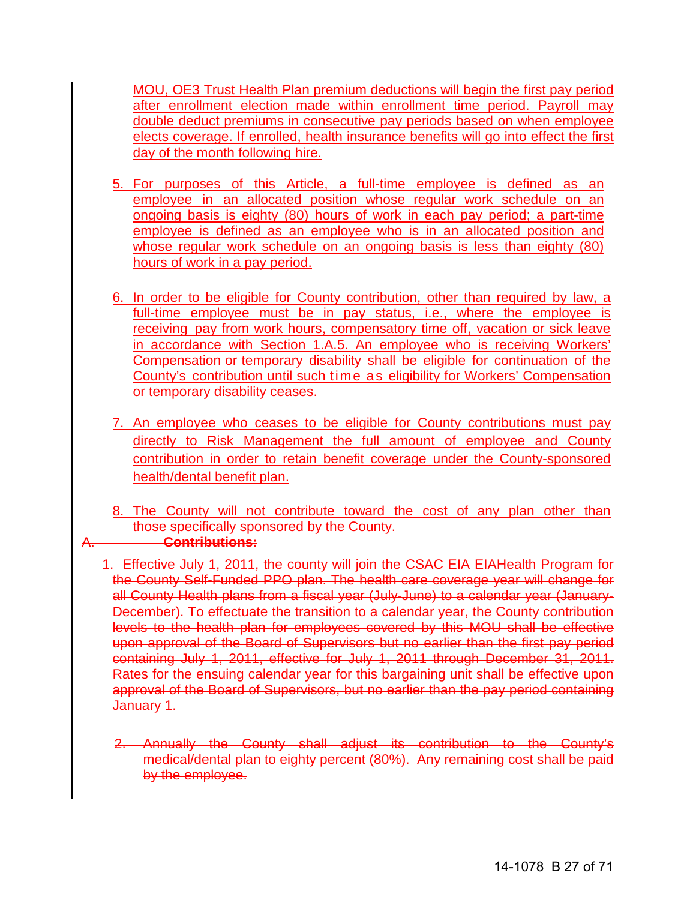MOU, OE3 Trust Health Plan premium deductions will begin the first pay period after enrollment election made within enrollment time period. Payroll may double deduct premiums in consecutive pay periods based on when employee elects coverage. If enrolled, health insurance benefits will go into effect the first day of the month following hire.

5. For purposes of this Article, a full-time employee is defined as an employee in an allocated position whose regular work schedule on an ongoing basis is eighty (80) hours of work in each pay period; a part-time employee is defined as an employee who is in an allocated position and whose regular work schedule on an ongoing basis is less than eighty (80) hours of work in a pay period.

6. In order to be eligible for County contribution, other than required by law, a full-time employee must be in pay status, i.e., where the employee is receiving pay from work hours, compensatory time off, vacation or sick leave in accordance with Section 1.A.5. An employee who is receiving Workers' Compensation or temporary disability shall be eligible for continuation of the County's contribution until such time as eligibility for Workers' Compensation or temporary disability ceases.

7. An employee who ceases to be eligible for County contributions must pay directly to Risk Management the full amount of employee and County contribution in order to retain benefit coverage under the County-sponsored health/dental benefit plan.

8. The County will not contribute toward the cost of any plan other than those specifically sponsored by the County.

~~A. **Contributions:**~~

~~1. Effective July 1, 2011, the county will join the CSAC EIA EIAHealth Program for the County Self-Funded PPO plan. The health care coverage year will change for all County Health plans from a fiscal year (July-June) to a calendar year (January-December). To effectuate the transition to a calendar year, the County contribution levels to the health plan for employees covered by this MOU shall be effective upon approval of the Board of Supervisors but no earlier than the first pay period containing July 1, 2011, effective for July 1, 2011 through December 31, 2011. Rates for the ensuing calendar year for this bargaining unit shall be effective upon approval of the Board of Supervisors, but no earlier than the pay period containing January 1.~~

~~2. Annually the County shall adjust its contribution to the County's medical/dental plan to eighty percent (80%). Any remaining cost shall be paid by the employee.~~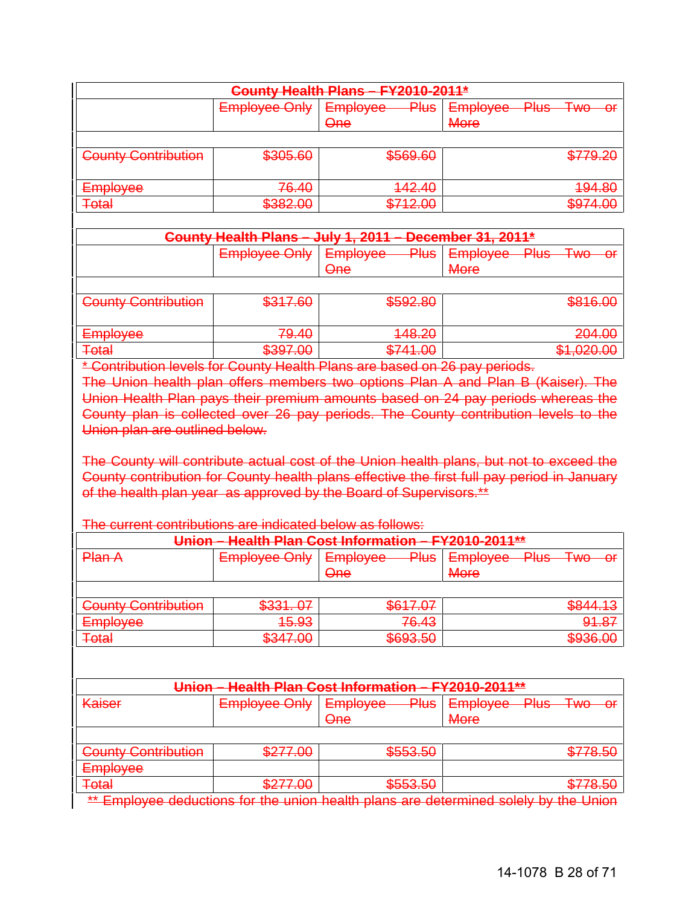| County Health Plans – FY2010-2011* | | | |
|---|---|---|---|
| | Employee Only | Employee Plus One | Employee Plus Two or More |
| County Contribution | $305.60 | $569.60 | $779.20 |
| Employee | 76.40 | 142.40 | 194.80 |
| Total | $382.00 | $712.00 | $974.00 |

| County Health Plans – July 1, 2011 – December 31, 2011* | | | |
|---|---|---|---|
| | Employee Only | Employee Plus One | Employee Plus Two or More |
| County Contribution | $317.60 | $592.80 | $816.00 |
| Employee | 79.40 | 148.20 | 204.00 |
| Total | $397.00 | $741.00 | $1,020.00 |

* Contribution levels for County Health Plans are based on 26 pay periods.

The Union health plan offers members two options Plan A and Plan B (Kaiser). The Union Health Plan pays their premium amounts based on 24 pay periods whereas the County plan is collected over 26 pay periods. The County contribution levels to the Union plan are outlined below.

The County will contribute actual cost of the Union health plans, but not to exceed the County contribution for County health plans effective the first full pay period in January of the health plan year as approved by the Board of Supervisors.**

The current contributions are indicated below as follows:

| Union – Health Plan Cost Information – FY2010-2011** | | | |
|---|---|---|---|
| Plan A | Employee Only | Employee Plus One | Employee Plus Two or More |
| County Contribution | $331. 07 | $617.07 | $844.13 |
| Employee | 15.93 | 76.43 | 91.87 |
| Total | $347.00 | $693.50 | $936.00 |

| Union – Health Plan Cost Information – FY2010-2011** | | | |
|---|---|---|---|
| Kaiser | Employee Only | Employee Plus One | Employee Plus Two or More |
| County Contribution | $277.00 | $553.50 | $778.50 |
| Employee | | | |
| Total | $277.00 | $553.50 | $778.50 |

** Employee deductions for the union health plans are determined solely by the Union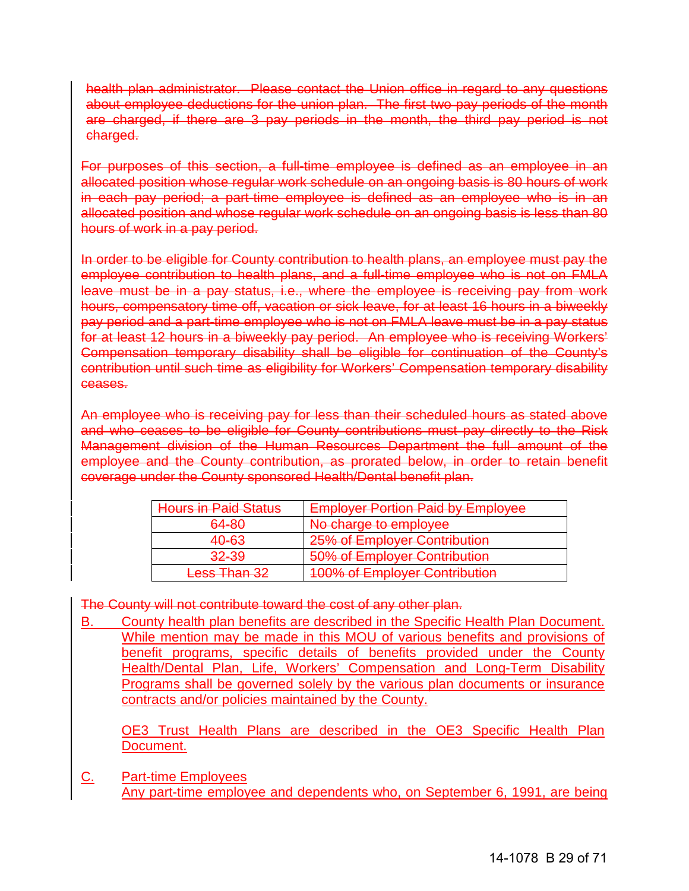~~health plan administrator. Please contact the Union office in regard to any questions about employee deductions for the union plan. The first two pay periods of the month are charged, if there are 3 pay periods in the month, the third pay period is not charged.~~

~~For purposes of this section, a full-time employee is defined as an employee in an allocated position whose regular work schedule on an ongoing basis is 80 hours of work in each pay period; a part-time employee is defined as an employee who is in an allocated position and whose regular work schedule on an ongoing basis is less than 80 hours of work in a pay period.~~

~~In order to be eligible for County contribution to health plans, an employee must pay the employee contribution to health plans, and a full-time employee who is not on FMLA leave must be in a pay status, i.e., where the employee is receiving pay from work hours, compensatory time off, vacation or sick leave, for at least 16 hours in a biweekly pay period and a part-time employee who is not on FMLA leave must be in a pay status for at least 12 hours in a biweekly pay period. An employee who is receiving Workers' Compensation temporary disability shall be eligible for continuation of the County's contribution until such time as eligibility for Workers' Compensation temporary disability ceases.~~

~~An employee who is receiving pay for less than their scheduled hours as stated above and who ceases to be eligible for County contributions must pay directly to the Risk Management division of the Human Resources Department the full amount of the employee and the County contribution, as prorated below, in order to retain benefit coverage under the County sponsored Health/Dental benefit plan.~~

| ~~Hours in Paid Status~~ | ~~Employer Portion Paid by Employee~~ |
|---|---|
| ~~64-80~~ | ~~No charge to employee~~ |
| ~~40-63~~ | ~~25% of Employer Contribution~~ |
| ~~32-39~~ | ~~50% of Employer Contribution~~ |
| ~~Less Than 32~~ | ~~100% of Employer Contribution~~ |

~~The County will not contribute toward the cost of any other plan.~~

B. County health plan benefits are described in the Specific Health Plan Document. While mention may be made in this MOU of various benefits and provisions of benefit programs, specific details of benefits provided under the County Health/Dental Plan, Life, Workers' Compensation and Long-Term Disability Programs shall be governed solely by the various plan documents or insurance contracts and/or policies maintained by the County.

OE3 Trust Health Plans are described in the OE3 Specific Health Plan Document.

C. Part-time Employees
Any part-time employee and dependents who, on September 6, 1991, are being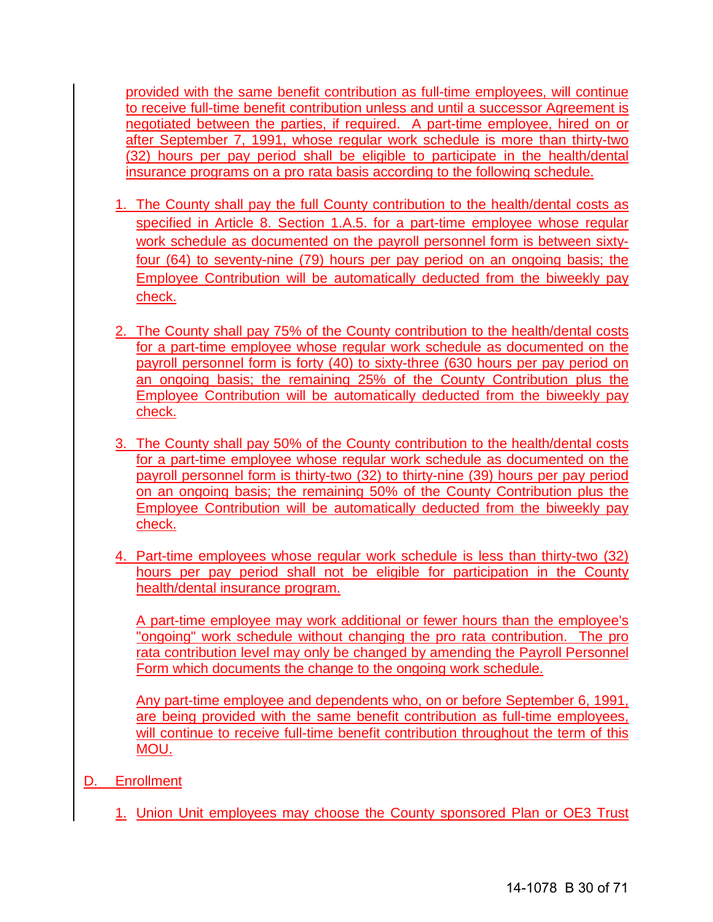provided with the same benefit contribution as full-time employees, will continue to receive full-time benefit contribution unless and until a successor Agreement is negotiated between the parties, if required. A part-time employee, hired on or after September 7, 1991, whose regular work schedule is more than thirty-two (32) hours per pay period shall be eligible to participate in the health/dental insurance programs on a pro rata basis according to the following schedule.

1. The County shall pay the full County contribution to the health/dental costs as specified in Article 8. Section 1.A.5. for a part-time employee whose regular work schedule as documented on the payroll personnel form is between sixty-four (64) to seventy-nine (79) hours per pay period on an ongoing basis; the Employee Contribution will be automatically deducted from the biweekly pay check.

2. The County shall pay 75% of the County contribution to the health/dental costs for a part-time employee whose regular work schedule as documented on the payroll personnel form is forty (40) to sixty-three (630 hours per pay period on an ongoing basis; the remaining 25% of the County Contribution plus the Employee Contribution will be automatically deducted from the biweekly pay check.

3. The County shall pay 50% of the County contribution to the health/dental costs for a part-time employee whose regular work schedule as documented on the payroll personnel form is thirty-two (32) to thirty-nine (39) hours per pay period on an ongoing basis; the remaining 50% of the County Contribution plus the Employee Contribution will be automatically deducted from the biweekly pay check.

4. Part-time employees whose regular work schedule is less than thirty-two (32) hours per pay period shall not be eligible for participation in the County health/dental insurance program.

   A part-time employee may work additional or fewer hours than the employee's "ongoing" work schedule without changing the pro rata contribution. The pro rata contribution level may only be changed by amending the Payroll Personnel Form which documents the change to the ongoing work schedule.

   Any part-time employee and dependents who, on or before September 6, 1991, are being provided with the same benefit contribution as full-time employees, will continue to receive full-time benefit contribution throughout the term of this MOU.

D. Enrollment

1. Union Unit employees may choose the County sponsored Plan or OE3 Trust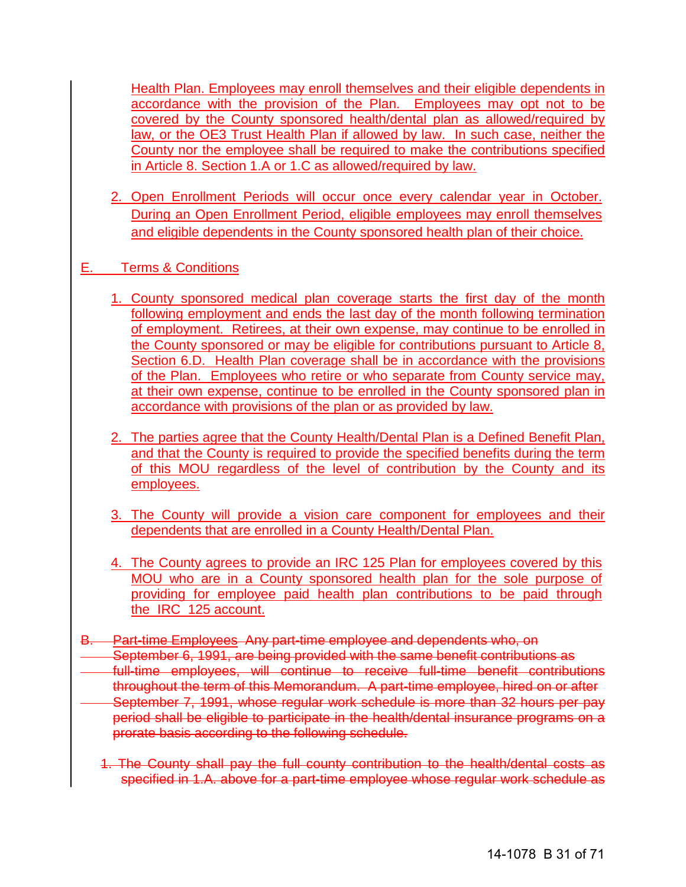Health Plan. Employees may enroll themselves and their eligible dependents in accordance with the provision of the Plan. Employees may opt not to be covered by the County sponsored health/dental plan as allowed/required by law, or the OE3 Trust Health Plan if allowed by law. In such case, neither the County nor the employee shall be required to make the contributions specified in Article 8. Section 1.A or 1.C as allowed/required by law.

2. Open Enrollment Periods will occur once every calendar year in October. During an Open Enrollment Period, eligible employees may enroll themselves and eligible dependents in the County sponsored health plan of their choice.

E. Terms & Conditions

1. County sponsored medical plan coverage starts the first day of the month following employment and ends the last day of the month following termination of employment. Retirees, at their own expense, may continue to be enrolled in the County sponsored or may be eligible for contributions pursuant to Article 8, Section 6.D. Health Plan coverage shall be in accordance with the provisions of the Plan. Employees who retire or who separate from County service may, at their own expense, continue to be enrolled in the County sponsored plan in accordance with provisions of the plan or as provided by law.

2. The parties agree that the County Health/Dental Plan is a Defined Benefit Plan, and that the County is required to provide the specified benefits during the term of this MOU regardless of the level of contribution by the County and its employees.

3. The County will provide a vision care component for employees and their dependents that are enrolled in a County Health/Dental Plan.

4. The County agrees to provide an IRC 125 Plan for employees covered by this MOU who are in a County sponsored health plan for the sole purpose of providing for employee paid health plan contributions to be paid through the IRC 125 account.

~~B. Part-time Employees Any part-time employee and dependents who, on September 6, 1991, are being provided with the same benefit contributions as full-time employees, will continue to receive full-time benefit contributions throughout the term of this Memorandum. A part-time employee, hired on or after September 7, 1991, whose regular work schedule is more than 32 hours per pay period shall be eligible to participate in the health/dental insurance programs on a prorate basis according to the following schedule.~~

~~1. The County shall pay the full county contribution to the health/dental costs as specified in 1.A. above for a part-time employee whose regular work schedule as~~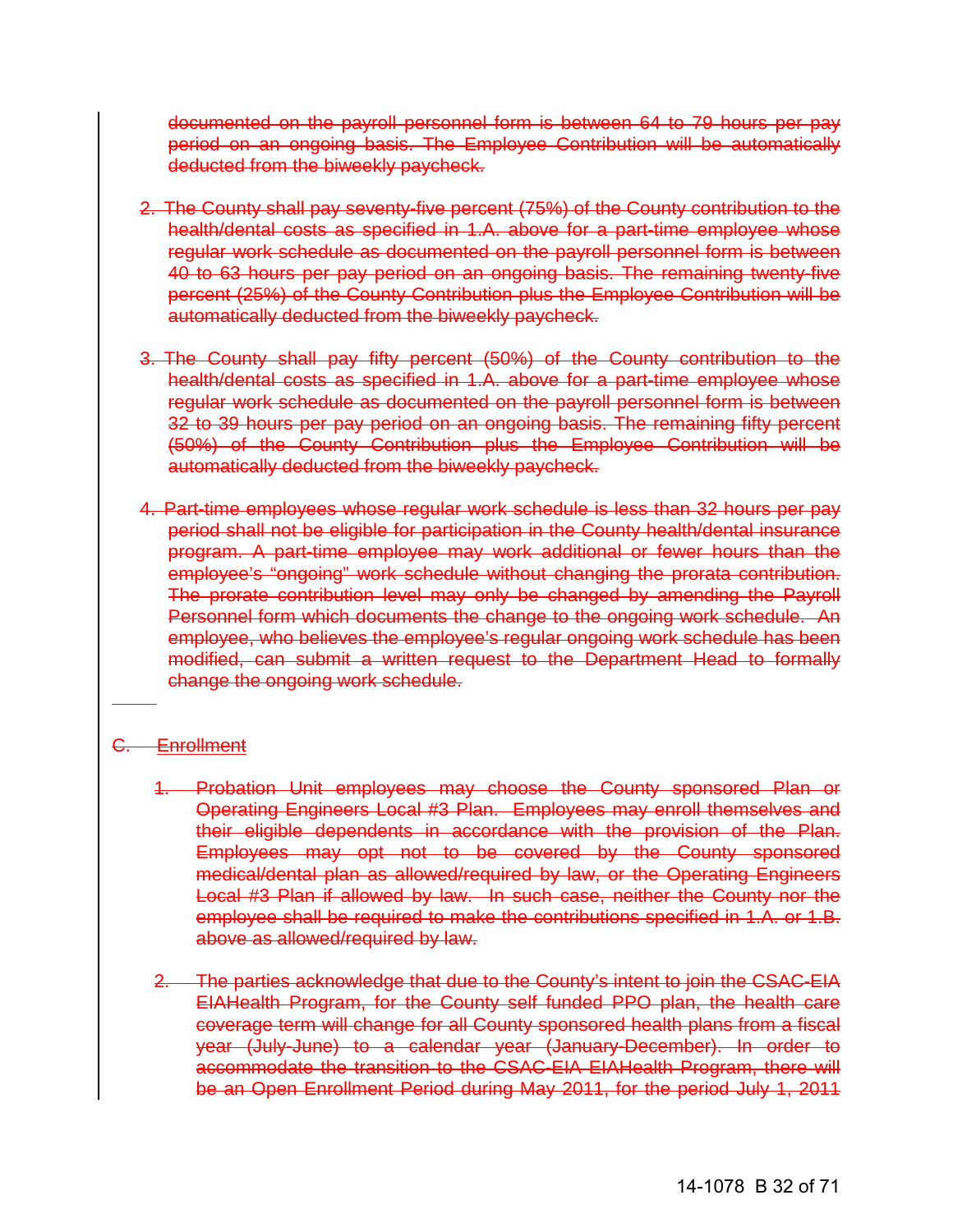~~documented on the payroll personnel form is between 64 to 79 hours per pay period on an ongoing basis. The Employee Contribution will be automatically deducted from the biweekly paycheck.~~

2. ~~The County shall pay seventy-five percent (75%) of the County contribution to the health/dental costs as specified in 1.A. above for a part-time employee whose regular work schedule as documented on the payroll personnel form is between 40 to 63 hours per pay period on an ongoing basis. The remaining twenty-five percent (25%) of the County Contribution plus the Employee Contribution will be automatically deducted from the biweekly paycheck.~~

3. ~~The County shall pay fifty percent (50%) of the County contribution to the health/dental costs as specified in 1.A. above for a part-time employee whose regular work schedule as documented on the payroll personnel form is between 32 to 39 hours per pay period on an ongoing basis. The remaining fifty percent (50%) of the County Contribution plus the Employee Contribution will be automatically deducted from the biweekly paycheck.~~

4. ~~Part-time employees whose regular work schedule is less than 32 hours per pay period shall not be eligible for participation in the County health/dental insurance program. A part-time employee may work additional or fewer hours than the employee's "ongoing" work schedule without changing the prorata contribution. The prorate contribution level may only be changed by amending the Payroll Personnel form which documents the change to the ongoing work schedule. An employee, who believes the employee's regular ongoing work schedule has been modified, can submit a written request to the Department Head to formally change the ongoing work schedule.~~

~~C. Enrollment~~

1. ~~Probation Unit employees may choose the County sponsored Plan or Operating Engineers Local #3 Plan. Employees may enroll themselves and their eligible dependents in accordance with the provision of the Plan. Employees may opt not to be covered by the County sponsored medical/dental plan as allowed/required by law, or the Operating Engineers Local #3 Plan if allowed by law. In such case, neither the County nor the employee shall be required to make the contributions specified in 1.A. or 1.B. above as allowed/required by law.~~

2. ~~The parties acknowledge that due to the County's intent to join the CSAC-EIA EIAHealth Program, for the County self funded PPO plan, the health care coverage term will change for all County sponsored health plans from a fiscal year (July-June) to a calendar year (January-December). In order to accommodate the transition to the CSAC-EIA EIAHealth Program, there will be an Open Enrollment Period during May 2011, for the period July 1, 2011~~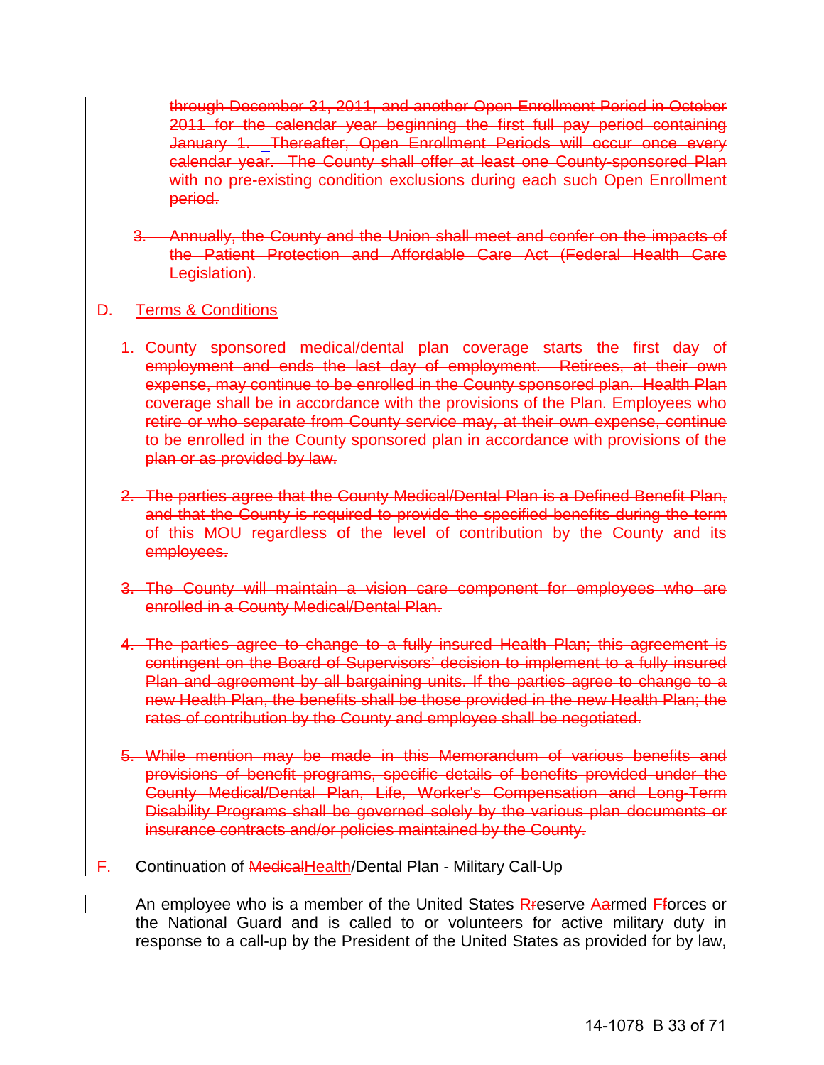~~through December 31, 2011, and another Open Enrollment Period in October 2011 for the calendar year beginning the first full pay period containing January 1. Thereafter, Open Enrollment Periods will occur once every calendar year. The County shall offer at least one County-sponsored Plan with no pre-existing condition exclusions during each such Open Enrollment period.~~

~~3. Annually, the County and the Union shall meet and confer on the impacts of the Patient Protection and Affordable Care Act (Federal Health Care Legislation).~~

~~D. Terms & Conditions~~

~~1. County sponsored medical/dental plan coverage starts the first day of employment and ends the last day of employment. Retirees, at their own expense, may continue to be enrolled in the County sponsored plan. Health Plan coverage shall be in accordance with the provisions of the Plan. Employees who retire or who separate from County service may, at their own expense, continue to be enrolled in the County sponsored plan in accordance with provisions of the plan or as provided by law.~~

~~2. The parties agree that the County Medical/Dental Plan is a Defined Benefit Plan, and that the County is required to provide the specified benefits during the term of this MOU regardless of the level of contribution by the County and its employees.~~

~~3. The County will maintain a vision care component for employees who are enrolled in a County Medical/Dental Plan.~~

~~4. The parties agree to change to a fully insured Health Plan; this agreement is contingent on the Board of Supervisors' decision to implement to a fully insured Plan and agreement by all bargaining units. If the parties agree to change to a new Health Plan, the benefits shall be those provided in the new Health Plan; the rates of contribution by the County and employee shall be negotiated.~~

~~5. While mention may be made in this Memorandum of various benefits and provisions of benefit programs, specific details of benefits provided under the County Medical/Dental Plan, Life, Worker's Compensation and Long-Term Disability Programs shall be governed solely by the various plan documents or insurance contracts and/or policies maintained by the County.~~

F. Continuation of ~~Medical~~Health/Dental Plan - Military Call-Up

An employee who is a member of the United States R~~r~~eserve A~~a~~rmed F~~f~~orces or the National Guard and is called to or volunteers for active military duty in response to a call-up by the President of the United States as provided for by law,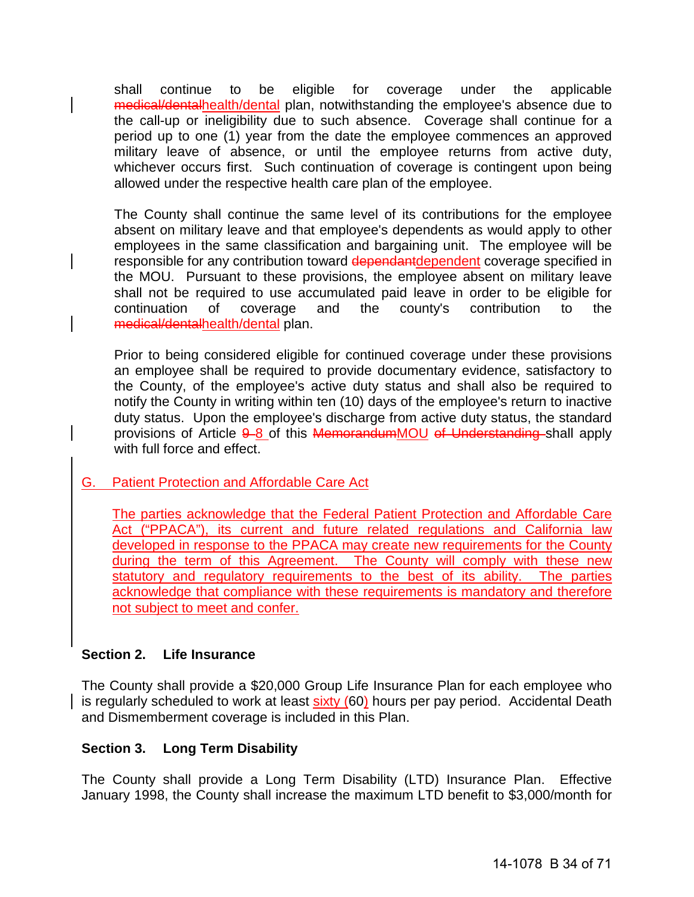shall continue to be eligible for coverage under the applicable ~~medical/dental~~health/dental plan, notwithstanding the employee's absence due to the call-up or ineligibility due to such absence. Coverage shall continue for a period up to one (1) year from the date the employee commences an approved military leave of absence, or until the employee returns from active duty, whichever occurs first. Such continuation of coverage is contingent upon being allowed under the respective health care plan of the employee.

The County shall continue the same level of its contributions for the employee absent on military leave and that employee's dependents as would apply to other employees in the same classification and bargaining unit. The employee will be responsible for any contribution toward ~~dependant~~dependent coverage specified in the MOU. Pursuant to these provisions, the employee absent on military leave shall not be required to use accumulated paid leave in order to be eligible for continuation of coverage and the county's contribution to the ~~medical/dental~~health/dental plan.

Prior to being considered eligible for continued coverage under these provisions an employee shall be required to provide documentary evidence, satisfactory to the County, of the employee's active duty status and shall also be required to notify the County in writing within ten (10) days of the employee's return to inactive duty status. Upon the employee's discharge from active duty status, the standard provisions of Article ~~9~~ 8 of this ~~Memorandum~~MOU ~~of Understanding~~ shall apply with full force and effect.

G. Patient Protection and Affordable Care Act

The parties acknowledge that the Federal Patient Protection and Affordable Care Act ("PPACA"), its current and future related regulations and California law developed in response to the PPACA may create new requirements for the County during the term of this Agreement. The County will comply with these new statutory and regulatory requirements to the best of its ability. The parties acknowledge that compliance with these requirements is mandatory and therefore not subject to meet and confer.

**Section 2. Life Insurance**

The County shall provide a $20,000 Group Life Insurance Plan for each employee who is regularly scheduled to work at least sixty (60) hours per pay period. Accidental Death and Dismemberment coverage is included in this Plan.

**Section 3. Long Term Disability**

The County shall provide a Long Term Disability (LTD) Insurance Plan. Effective January 1998, the County shall increase the maximum LTD benefit to $3,000/month for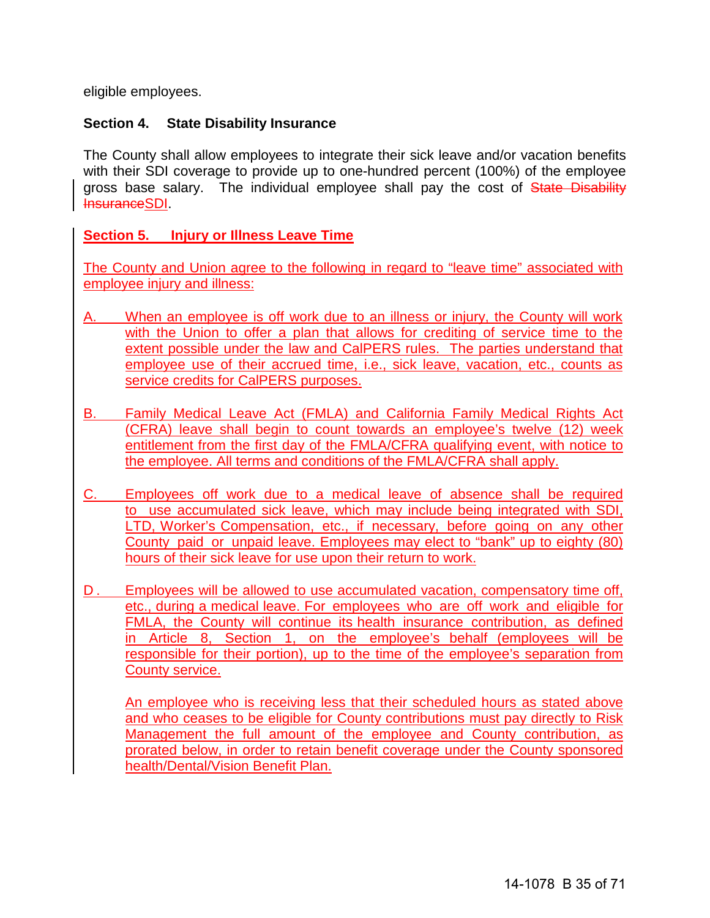eligible employees.

**Section 4. State Disability Insurance**

The County shall allow employees to integrate their sick leave and/or vacation benefits with their SDI coverage to provide up to one-hundred percent (100%) of the employee gross base salary. The individual employee shall pay the cost of ~~State Disability Insurance~~SDI.

**Section 5. Injury or Illness Leave Time**

The County and Union agree to the following in regard to “leave time” associated with employee injury and illness:

A. When an employee is off work due to an illness or injury, the County will work with the Union to offer a plan that allows for crediting of service time to the extent possible under the law and CalPERS rules. The parties understand that employee use of their accrued time, i.e., sick leave, vacation, etc., counts as service credits for CalPERS purposes.

B. Family Medical Leave Act (FMLA) and California Family Medical Rights Act (CFRA) leave shall begin to count towards an employee’s twelve (12) week entitlement from the first day of the FMLA/CFRA qualifying event, with notice to the employee. All terms and conditions of the FMLA/CFRA shall apply.

C. Employees off work due to a medical leave of absence shall be required to use accumulated sick leave, which may include being integrated with SDI, LTD, Worker’s Compensation, etc., if necessary, before going on any other County paid or unpaid leave. Employees may elect to “bank” up to eighty (80) hours of their sick leave for use upon their return to work.

D. Employees will be allowed to use accumulated vacation, compensatory time off, etc., during a medical leave. For employees who are off work and eligible for FMLA, the County will continue its health insurance contribution, as defined in Article 8, Section 1, on the employee’s behalf (employees will be responsible for their portion), up to the time of the employee’s separation from County service.

   An employee who is receiving less that their scheduled hours as stated above and who ceases to be eligible for County contributions must pay directly to Risk Management the full amount of the employee and County contribution, as prorated below, in order to retain benefit coverage under the County sponsored health/Dental/Vision Benefit Plan.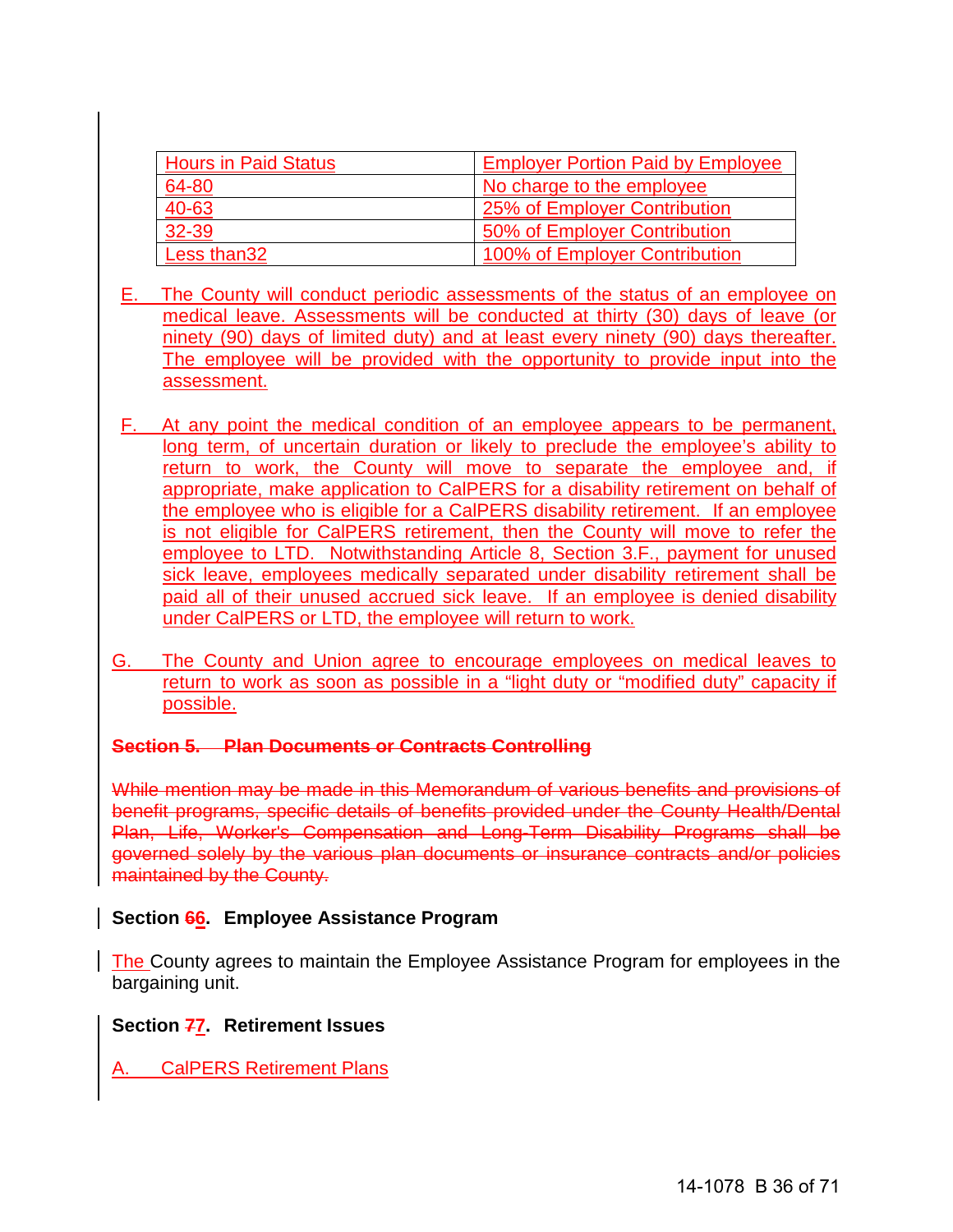| Hours in Paid Status | Employer Portion Paid by Employee |
|---|---|
| 64-80 | No charge to the employee |
| 40-63 | 25% of Employer Contribution |
| 32-39 | 50% of Employer Contribution |
| Less than32 | 100% of Employer Contribution |

E. The County will conduct periodic assessments of the status of an employee on medical leave. Assessments will be conducted at thirty (30) days of leave (or ninety (90) days of limited duty) and at least every ninety (90) days thereafter. The employee will be provided with the opportunity to provide input into the assessment.

F. At any point the medical condition of an employee appears to be permanent, long term, of uncertain duration or likely to preclude the employee's ability to return to work, the County will move to separate the employee and, if appropriate, make application to CalPERS for a disability retirement on behalf of the employee who is eligible for a CalPERS disability retirement. If an employee is not eligible for CalPERS retirement, then the County will move to refer the employee to LTD. Notwithstanding Article 8, Section 3.F., payment for unused sick leave, employees medically separated under disability retirement shall be paid all of their unused accrued sick leave. If an employee is denied disability under CalPERS or LTD, the employee will return to work.

G. The County and Union agree to encourage employees on medical leaves to return to work as soon as possible in a "light duty or "modified duty" capacity if possible.

~~**Section 5. Plan Documents or Contracts Controlling**~~

~~While mention may be made in this Memorandum of various benefits and provisions of benefit programs, specific details of benefits provided under the County Health/Dental Plan, Life, Worker's Compensation and Long-Term Disability Programs shall be governed solely by the various plan documents or insurance contracts and/or policies maintained by the County.~~

**Section ~~6~~6. Employee Assistance Program**

The County agrees to maintain the Employee Assistance Program for employees in the bargaining unit.

**Section ~~7~~7. Retirement Issues**

A. CalPERS Retirement Plans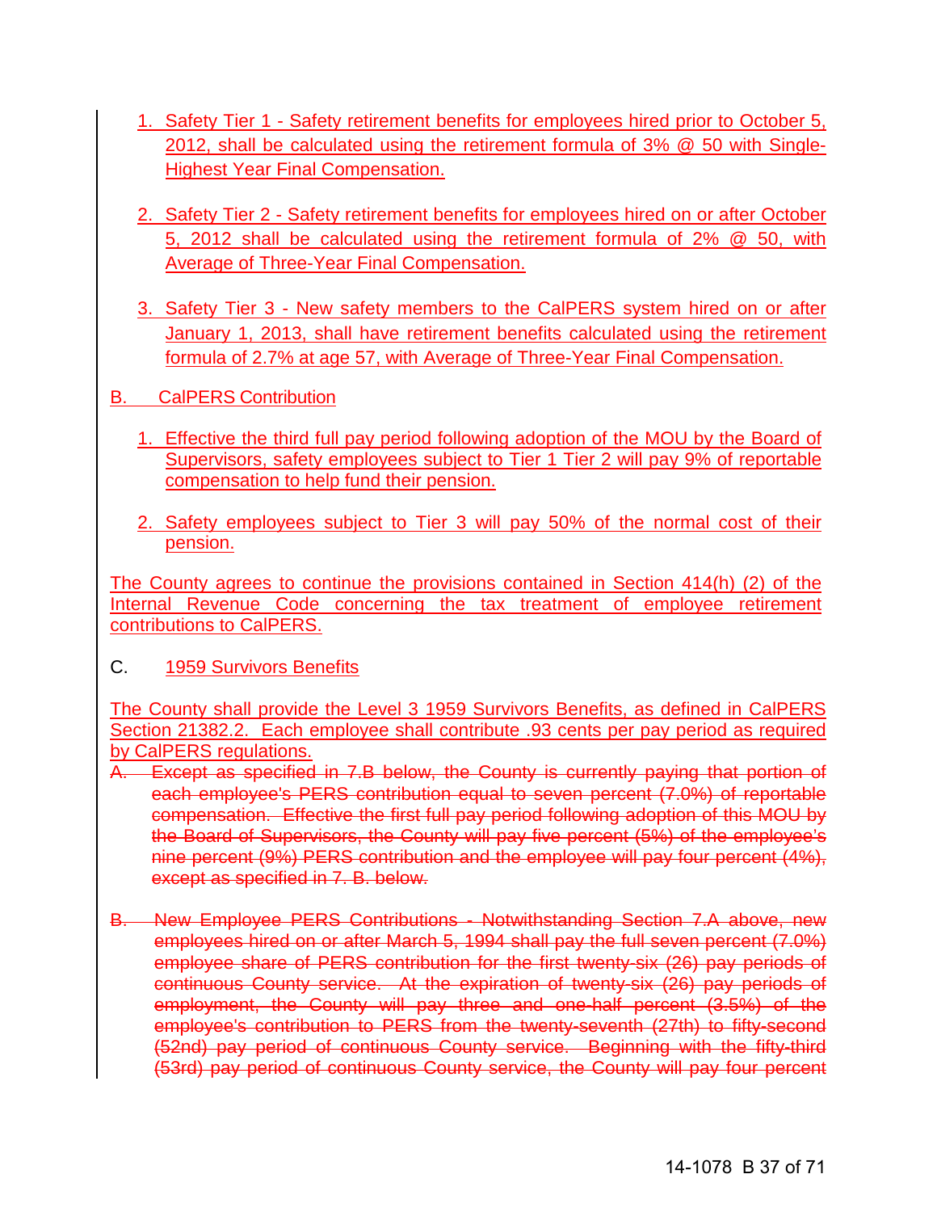1. Safety Tier 1 - Safety retirement benefits for employees hired prior to October 5, 2012, shall be calculated using the retirement formula of 3% @ 50 with Single-Highest Year Final Compensation.

2. Safety Tier 2 - Safety retirement benefits for employees hired on or after October 5, 2012 shall be calculated using the retirement formula of 2% @ 50, with Average of Three-Year Final Compensation.

3. Safety Tier 3 - New safety members to the CalPERS system hired on or after January 1, 2013, shall have retirement benefits calculated using the retirement formula of 2.7% at age 57, with Average of Three-Year Final Compensation.

B. CalPERS Contribution

1. Effective the third full pay period following adoption of the MOU by the Board of Supervisors, safety employees subject to Tier 1 Tier 2 will pay 9% of reportable compensation to help fund their pension.

2. Safety employees subject to Tier 3 will pay 50% of the normal cost of their pension.

The County agrees to continue the provisions contained in Section 414(h) (2) of the Internal Revenue Code concerning the tax treatment of employee retirement contributions to CalPERS.

C. 1959 Survivors Benefits

The County shall provide the Level 3 1959 Survivors Benefits, as defined in CalPERS Section 21382.2. Each employee shall contribute .93 cents per pay period as required by CalPERS regulations.

~~A. Except as specified in 7.B below, the County is currently paying that portion of each employee's PERS contribution equal to seven percent (7.0%) of reportable compensation. Effective the first full pay period following adoption of this MOU by the Board of Supervisors, the County will pay five percent (5%) of the employee's nine percent (9%) PERS contribution and the employee will pay four percent (4%), except as specified in 7. B. below.~~

~~B. New Employee PERS Contributions - Notwithstanding Section 7.A above, new employees hired on or after March 5, 1994 shall pay the full seven percent (7.0%) employee share of PERS contribution for the first twenty-six (26) pay periods of continuous County service. At the expiration of twenty-six (26) pay periods of employment, the County will pay three and one-half percent (3.5%) of the employee's contribution to PERS from the twenty-seventh (27th) to fifty-second (52nd) pay period of continuous County service. Beginning with the fifty-third (53rd) pay period of continuous County service, the County will pay four percent~~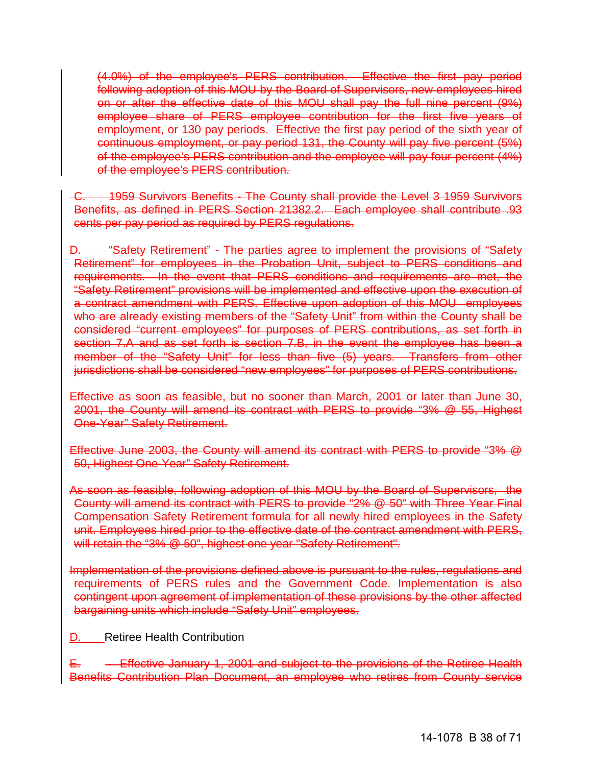~~(4.0%) of the employee's PERS contribution. Effective the first pay period following adoption of this MOU by the Board of Supervisors, new employees hired on or after the effective date of this MOU shall pay the full nine percent (9%) employee share of PERS employee contribution for the first five years of employment, or 130 pay periods. Effective the first pay period of the sixth year of continuous employment, or pay period 131, the County will pay five percent (5%) of the employee's PERS contribution and the employee will pay four percent (4%) of the employee's PERS contribution.~~

~~C. 1959 Survivors Benefits - The County shall provide the Level 3 1959 Survivors Benefits, as defined in PERS Section 21382.2. Each employee shall contribute .93 cents per pay period as required by PERS regulations.~~

~~D. "Safety Retirement" - The parties agree to implement the provisions of "Safety Retirement" for employees in the Probation Unit, subject to PERS conditions and requirements. In the event that PERS conditions and requirements are met, the "Safety Retirement" provisions will be implemented and effective upon the execution of a contract amendment with PERS. Effective upon adoption of this MOU employees who are already existing members of the "Safety Unit" from within the County shall be considered "current employees" for purposes of PERS contributions, as set forth in section 7.A and as set forth is section 7.B, in the event the employee has been a member of the "Safety Unit" for less than five (5) years. Transfers from other jurisdictions shall be considered "new employees" for purposes of PERS contributions.~~

~~Effective as soon as feasible, but no sooner than March, 2001 or later than June 30, 2001, the County will amend its contract with PERS to provide "3% @ 55, Highest One-Year" Safety Retirement.~~

~~Effective June 2003, the County will amend its contract with PERS to provide "3% @ 50, Highest One-Year" Safety Retirement.~~

~~As soon as feasible, following adoption of this MOU by the Board of Supervisors, the County will amend its contract with PERS to provide "2% @ 50" with Three Year Final Compensation Safety Retirement formula for all newly hired employees in the Safety unit. Employees hired prior to the effective date of the contract amendment with PERS, will retain the "3% @ 50", highest one year "Safety Retirement".~~

~~Implementation of the provisions defined above is pursuant to the rules, regulations and requirements of PERS rules and the Government Code. Implementation is also contingent upon agreement of implementation of these provisions by the other affected bargaining units which include "Safety Unit" employees.~~

D. Retiree Health Contribution

~~E. - Effective January 1, 2001 and subject to the provisions of the Retiree Health Benefits Contribution Plan Document, an employee who retires from County service~~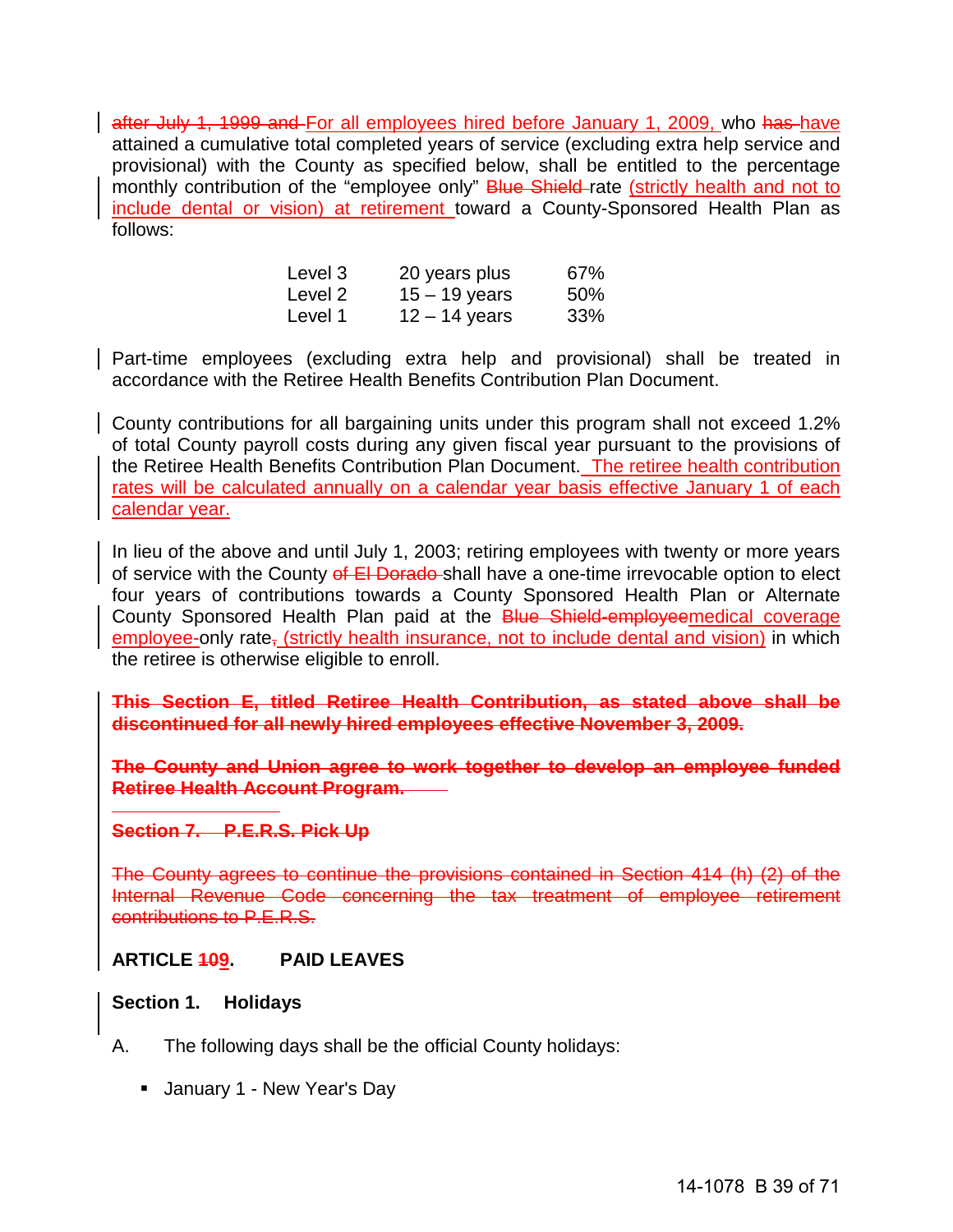after July 1, 1999 and For all employees hired before January 1, 2009, who has have attained a cumulative total completed years of service (excluding extra help service and provisional) with the County as specified below, shall be entitled to the percentage monthly contribution of the "employee only" Blue Shield rate (strictly health and not to include dental or vision) at retirement toward a County-Sponsored Health Plan as follows:

| | | |
|---|---|---|
| Level 3 | 20 years plus | 67% |
| Level 2 | 15 – 19 years | 50% |
| Level 1 | 12 – 14 years | 33% |

Part-time employees (excluding extra help and provisional) shall be treated in accordance with the Retiree Health Benefits Contribution Plan Document.

County contributions for all bargaining units under this program shall not exceed 1.2% of total County payroll costs during any given fiscal year pursuant to the provisions of the Retiree Health Benefits Contribution Plan Document. The retiree health contribution rates will be calculated annually on a calendar year basis effective January 1 of each calendar year.

In lieu of the above and until July 1, 2003; retiring employees with twenty or more years of service with the County of El Dorado shall have a one-time irrevocable option to elect four years of contributions towards a County Sponsored Health Plan or Alternate County Sponsored Health Plan paid at the Blue Shield-employeemedical coverage employee-only rate, (strictly health insurance, not to include dental and vision) in which the retiree is otherwise eligible to enroll.

**This Section E, titled Retiree Health Contribution, as stated above shall be discontinued for all newly hired employees effective November 3, 2009.**

**The County and Union agree to work together to develop an employee funded Retiree Health Account Program.**

**Section 7. P.E.R.S. Pick Up**

The County agrees to continue the provisions contained in Section 414 (h) (2) of the Internal Revenue Code concerning the tax treatment of employee retirement contributions to P.E.R.S.

## ARTICLE 109. PAID LEAVES

### Section 1. Holidays

A. The following days shall be the official County holidays:

- January 1 - New Year's Day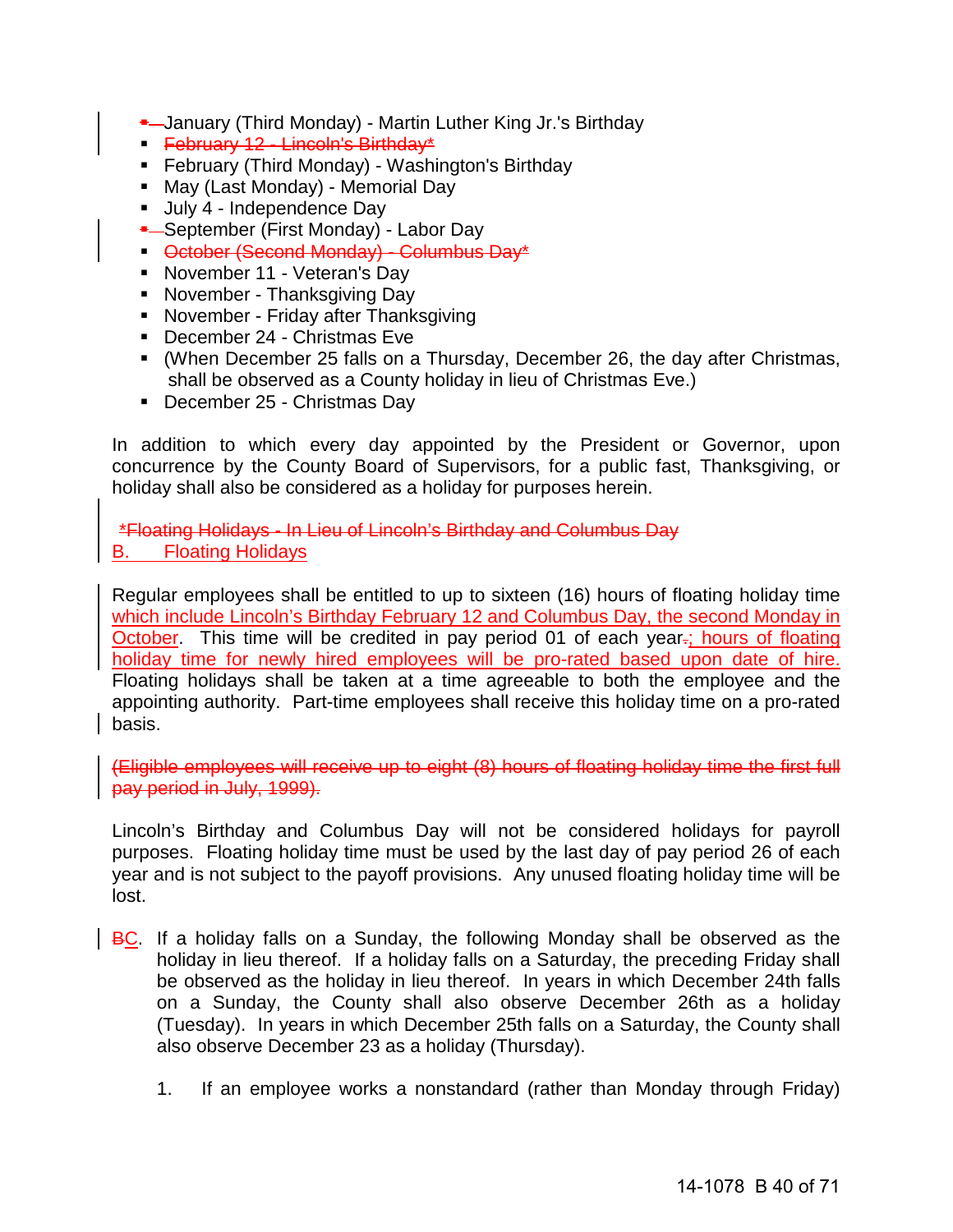- January (Third Monday) - Martin Luther King Jr.'s Birthday
- ~~February 12 - Lincoln's Birthday*~~
- February (Third Monday) - Washington's Birthday
- May (Last Monday) - Memorial Day
- July 4 - Independence Day
- September (First Monday) - Labor Day
- ~~October (Second Monday) - Columbus Day*~~
- November 11 - Veteran's Day
- November - Thanksgiving Day
- November - Friday after Thanksgiving
- December 24 - Christmas Eve
- (When December 25 falls on a Thursday, December 26, the day after Christmas, shall be observed as a County holiday in lieu of Christmas Eve.)
- December 25 - Christmas Day

In addition to which every day appointed by the President or Governor, upon concurrence by the County Board of Supervisors, for a public fast, Thanksgiving, or holiday shall also be considered as a holiday for purposes herein.

~~*Floating Holidays - In Lieu of Lincoln's Birthday and Columbus Day~~

<u>B. Floating Holidays</u>

Regular employees shall be entitled to up to sixteen (16) hours of floating holiday time <u>which include Lincoln's Birthday February 12 and Columbus Day, the second Monday in October</u>. This time will be credited in pay period 01 of each year~~.~~<u>; hours of floating holiday time for newly hired employees will be pro-rated based upon date of hire.</u> Floating holidays shall be taken at a time agreeable to both the employee and the appointing authority. Part-time employees shall receive this holiday time on a pro-rated basis.

~~(Eligible employees will receive up to eight (8) hours of floating holiday time the first full pay period in July, 1999).~~

Lincoln's Birthday and Columbus Day will not be considered holidays for payroll purposes. Floating holiday time must be used by the last day of pay period 26 of each year and is not subject to the payoff provisions. Any unused floating holiday time will be lost.

~~B~~<u>C</u>. If a holiday falls on a Sunday, the following Monday shall be observed as the holiday in lieu thereof. If a holiday falls on a Saturday, the preceding Friday shall be observed as the holiday in lieu thereof. In years in which December 24th falls on a Sunday, the County shall also observe December 26th as a holiday (Tuesday). In years in which December 25th falls on a Saturday, the County shall also observe December 23 as a holiday (Thursday).

1. If an employee works a nonstandard (rather than Monday through Friday)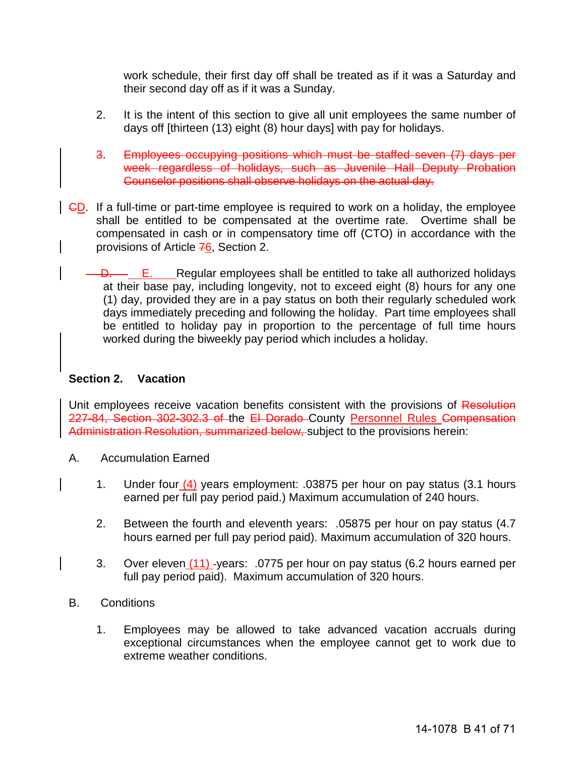work schedule, their first day off shall be treated as if it was a Saturday and their second day off as if it was a Sunday.

2. It is the intent of this section to give all unit employees the same number of days off [thirteen (13) eight (8) hour days] with pay for holidays.

3. ~~Employees occupying positions which must be staffed seven (7) days per week regardless of holidays, such as Juvenile Hall Deputy Probation Counselor positions shall observe holidays on the actual day.~~

~~C~~D. If a full-time or part-time employee is required to work on a holiday, the employee shall be entitled to be compensated at the overtime rate. Overtime shall be compensated in cash or in compensatory time off (CTO) in accordance with the provisions of Article ~~7~~6, Section 2.

~~D.~~ E. Regular employees shall be entitled to take all authorized holidays at their base pay, including longevity, not to exceed eight (8) hours for any one (1) day, provided they are in a pay status on both their regularly scheduled work days immediately preceding and following the holiday. Part time employees shall be entitled to holiday pay in proportion to the percentage of full time hours worked during the biweekly pay period which includes a holiday.

**Section 2. Vacation**

Unit employees receive vacation benefits consistent with the provisions of ~~Resolution 227-84, Section 302-302.3 of~~ the ~~El Dorado~~ County Personnel Rules ~~Compensation Administration Resolution, summarized below,~~ subject to the provisions herein:

A. Accumulation Earned

1. Under four (4) years employment: .03875 per hour on pay status (3.1 hours earned per full pay period paid.) Maximum accumulation of 240 hours.

2. Between the fourth and eleventh years: .05875 per hour on pay status (4.7 hours earned per full pay period paid). Maximum accumulation of 320 hours.

3. Over eleven (11) years: .0775 per hour on pay status (6.2 hours earned per full pay period paid). Maximum accumulation of 320 hours.

B. Conditions

1. Employees may be allowed to take advanced vacation accruals during exceptional circumstances when the employee cannot get to work due to extreme weather conditions.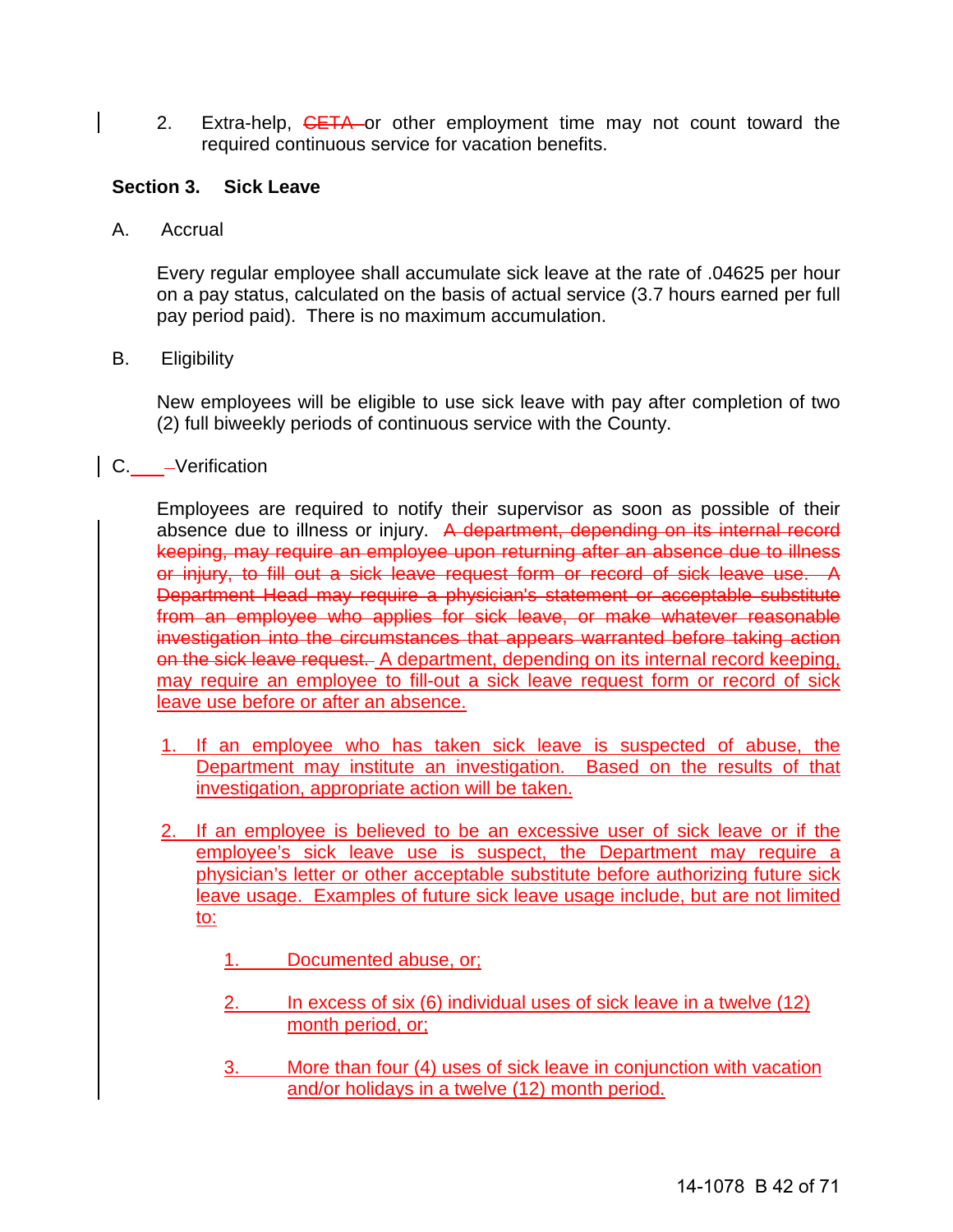2. Extra-help, ~~CETA~~ or other employment time may not count toward the required continuous service for vacation benefits.

**Section 3. Sick Leave**

A. Accrual

Every regular employee shall accumulate sick leave at the rate of .04625 per hour on a pay status, calculated on the basis of actual service (3.7 hours earned per full pay period paid). There is no maximum accumulation.

B. Eligibility

New employees will be eligible to use sick leave with pay after completion of two (2) full biweekly periods of continuous service with the County.

C. Verification

Employees are required to notify their supervisor as soon as possible of their absence due to illness or injury. ~~A department, depending on its internal record keeping, may require an employee upon returning after an absence due to illness or injury, to fill out a sick leave request form or record of sick leave use. A Department Head may require a physician's statement or acceptable substitute from an employee who applies for sick leave, or make whatever reasonable investigation into the circumstances that appears warranted before taking action on the sick leave request.~~ A department, depending on its internal record keeping, may require an employee to fill-out a sick leave request form or record of sick leave use before or after an absence.

1. If an employee who has taken sick leave is suspected of abuse, the Department may institute an investigation. Based on the results of that investigation, appropriate action will be taken.

2. If an employee is believed to be an excessive user of sick leave or if the employee's sick leave use is suspect, the Department may require a physician's letter or other acceptable substitute before authorizing future sick leave usage. Examples of future sick leave usage include, but are not limited to:

   1. Documented abuse, or;

   2. In excess of six (6) individual uses of sick leave in a twelve (12) month period, or;

   3. More than four (4) uses of sick leave in conjunction with vacation and/or holidays in a twelve (12) month period.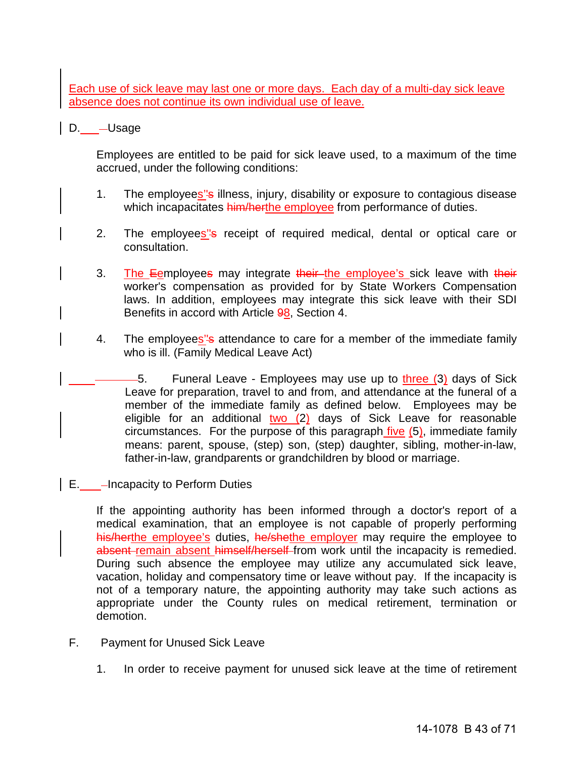Each use of sick leave may last one or more days. Each day of a multi-day sick leave absence does not continue its own individual use of leave.

D. Usage

Employees are entitled to be paid for sick leave used, to a maximum of the time accrued, under the following conditions:

1. The employees''s illness, injury, disability or exposure to contagious disease which incapacitates him/herthe employee from performance of duties.

2. The employees''s receipt of required medical, dental or optical care or consultation.

3. The Eemployees may integrate their the employee's sick leave with their worker's compensation as provided for by State Workers Compensation laws. In addition, employees may integrate this sick leave with their SDI Benefits in accord with Article 98, Section 4.

4. The employees''s attendance to care for a member of the immediate family who is ill. (Family Medical Leave Act)

5. Funeral Leave - Employees may use up to three (3) days of Sick Leave for preparation, travel to and from, and attendance at the funeral of a member of the immediate family as defined below. Employees may be eligible for an additional two (2) days of Sick Leave for reasonable circumstances. For the purpose of this paragraph five (5), immediate family means: parent, spouse, (step) son, (step) daughter, sibling, mother-in-law, father-in-law, grandparents or grandchildren by blood or marriage.

E. Incapacity to Perform Duties

If the appointing authority has been informed through a doctor's report of a medical examination, that an employee is not capable of properly performing his/herthe employee's duties, he/shethe employer may require the employee to absent remain absent himself/herself from work until the incapacity is remedied. During such absence the employee may utilize any accumulated sick leave, vacation, holiday and compensatory time or leave without pay. If the incapacity is not of a temporary nature, the appointing authority may take such actions as appropriate under the County rules on medical retirement, termination or demotion.

F. Payment for Unused Sick Leave

1. In order to receive payment for unused sick leave at the time of retirement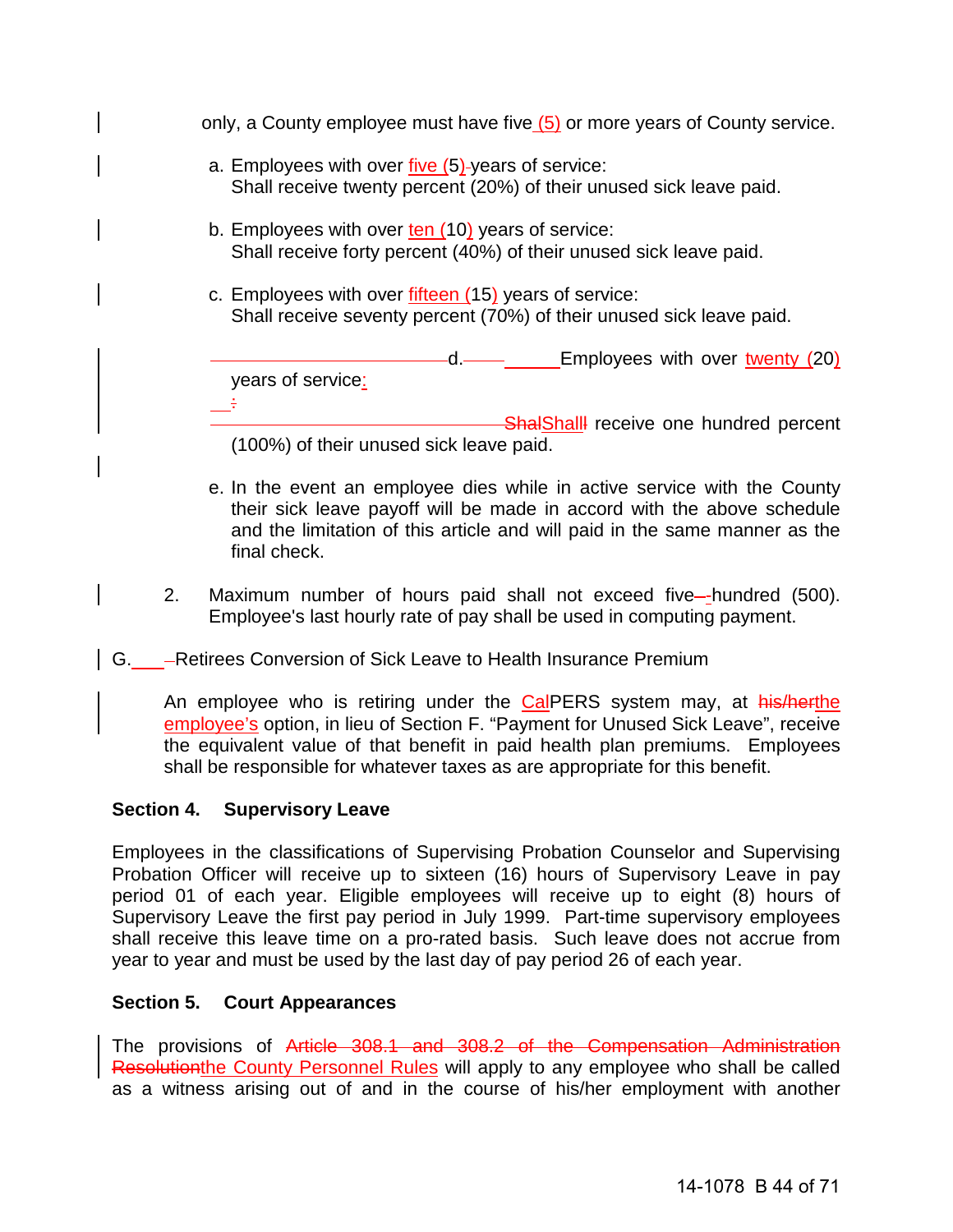only, a County employee must have five (5) or more years of County service.

a. Employees with over five (5) years of service:
   Shall receive twenty percent (20%) of their unused sick leave paid.

b. Employees with over ten (10) years of service:
   Shall receive forty percent (40%) of their unused sick leave paid.

c. Employees with over fifteen (15) years of service:
   Shall receive seventy percent (70%) of their unused sick leave paid.

d. Employees with over twenty (20) years of service:
   ShalShalll receive one hundred percent (100%) of their unused sick leave paid.

e. In the event an employee dies while in active service with the County their sick leave payoff will be made in accord with the above schedule and the limitation of this article and will paid in the same manner as the final check.

2. Maximum number of hours paid shall not exceed five-hundred (500). Employee's last hourly rate of pay shall be used in computing payment.

G. Retirees Conversion of Sick Leave to Health Insurance Premium

An employee who is retiring under the CalPERS system may, at his/herthe employee's option, in lieu of Section F. "Payment for Unused Sick Leave", receive the equivalent value of that benefit in paid health plan premiums. Employees shall be responsible for whatever taxes as are appropriate for this benefit.

**Section 4. Supervisory Leave**

Employees in the classifications of Supervising Probation Counselor and Supervising Probation Officer will receive up to sixteen (16) hours of Supervisory Leave in pay period 01 of each year. Eligible employees will receive up to eight (8) hours of Supervisory Leave the first pay period in July 1999. Part-time supervisory employees shall receive this leave time on a pro-rated basis. Such leave does not accrue from year to year and must be used by the last day of pay period 26 of each year.

**Section 5. Court Appearances**

The provisions of ~~Article 308.1 and 308.2 of the Compensation Administration Resolution~~the County Personnel Rules will apply to any employee who shall be called as a witness arising out of and in the course of his/her employment with another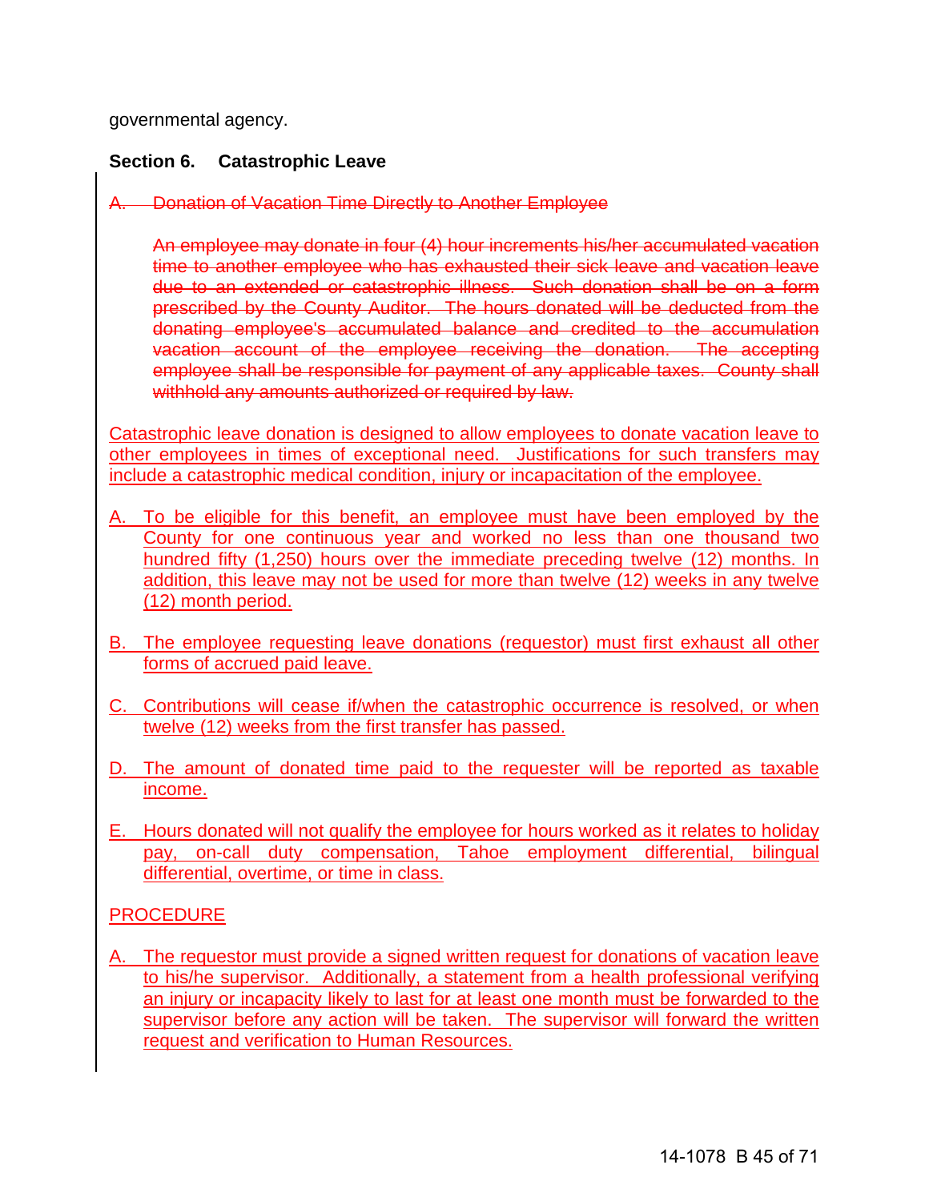governmental agency.

**Section 6. Catastrophic Leave**

~~A. Donation of Vacation Time Directly to Another Employee~~

~~An employee may donate in four (4) hour increments his/her accumulated vacation time to another employee who has exhausted their sick leave and vacation leave due to an extended or catastrophic illness. Such donation shall be on a form prescribed by the County Auditor. The hours donated will be deducted from the donating employee's accumulated balance and credited to the accumulation vacation account of the employee receiving the donation. The accepting employee shall be responsible for payment of any applicable taxes. County shall withhold any amounts authorized or required by law.~~

<u>Catastrophic leave donation is designed to allow employees to donate vacation leave to other employees in times of exceptional need. Justifications for such transfers may include a catastrophic medical condition, injury or incapacitation of the employee.</u>

<u>A. To be eligible for this benefit, an employee must have been employed by the County for one continuous year and worked no less than one thousand two hundred fifty (1,250) hours over the immediate preceding twelve (12) months. In addition, this leave may not be used for more than twelve (12) weeks in any twelve (12) month period.</u>

<u>B. The employee requesting leave donations (requestor) must first exhaust all other forms of accrued paid leave.</u>

<u>C. Contributions will cease if/when the catastrophic occurrence is resolved, or when twelve (12) weeks from the first transfer has passed.</u>

<u>D. The amount of donated time paid to the requester will be reported as taxable income.</u>

<u>E. Hours donated will not qualify the employee for hours worked as it relates to holiday pay, on-call duty compensation, Tahoe employment differential, bilingual differential, overtime, or time in class.</u>

<u>PROCEDURE</u>

<u>A. The requestor must provide a signed written request for donations of vacation leave to his/he supervisor. Additionally, a statement from a health professional verifying an injury or incapacity likely to last for at least one month must be forwarded to the supervisor before any action will be taken. The supervisor will forward the written request and verification to Human Resources.</u>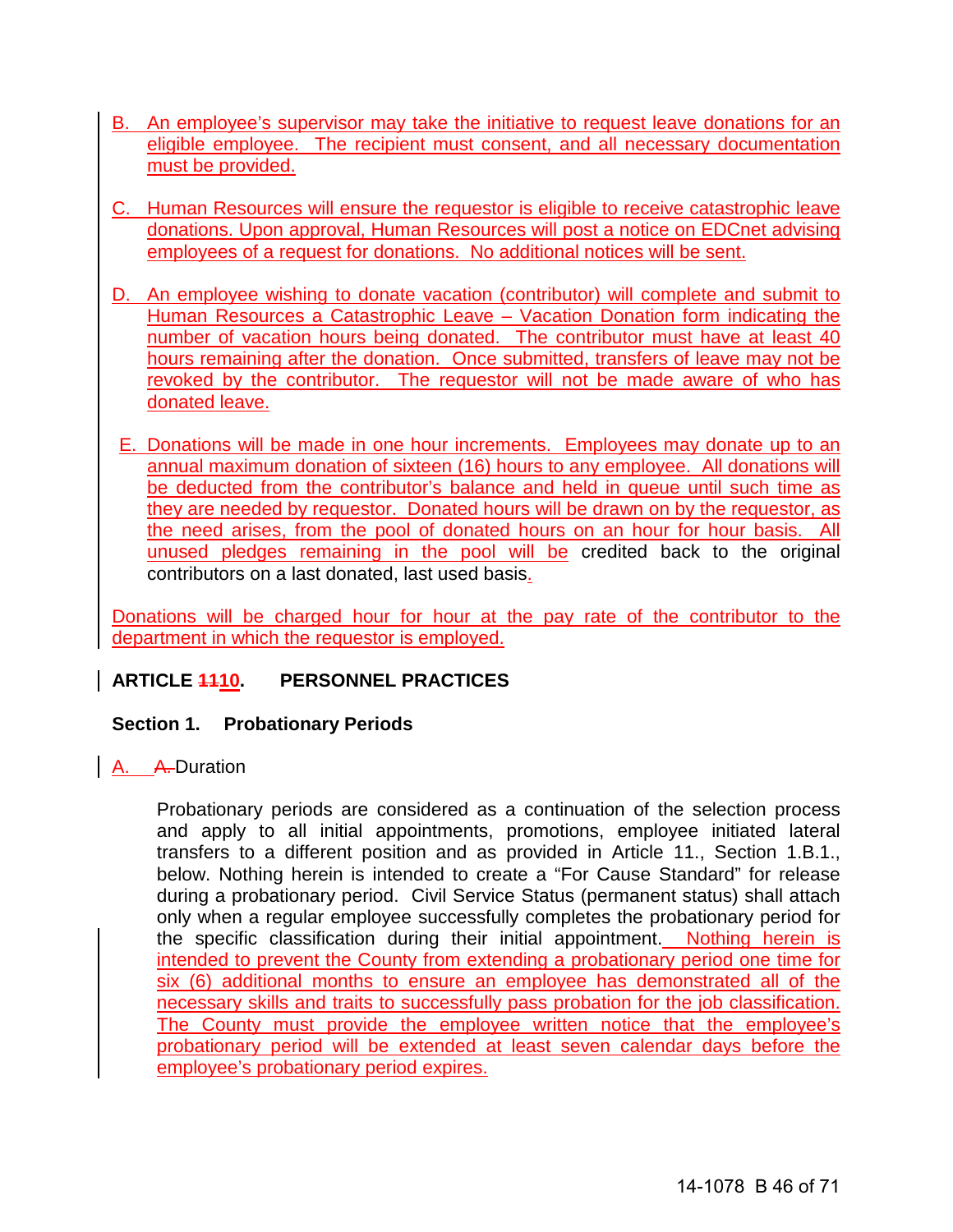B. An employee's supervisor may take the initiative to request leave donations for an eligible employee. The recipient must consent, and all necessary documentation must be provided.

C. Human Resources will ensure the requestor is eligible to receive catastrophic leave donations. Upon approval, Human Resources will post a notice on EDCnet advising employees of a request for donations. No additional notices will be sent.

D. An employee wishing to donate vacation (contributor) will complete and submit to Human Resources a Catastrophic Leave – Vacation Donation form indicating the number of vacation hours being donated. The contributor must have at least 40 hours remaining after the donation. Once submitted, transfers of leave may not be revoked by the contributor. The requestor will not be made aware of who has donated leave.

E. Donations will be made in one hour increments. Employees may donate up to an annual maximum donation of sixteen (16) hours to any employee. All donations will be deducted from the contributor's balance and held in queue until such time as they are needed by requestor. Donated hours will be drawn on by the requestor, as the need arises, from the pool of donated hours on an hour for hour basis. All unused pledges remaining in the pool will be credited back to the original contributors on a last donated, last used basis.

Donations will be charged hour for hour at the pay rate of the contributor to the department in which the requestor is employed.

## ARTICLE ~~11~~10. PERSONNEL PRACTICES

### Section 1. Probationary Periods

A. ~~A.~~ Duration

Probationary periods are considered as a continuation of the selection process and apply to all initial appointments, promotions, employee initiated lateral transfers to a different position and as provided in Article 11., Section 1.B.1., below. Nothing herein is intended to create a "For Cause Standard" for release during a probationary period. Civil Service Status (permanent status) shall attach only when a regular employee successfully completes the probationary period for the specific classification during their initial appointment. Nothing herein is intended to prevent the County from extending a probationary period one time for six (6) additional months to ensure an employee has demonstrated all of the necessary skills and traits to successfully pass probation for the job classification. The County must provide the employee written notice that the employee's probationary period will be extended at least seven calendar days before the employee's probationary period expires.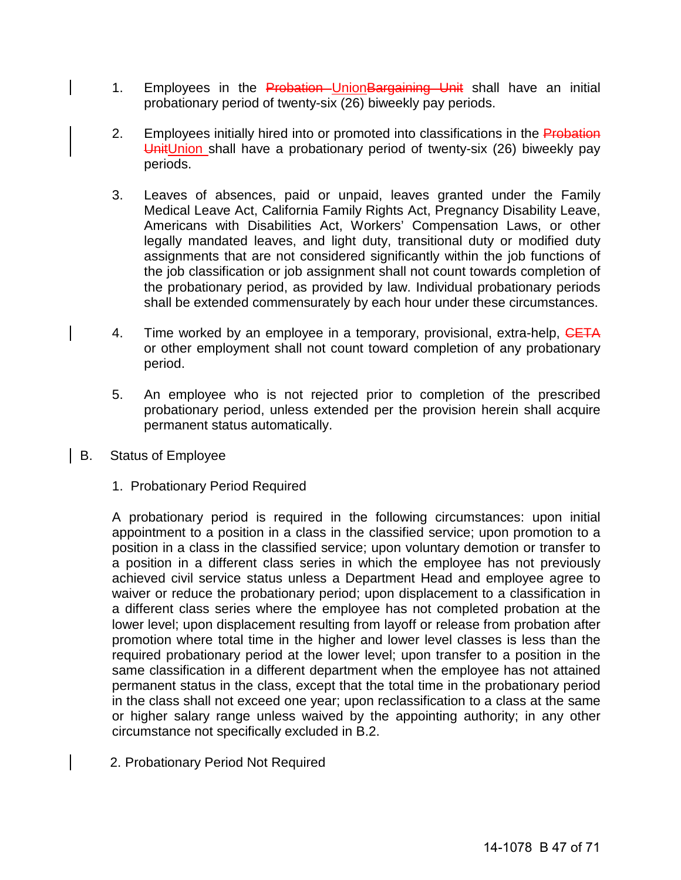1. Employees in the ~~Probation~~ Union~~Bargaining Unit~~ shall have an initial probationary period of twenty-six (26) biweekly pay periods.

2. Employees initially hired into or promoted into classifications in the ~~Probation Unit~~Union shall have a probationary period of twenty-six (26) biweekly pay periods.

3. Leaves of absences, paid or unpaid, leaves granted under the Family Medical Leave Act, California Family Rights Act, Pregnancy Disability Leave, Americans with Disabilities Act, Workers' Compensation Laws, or other legally mandated leaves, and light duty, transitional duty or modified duty assignments that are not considered significantly within the job functions of the job classification or job assignment shall not count towards completion of the probationary period, as provided by law. Individual probationary periods shall be extended commensurately by each hour under these circumstances.

4. Time worked by an employee in a temporary, provisional, extra-help, ~~CETA~~ or other employment shall not count toward completion of any probationary period.

5. An employee who is not rejected prior to completion of the prescribed probationary period, unless extended per the provision herein shall acquire permanent status automatically.

B. Status of Employee

1. Probationary Period Required

A probationary period is required in the following circumstances: upon initial appointment to a position in a class in the classified service; upon promotion to a position in a class in the classified service; upon voluntary demotion or transfer to a position in a different class series in which the employee has not previously achieved civil service status unless a Department Head and employee agree to waiver or reduce the probationary period; upon displacement to a classification in a different class series where the employee has not completed probation at the lower level; upon displacement resulting from layoff or release from probation after promotion where total time in the higher and lower level classes is less than the required probationary period at the lower level; upon transfer to a position in the same classification in a different department when the employee has not attained permanent status in the class, except that the total time in the probationary period in the class shall not exceed one year; upon reclassification to a class at the same or higher salary range unless waived by the appointing authority; in any other circumstance not specifically excluded in B.2.

2. Probationary Period Not Required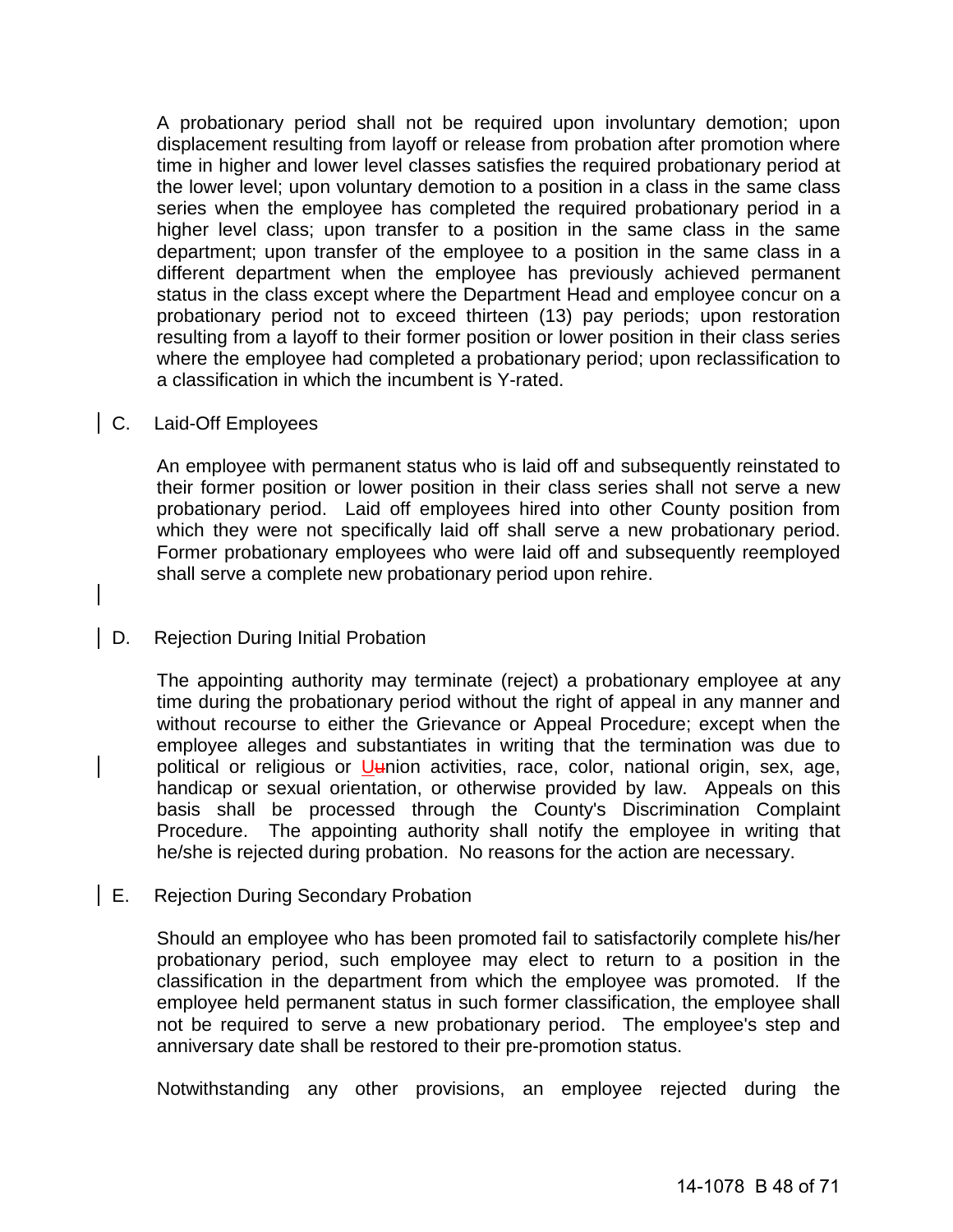A probationary period shall not be required upon involuntary demotion; upon displacement resulting from layoff or release from probation after promotion where time in higher and lower level classes satisfies the required probationary period at the lower level; upon voluntary demotion to a position in a class in the same class series when the employee has completed the required probationary period in a higher level class; upon transfer to a position in the same class in the same department; upon transfer of the employee to a position in the same class in a different department when the employee has previously achieved permanent status in the class except where the Department Head and employee concur on a probationary period not to exceed thirteen (13) pay periods; upon restoration resulting from a layoff to their former position or lower position in their class series where the employee had completed a probationary period; upon reclassification to a classification in which the incumbent is Y-rated.

C. Laid-Off Employees

An employee with permanent status who is laid off and subsequently reinstated to their former position or lower position in their class series shall not serve a new probationary period. Laid off employees hired into other County position from which they were not specifically laid off shall serve a new probationary period. Former probationary employees who were laid off and subsequently reemployed shall serve a complete new probationary period upon rehire.

D. Rejection During Initial Probation

The appointing authority may terminate (reject) a probationary employee at any time during the probationary period without the right of appeal in any manner and without recourse to either the Grievance or Appeal Procedure; except when the employee alleges and substantiates in writing that the termination was due to political or religious or Uunion activities, race, color, national origin, sex, age, handicap or sexual orientation, or otherwise provided by law. Appeals on this basis shall be processed through the County's Discrimination Complaint Procedure. The appointing authority shall notify the employee in writing that he/she is rejected during probation. No reasons for the action are necessary.

E. Rejection During Secondary Probation

Should an employee who has been promoted fail to satisfactorily complete his/her probationary period, such employee may elect to return to a position in the classification in the department from which the employee was promoted. If the employee held permanent status in such former classification, the employee shall not be required to serve a new probationary period. The employee's step and anniversary date shall be restored to their pre-promotion status.

Notwithstanding any other provisions, an employee rejected during the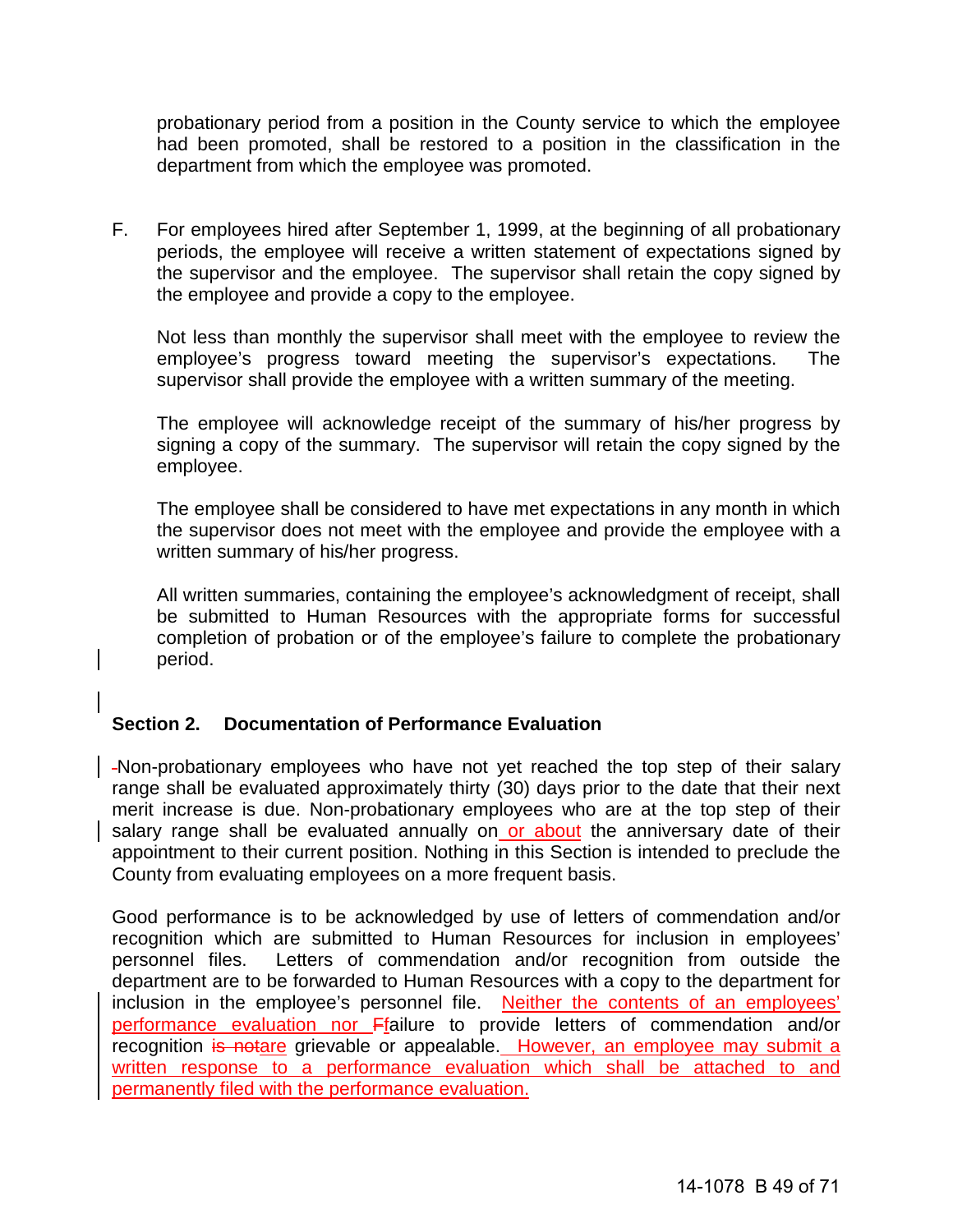probationary period from a position in the County service to which the employee had been promoted, shall be restored to a position in the classification in the department from which the employee was promoted.

F. For employees hired after September 1, 1999, at the beginning of all probationary periods, the employee will receive a written statement of expectations signed by the supervisor and the employee. The supervisor shall retain the copy signed by the employee and provide a copy to the employee.

Not less than monthly the supervisor shall meet with the employee to review the employee's progress toward meeting the supervisor's expectations. The supervisor shall provide the employee with a written summary of the meeting.

The employee will acknowledge receipt of the summary of his/her progress by signing a copy of the summary. The supervisor will retain the copy signed by the employee.

The employee shall be considered to have met expectations in any month in which the supervisor does not meet with the employee and provide the employee with a written summary of his/her progress.

All written summaries, containing the employee's acknowledgment of receipt, shall be submitted to Human Resources with the appropriate forms for successful completion of probation or of the employee's failure to complete the probationary period.

### Section 2. Documentation of Performance Evaluation

~~-~~Non-probationary employees who have not yet reached the top step of their salary range shall be evaluated approximately thirty (30) days prior to the date that their next merit increase is due. Non-probationary employees who are at the top step of their salary range shall be evaluated annually on <u>or about</u> the anniversary date of their appointment to their current position. Nothing in this Section is intended to preclude the County from evaluating employees on a more frequent basis.

Good performance is to be acknowledged by use of letters of commendation and/or recognition which are submitted to Human Resources for inclusion in employees' personnel files. Letters of commendation and/or recognition from outside the department are to be forwarded to Human Resources with a copy to the department for inclusion in the employee's personnel file. <u>Neither the contents of an employees' performance evaluation nor</u> ~~F~~<u>f</u>ailure to provide letters of commendation and/or recognition ~~is not~~<u>are</u> grievable or appealable. <u>However, an employee may submit a written response to a performance evaluation which shall be attached to and permanently filed with the performance evaluation.</u>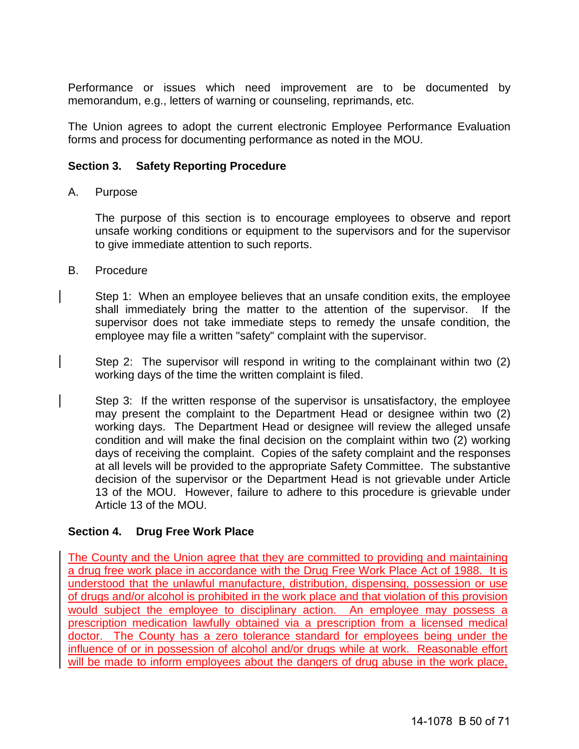Performance or issues which need improvement are to be documented by memorandum, e.g., letters of warning or counseling, reprimands, etc.

The Union agrees to adopt the current electronic Employee Performance Evaluation forms and process for documenting performance as noted in the MOU.

**Section 3. Safety Reporting Procedure**

A. Purpose

The purpose of this section is to encourage employees to observe and report unsafe working conditions or equipment to the supervisors and for the supervisor to give immediate attention to such reports.

B. Procedure

Step 1: When an employee believes that an unsafe condition exits, the employee shall immediately bring the matter to the attention of the supervisor. If the supervisor does not take immediate steps to remedy the unsafe condition, the employee may file a written "safety" complaint with the supervisor.

Step 2: The supervisor will respond in writing to the complainant within two (2) working days of the time the written complaint is filed.

Step 3: If the written response of the supervisor is unsatisfactory, the employee may present the complaint to the Department Head or designee within two (2) working days. The Department Head or designee will review the alleged unsafe condition and will make the final decision on the complaint within two (2) working days of receiving the complaint. Copies of the safety complaint and the responses at all levels will be provided to the appropriate Safety Committee. The substantive decision of the supervisor or the Department Head is not grievable under Article 13 of the MOU. However, failure to adhere to this procedure is grievable under Article 13 of the MOU.

**Section 4. Drug Free Work Place**

The County and the Union agree that they are committed to providing and maintaining a drug free work place in accordance with the Drug Free Work Place Act of 1988. It is understood that the unlawful manufacture, distribution, dispensing, possession or use of drugs and/or alcohol is prohibited in the work place and that violation of this provision would subject the employee to disciplinary action. An employee may possess a prescription medication lawfully obtained via a prescription from a licensed medical doctor. The County has a zero tolerance standard for employees being under the influence of or in possession of alcohol and/or drugs while at work. Reasonable effort will be made to inform employees about the dangers of drug abuse in the work place,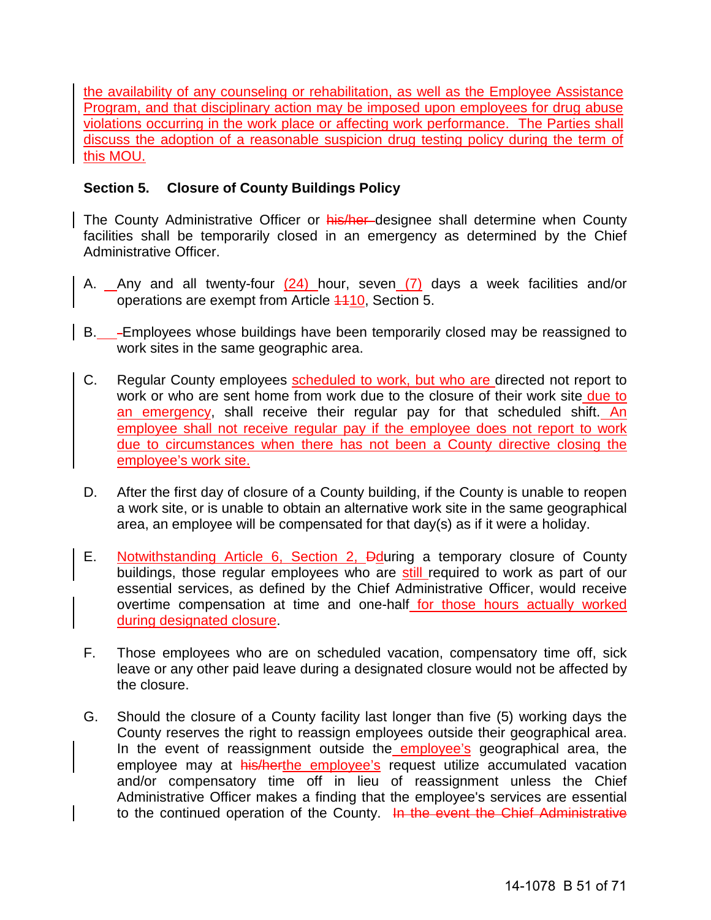the availability of any counseling or rehabilitation, as well as the Employee Assistance Program, and that disciplinary action may be imposed upon employees for drug abuse violations occurring in the work place or affecting work performance. The Parties shall discuss the adoption of a reasonable suspicion drug testing policy during the term of this MOU.

**Section 5. Closure of County Buildings Policy**

The County Administrative Officer or ~~his/her~~ designee shall determine when County facilities shall be temporarily closed in an emergency as determined by the Chief Administrative Officer.

A. Any and all twenty-four (24) hour, seven (7) days a week facilities and/or operations are exempt from Article ~~11~~10, Section 5.

B. Employees whose buildings have been temporarily closed may be reassigned to work sites in the same geographic area.

C. Regular County employees scheduled to work, but who are directed not report to work or who are sent home from work due to the closure of their work site due to an emergency, shall receive their regular pay for that scheduled shift. An employee shall not receive regular pay if the employee does not report to work due to circumstances when there has not been a County directive closing the employee's work site.

D. After the first day of closure of a County building, if the County is unable to reopen a work site, or is unable to obtain an alternative work site in the same geographical area, an employee will be compensated for that day(s) as if it were a holiday.

E. Notwithstanding Article 6, Section 2, ~~D~~during a temporary closure of County buildings, those regular employees who are still required to work as part of our essential services, as defined by the Chief Administrative Officer, would receive overtime compensation at time and one-half for those hours actually worked during designated closure.

F. Those employees who are on scheduled vacation, compensatory time off, sick leave or any other paid leave during a designated closure would not be affected by the closure.

G. Should the closure of a County facility last longer than five (5) working days the County reserves the right to reassign employees outside their geographical area. In the event of reassignment outside the employee's geographical area, the employee may at ~~his/her~~the employee's request utilize accumulated vacation and/or compensatory time off in lieu of reassignment unless the Chief Administrative Officer makes a finding that the employee's services are essential to the continued operation of the County. ~~In the event the Chief Administrative~~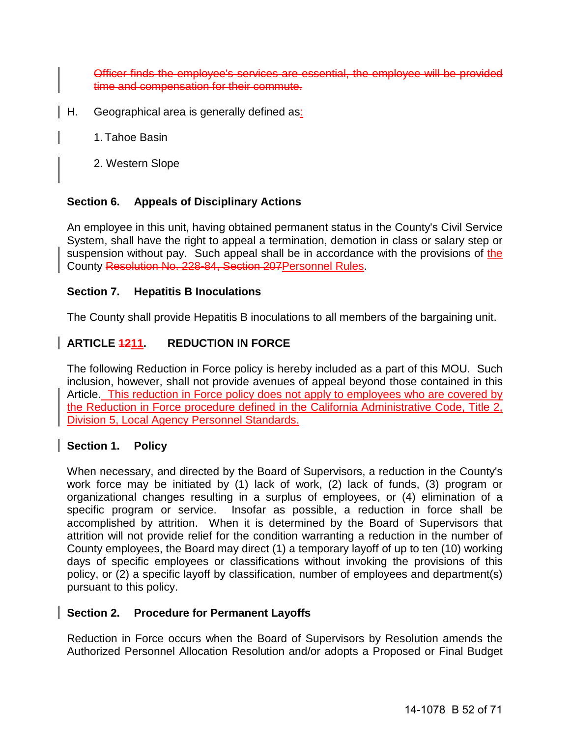~~Officer finds the employee's services are essential, the employee will be provided time and compensation for their commute.~~

H. Geographical area is generally defined as:

1. Tahoe Basin

2. Western Slope

**Section 6. Appeals of Disciplinary Actions**

An employee in this unit, having obtained permanent status in the County's Civil Service System, shall have the right to appeal a termination, demotion in class or salary step or suspension without pay. Such appeal shall be in accordance with the provisions of the County ~~Resolution No. 228-84, Section 207~~Personnel Rules.

**Section 7. Hepatitis B Inoculations**

The County shall provide Hepatitis B inoculations to all members of the bargaining unit.

## ARTICLE ~~12~~11. REDUCTION IN FORCE

The following Reduction in Force policy is hereby included as a part of this MOU. Such inclusion, however, shall not provide avenues of appeal beyond those contained in this Article. This reduction in Force policy does not apply to employees who are covered by the Reduction in Force procedure defined in the California Administrative Code, Title 2, Division 5, Local Agency Personnel Standards.

**Section 1. Policy**

When necessary, and directed by the Board of Supervisors, a reduction in the County's work force may be initiated by (1) lack of work, (2) lack of funds, (3) program or organizational changes resulting in a surplus of employees, or (4) elimination of a specific program or service. Insofar as possible, a reduction in force shall be accomplished by attrition. When it is determined by the Board of Supervisors that attrition will not provide relief for the condition warranting a reduction in the number of County employees, the Board may direct (1) a temporary layoff of up to ten (10) working days of specific employees or classifications without invoking the provisions of this policy, or (2) a specific layoff by classification, number of employees and department(s) pursuant to this policy.

**Section 2. Procedure for Permanent Layoffs**

Reduction in Force occurs when the Board of Supervisors by Resolution amends the Authorized Personnel Allocation Resolution and/or adopts a Proposed or Final Budget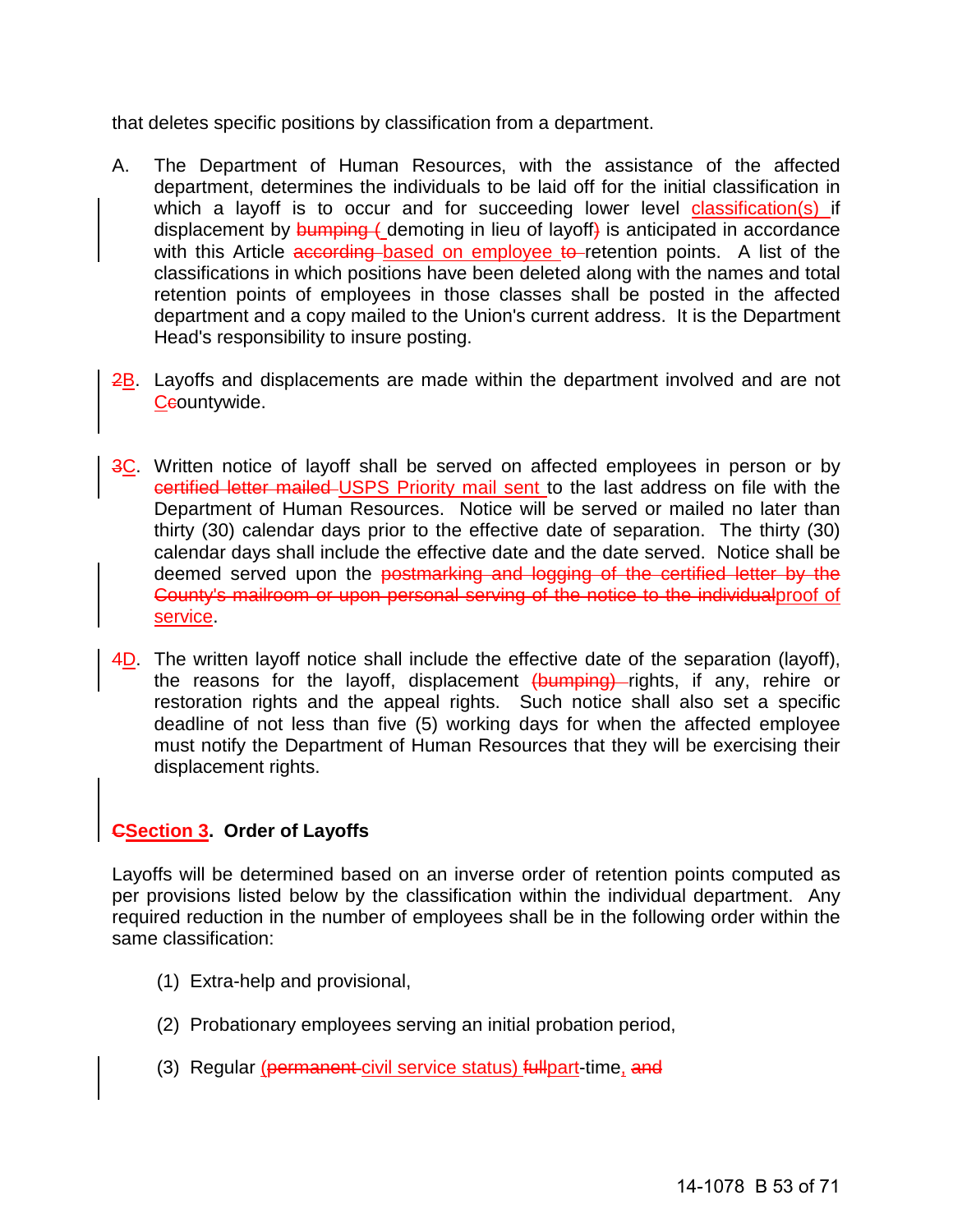that deletes specific positions by classification from a department.

A. The Department of Human Resources, with the assistance of the affected department, determines the individuals to be laid off for the initial classification in which a layoff is to occur and for succeeding lower level classification(s) if displacement by ~~bumping (~~ demoting in lieu of layoff~~)~~ is anticipated in accordance with this Article ~~according~~ based on employee ~~to~~ retention points. A list of the classifications in which positions have been deleted along with the names and total retention points of employees in those classes shall be posted in the affected department and a copy mailed to the Union's current address. It is the Department Head's responsibility to insure posting.

~~2~~B. Layoffs and displacements are made within the department involved and are not C~~c~~ountywide.

~~3~~C. Written notice of layoff shall be served on affected employees in person or by ~~certified letter mailed~~ USPS Priority mail sent to the last address on file with the Department of Human Resources. Notice will be served or mailed no later than thirty (30) calendar days prior to the effective date of separation. The thirty (30) calendar days shall include the effective date and the date served. Notice shall be deemed served upon the ~~postmarking and logging of the certified letter by the County's mailroom or upon personal serving of the notice to the individual~~proof of service.

~~4~~D. The written layoff notice shall include the effective date of the separation (layoff), the reasons for the layoff, displacement ~~(bumping)~~ rights, if any, rehire or restoration rights and the appeal rights. Such notice shall also set a specific deadline of not less than five (5) working days for when the affected employee must notify the Department of Human Resources that they will be exercising their displacement rights.

## ~~C~~Section 3. Order of Layoffs

Layoffs will be determined based on an inverse order of retention points computed as per provisions listed below by the classification within the individual department. Any required reduction in the number of employees shall be in the following order within the same classification:

(1) Extra-help and provisional,

(2) Probationary employees serving an initial probation period,

(3) Regular (~~permanent~~ civil service status) ~~full~~part-time, ~~and~~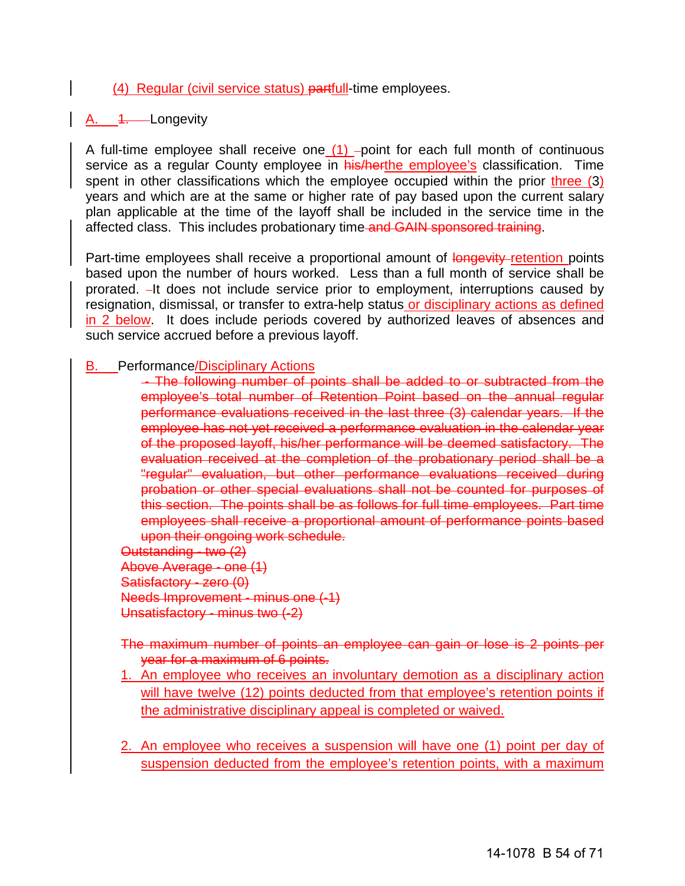(4) Regular (civil service status) ~~part~~full-time employees.

A. ~~1.~~ Longevity

A full-time employee shall receive one (1) point for each full month of continuous service as a regular County employee in ~~his/her~~the employee's classification. Time spent in other classifications which the employee occupied within the prior three (3) years and which are at the same or higher rate of pay based upon the current salary plan applicable at the time of the layoff shall be included in the service time in the affected class. This includes probationary time ~~and GAIN sponsored training~~.

Part-time employees shall receive a proportional amount of ~~longevity~~ retention points based upon the number of hours worked. Less than a full month of service shall be prorated. It does not include service prior to employment, interruptions caused by resignation, dismissal, or transfer to extra-help status or disciplinary actions as defined in 2 below. It does include periods covered by authorized leaves of absences and such service accrued before a previous layoff.

B. Performance/Disciplinary Actions

~~- The following number of points shall be added to or subtracted from the employee's total number of Retention Point based on the annual regular performance evaluations received in the last three (3) calendar years. If the employee has not yet received a performance evaluation in the calendar year of the proposed layoff, his/her performance will be deemed satisfactory. The evaluation received at the completion of the probationary period shall be a "regular" evaluation, but other performance evaluations received during probation or other special evaluations shall not be counted for purposes of this section. The points shall be as follows for full time employees. Part time employees shall receive a proportional amount of performance points based upon their ongoing work schedule.~~

~~Outstanding - two (2)~~
~~Above Average - one (1)~~
~~Satisfactory - zero (0)~~
~~Needs Improvement - minus one (-1)~~
~~Unsatisfactory - minus two (-2)~~

~~The maximum number of points an employee can gain or lose is 2 points per year for a maximum of 6 points.~~

1. An employee who receives an involuntary demotion as a disciplinary action will have twelve (12) points deducted from that employee's retention points if the administrative disciplinary appeal is completed or waived.

2. An employee who receives a suspension will have one (1) point per day of suspension deducted from the employee's retention points, with a maximum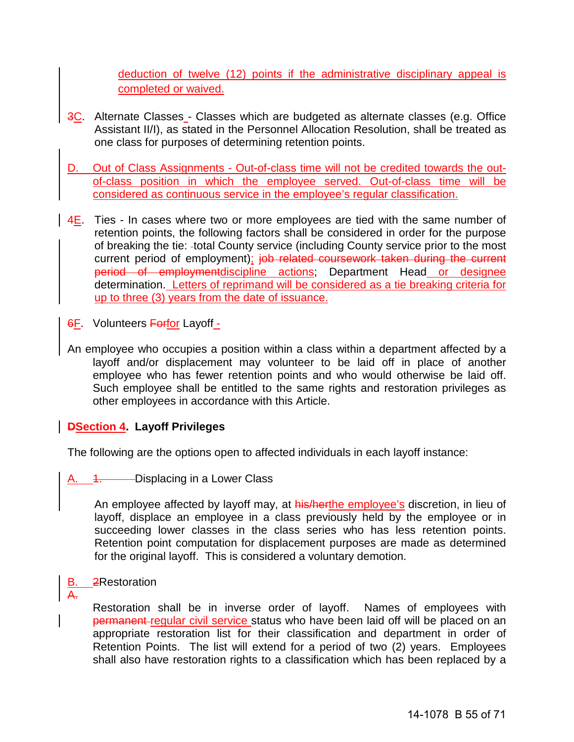deduction of twelve (12) points if the administrative disciplinary appeal is completed or waived.

3C. Alternate Classes - Classes which are budgeted as alternate classes (e.g. Office Assistant II/I), as stated in the Personnel Allocation Resolution, shall be treated as one class for purposes of determining retention points.

D. Out of Class Assignments - Out-of-class time will not be credited towards the out-of-class position in which the employee served. Out-of-class time will be considered as continuous service in the employee's regular classification.

4E. Ties - In cases where two or more employees are tied with the same number of retention points, the following factors shall be considered in order for the purpose of breaking the tie: total County service (including County service prior to the most current period of employment); ~~job related coursework taken during the current period of employment~~discipline actions; Department Head or designee determination. Letters of reprimand will be considered as a tie breaking criteria for up to three (3) years from the date of issuance.

6F. Volunteers ~~For~~for Layoff -

An employee who occupies a position within a class within a department affected by a layoff and/or displacement may volunteer to be laid off in place of another employee who has fewer retention points and who would otherwise be laid off. Such employee shall be entitled to the same rights and restoration privileges as other employees in accordance with this Article.

**~~D~~Section 4. Layoff Privileges**

The following are the options open to affected individuals in each layoff instance:

A. ~~1.~~ Displacing in a Lower Class

An employee affected by layoff may, at ~~his/her~~the employee's discretion, in lieu of layoff, displace an employee in a class previously held by the employee or in succeeding lower classes in the class series who has less retention points. Retention point computation for displacement purposes are made as determined for the original layoff. This is considered a voluntary demotion.

B. ~~2~~Restoration
~~A.~~

Restoration shall be in inverse order of layoff. Names of employees with ~~permanent~~ regular civil service status who have been laid off will be placed on an appropriate restoration list for their classification and department in order of Retention Points. The list will extend for a period of two (2) years. Employees shall also have restoration rights to a classification which has been replaced by a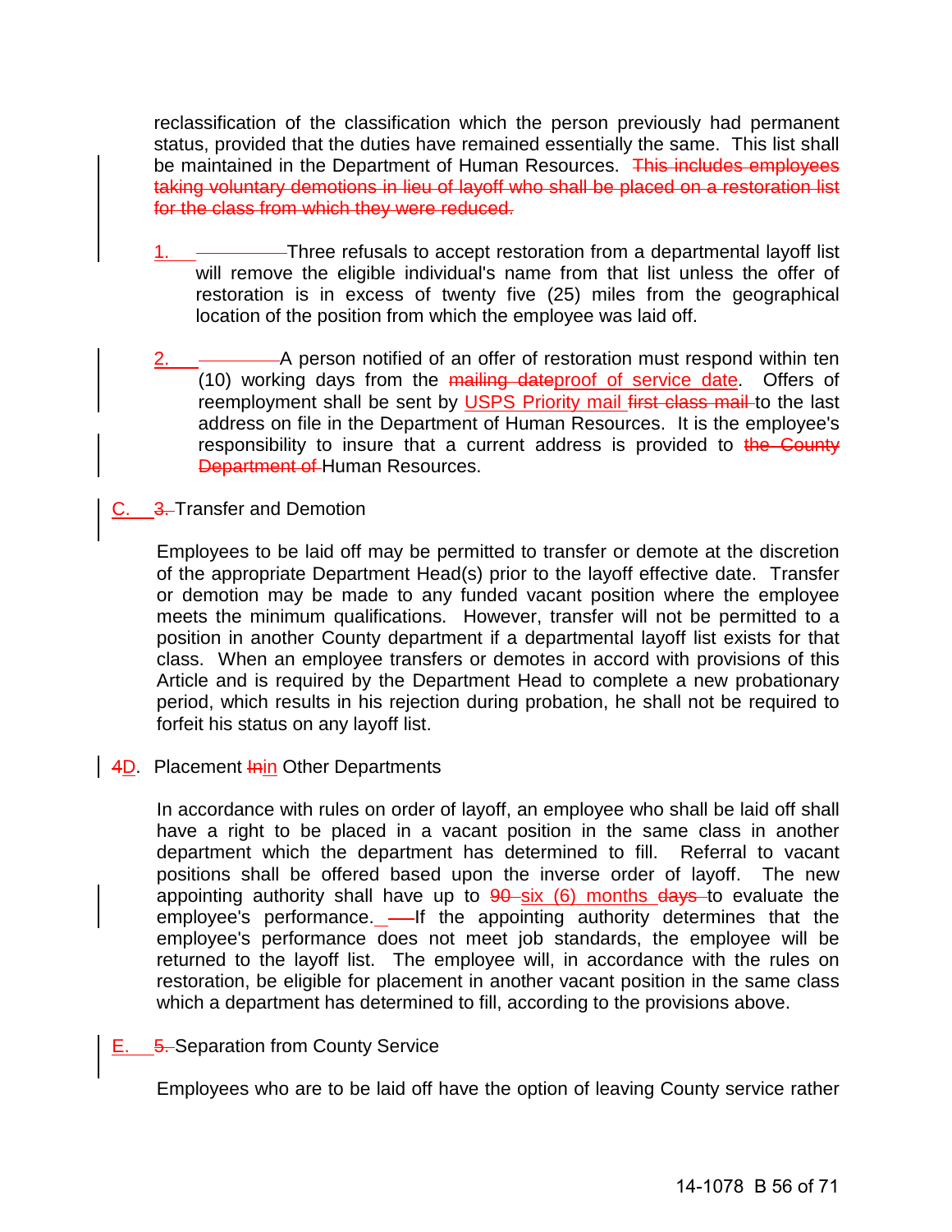reclassification of the classification which the person previously had permanent status, provided that the duties have remained essentially the same. This list shall be maintained in the Department of Human Resources. ~~This includes employees taking voluntary demotions in lieu of layoff who shall be placed on a restoration list for the class from which they were reduced.~~

1. Three refusals to accept restoration from a departmental layoff list will remove the eligible individual's name from that list unless the offer of restoration is in excess of twenty five (25) miles from the geographical location of the position from which the employee was laid off.

2. A person notified of an offer of restoration must respond within ten (10) working days from the ~~mailing date~~proof of service date. Offers of reemployment shall be sent by USPS Priority mail ~~first class mail~~ to the last address on file in the Department of Human Resources. It is the employee's responsibility to insure that a current address is provided to ~~the County Department of~~ Human Resources.

C. ~~3.~~ Transfer and Demotion

Employees to be laid off may be permitted to transfer or demote at the discretion of the appropriate Department Head(s) prior to the layoff effective date. Transfer or demotion may be made to any funded vacant position where the employee meets the minimum qualifications. However, transfer will not be permitted to a position in another County department if a departmental layoff list exists for that class. When an employee transfers or demotes in accord with provisions of this Article and is required by the Department Head to complete a new probationary period, which results in his rejection during probation, he shall not be required to forfeit his status on any layoff list.

~~4~~D. Placement ~~In~~in Other Departments

In accordance with rules on order of layoff, an employee who shall be laid off shall have a right to be placed in a vacant position in the same class in another department which the department has determined to fill. Referral to vacant positions shall be offered based upon the inverse order of layoff. The new appointing authority shall have up to ~~90~~ six (6) months ~~days~~ to evaluate the employee's performance. If the appointing authority determines that the employee's performance does not meet job standards, the employee will be returned to the layoff list. The employee will, in accordance with the rules on restoration, be eligible for placement in another vacant position in the same class which a department has determined to fill, according to the provisions above.

E. ~~5.~~ Separation from County Service

Employees who are to be laid off have the option of leaving County service rather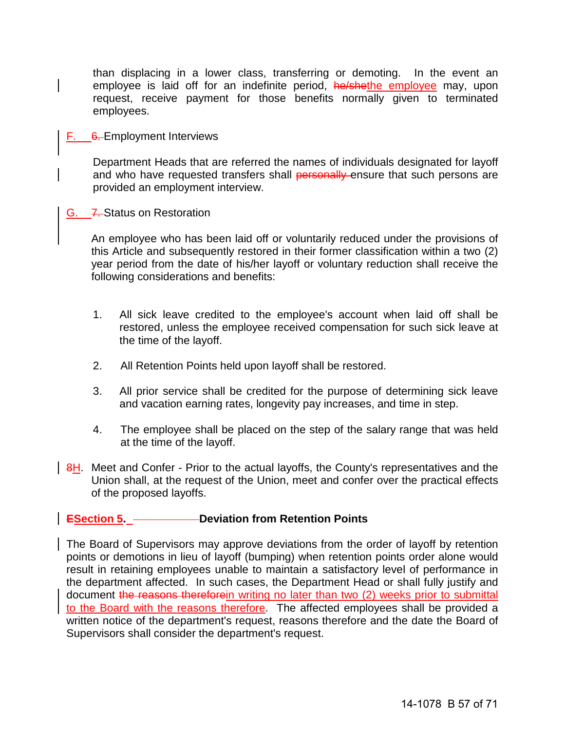than displacing in a lower class, transferring or demoting. In the event an employee is laid off for an indefinite period, ~~he/she~~the employee may, upon request, receive payment for those benefits normally given to terminated employees.

F. ~~6.~~ Employment Interviews

Department Heads that are referred the names of individuals designated for layoff and who have requested transfers shall ~~personally~~ ensure that such persons are provided an employment interview.

G. ~~7.~~ Status on Restoration

An employee who has been laid off or voluntarily reduced under the provisions of this Article and subsequently restored in their former classification within a two (2) year period from the date of his/her layoff or voluntary reduction shall receive the following considerations and benefits:

1. All sick leave credited to the employee's account when laid off shall be restored, unless the employee received compensation for such sick leave at the time of the layoff.
2. All Retention Points held upon layoff shall be restored.
3. All prior service shall be credited for the purpose of determining sick leave and vacation earning rates, longevity pay increases, and time in step.
4. The employee shall be placed on the step of the salary range that was held at the time of the layoff.

~~8~~H. Meet and Confer - Prior to the actual layoffs, the County's representatives and the Union shall, at the request of the Union, meet and confer over the practical effects of the proposed layoffs.

**~~E~~Section 5. Deviation from Retention Points**

The Board of Supervisors may approve deviations from the order of layoff by retention points or demotions in lieu of layoff (bumping) when retention points order alone would result in retaining employees unable to maintain a satisfactory level of performance in the department affected. In such cases, the Department Head or shall fully justify and document ~~the reasons therefore~~in writing no later than two (2) weeks prior to submittal to the Board with the reasons therefore. The affected employees shall be provided a written notice of the department's request, reasons therefore and the date the Board of Supervisors shall consider the department's request.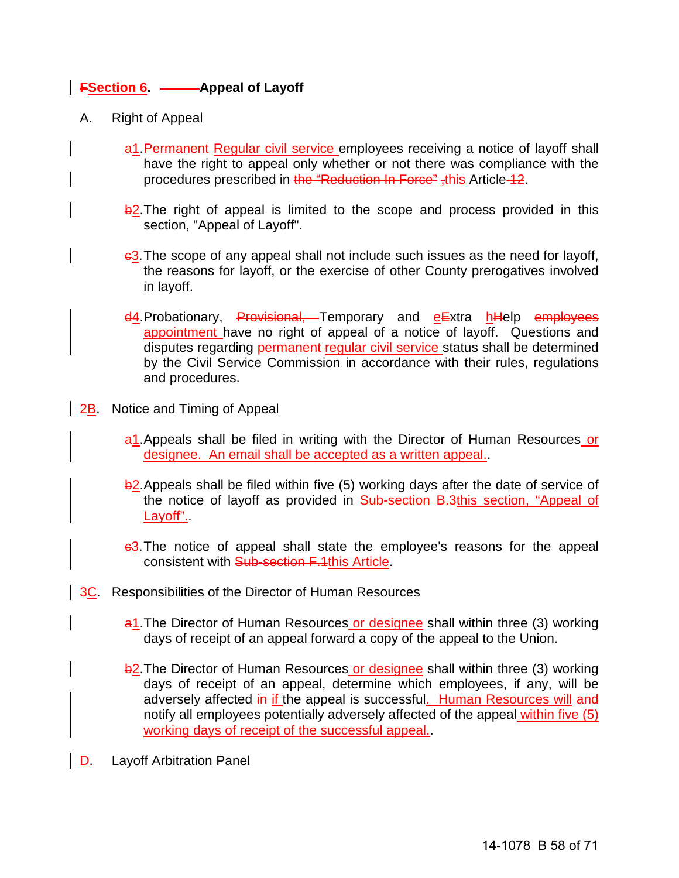## FSection 6. Appeal of Layoff

A. Right of Appeal

a1. Permanent Regular civil service employees receiving a notice of layoff shall have the right to appeal only whether or not there was compliance with the procedures prescribed in the "Reduction In Force" ,this Article 12.

b2. The right of appeal is limited to the scope and process provided in this section, "Appeal of Layoff".

c3. The scope of any appeal shall not include such issues as the need for layoff, the reasons for layoff, or the exercise of other County prerogatives involved in layoff.

d4. Probationary, Provisional, Temporary and eExtra hHelp employees appointment have no right of appeal of a notice of layoff. Questions and disputes regarding permanent regular civil service status shall be determined by the Civil Service Commission in accordance with their rules, regulations and procedures.

2B. Notice and Timing of Appeal

a1. Appeals shall be filed in writing with the Director of Human Resources or designee. An email shall be accepted as a written appeal..

b2. Appeals shall be filed within five (5) working days after the date of service of the notice of layoff as provided in Sub-section B.3this section, "Appeal of Layoff"..

c3. The notice of appeal shall state the employee's reasons for the appeal consistent with Sub-section F.1this Article.

3C. Responsibilities of the Director of Human Resources

a1. The Director of Human Resources or designee shall within three (3) working days of receipt of an appeal forward a copy of the appeal to the Union.

b2. The Director of Human Resources or designee shall within three (3) working days of receipt of an appeal, determine which employees, if any, will be adversely affected in if the appeal is successful. Human Resources will and notify all employees potentially adversely affected of the appeal within five (5) working days of receipt of the successful appeal..

D. Layoff Arbitration Panel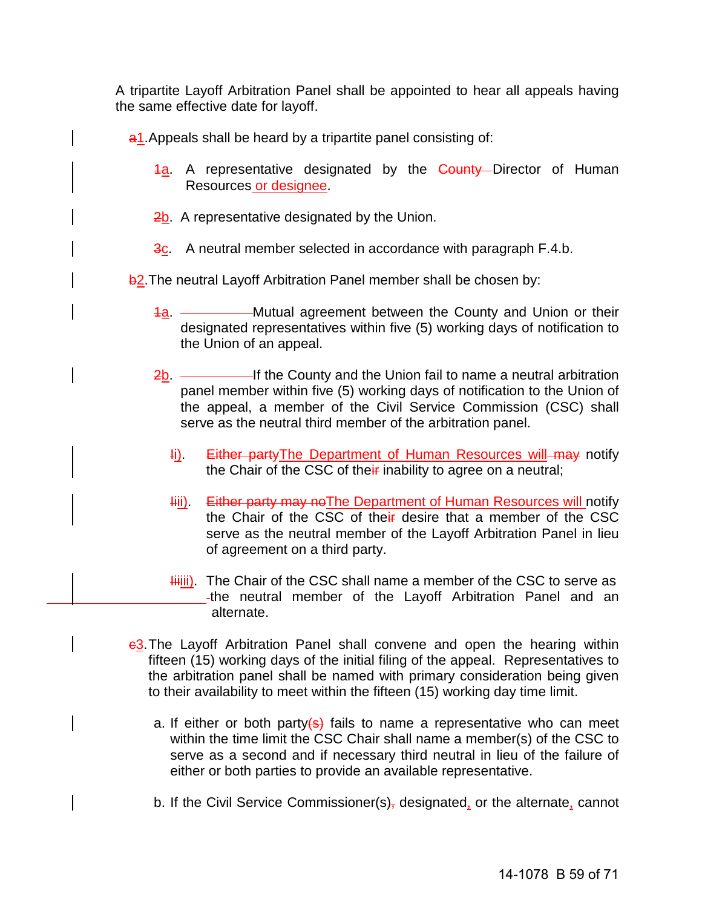A tripartite Layoff Arbitration Panel shall be appointed to hear all appeals having the same effective date for layoff.

~~a~~1. Appeals shall be heard by a tripartite panel consisting of:

~~1~~a. A representative designated by the ~~County~~ Director of Human Resources or designee.

~~2~~b. A representative designated by the Union.

~~3~~c. A neutral member selected in accordance with paragraph F.4.b.

~~b~~2. The neutral Layoff Arbitration Panel member shall be chosen by:

~~1~~a. Mutual agreement between the County and Union or their designated representatives within five (5) working days of notification to the Union of an appeal.

~~2~~b. If the County and the Union fail to name a neutral arbitration panel member within five (5) working days of notification to the Union of the appeal, a member of the Civil Service Commission (CSC) shall serve as the neutral third member of the arbitration panel.

~~I~~i). ~~Either party~~The Department of Human Resources will ~~may~~ notify the Chair of the CSC of the~~ir~~ inability to agree on a neutral;

~~I~~ii). ~~Either party may no~~The Department of Human Resources will notify the Chair of the CSC of the~~ir~~ desire that a member of the CSC serve as the neutral member of the Layoff Arbitration Panel in lieu of agreement on a third party.

~~Iii~~iii). The Chair of the CSC shall name a member of the CSC to serve as the neutral member of the Layoff Arbitration Panel and an alternate.

~~c~~3. The Layoff Arbitration Panel shall convene and open the hearing within fifteen (15) working days of the initial filing of the appeal. Representatives to the arbitration panel shall be named with primary consideration being given to their availability to meet within the fifteen (15) working day time limit.

a. If either or both party~~(s)~~ fails to name a representative who can meet within the time limit the CSC Chair shall name a member(s) of the CSC to serve as a second and if necessary third neutral in lieu of the failure of either or both parties to provide an available representative.

b. If the Civil Service Commissioner(s)~~,~~ designated, or the alternate, cannot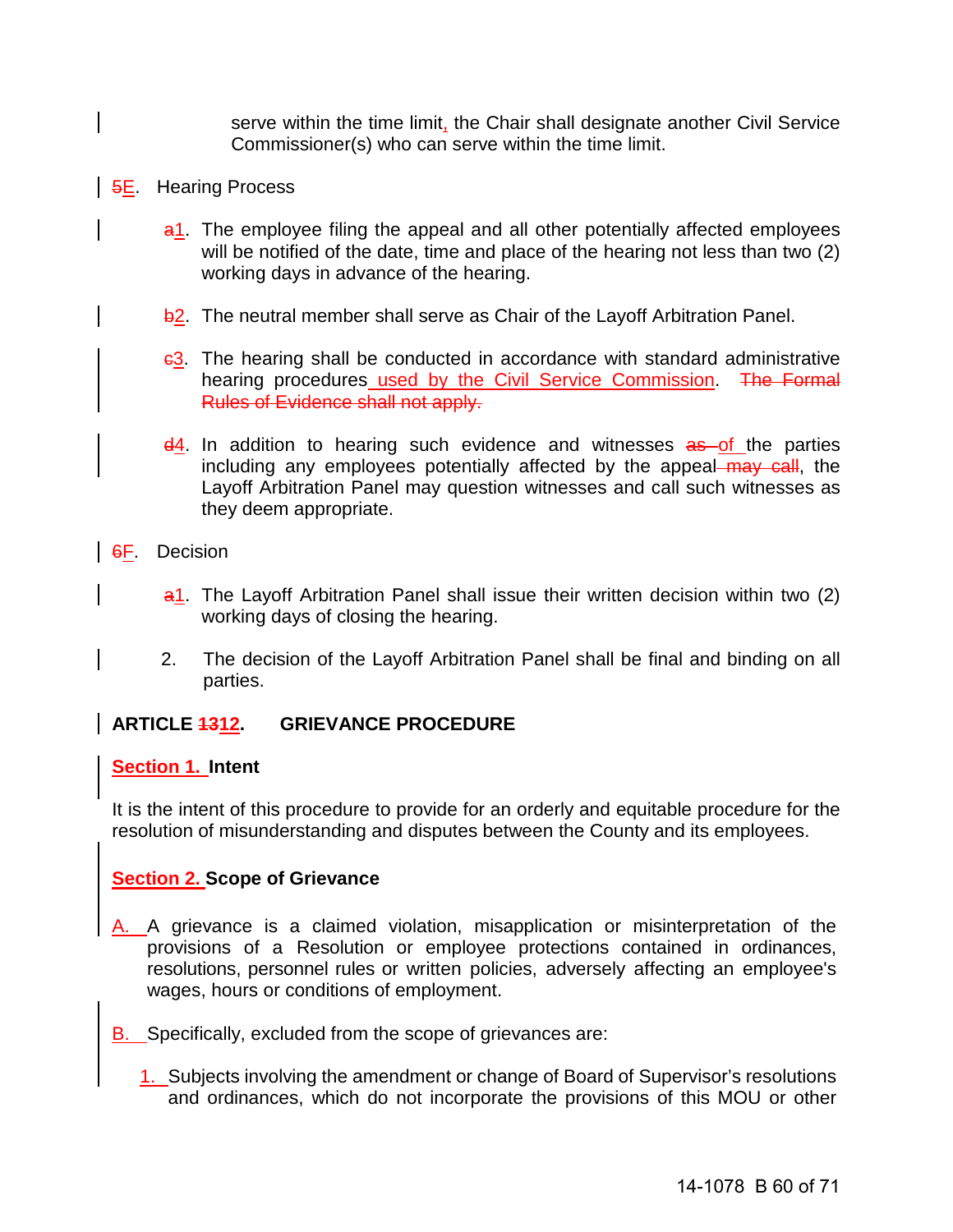serve within the time limit, the Chair shall designate another Civil Service Commissioner(s) who can serve within the time limit.

~~5~~E. Hearing Process

~~a~~1. The employee filing the appeal and all other potentially affected employees will be notified of the date, time and place of the hearing not less than two (2) working days in advance of the hearing.

~~b~~2. The neutral member shall serve as Chair of the Layoff Arbitration Panel.

~~c~~3. The hearing shall be conducted in accordance with standard administrative hearing procedures used by the Civil Service Commission. ~~The Formal Rules of Evidence shall not apply.~~

~~d~~4. In addition to hearing such evidence and witnesses ~~as~~ of the parties including any employees potentially affected by the appeal ~~may call~~, the Layoff Arbitration Panel may question witnesses and call such witnesses as they deem appropriate.

~~6~~F. Decision

~~a~~1. The Layoff Arbitration Panel shall issue their written decision within two (2) working days of closing the hearing.

2. The decision of the Layoff Arbitration Panel shall be final and binding on all parties.

## ARTICLE ~~13~~12. GRIEVANCE PROCEDURE

### Section 1. Intent

It is the intent of this procedure to provide for an orderly and equitable procedure for the resolution of misunderstanding and disputes between the County and its employees.

### Section 2. Scope of Grievance

A. A grievance is a claimed violation, misapplication or misinterpretation of the provisions of a Resolution or employee protections contained in ordinances, resolutions, personnel rules or written policies, adversely affecting an employee's wages, hours or conditions of employment.

B. Specifically, excluded from the scope of grievances are:

1. Subjects involving the amendment or change of Board of Supervisor's resolutions and ordinances, which do not incorporate the provisions of this MOU or other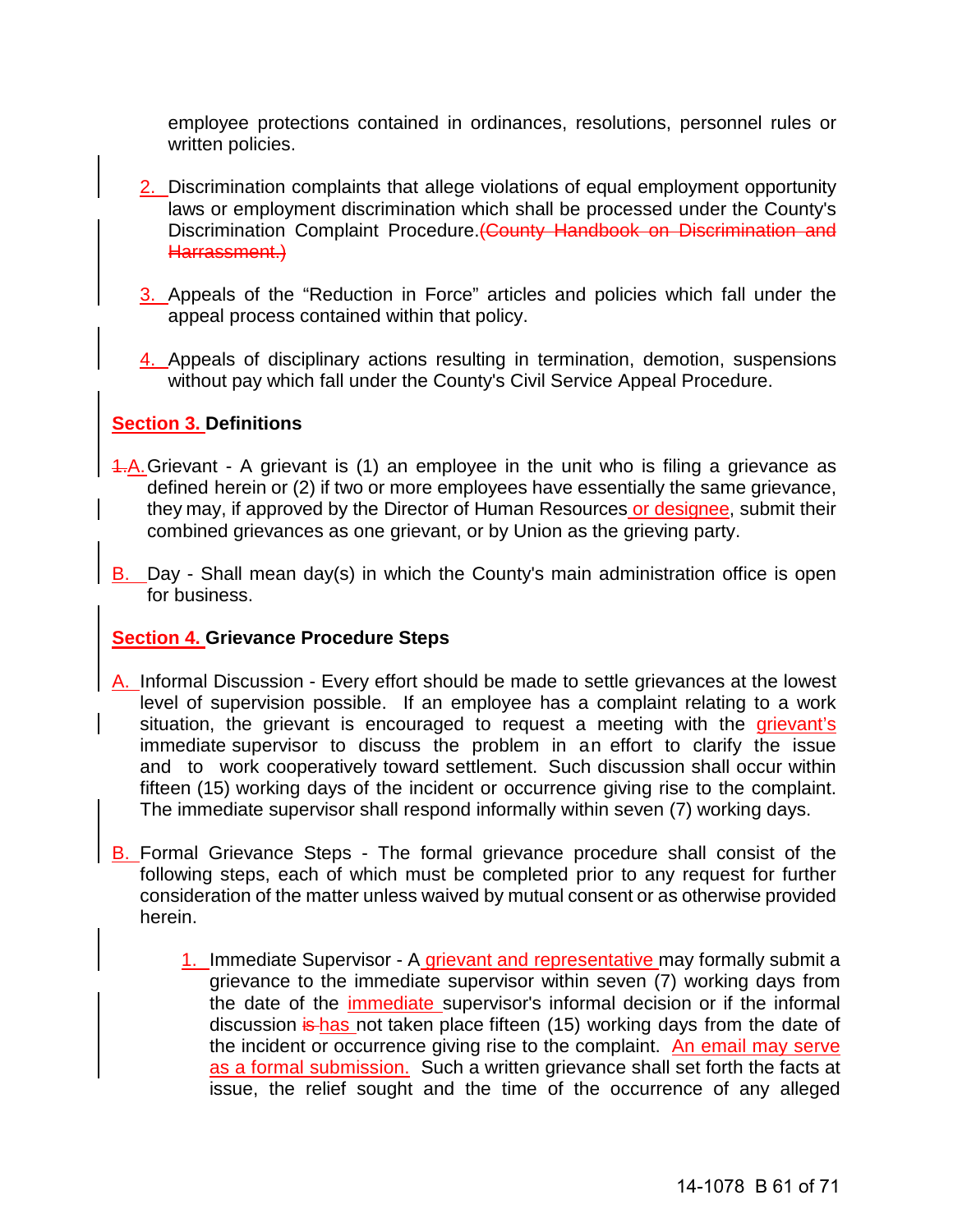employee protections contained in ordinances, resolutions, personnel rules or written policies.

2. Discrimination complaints that allege violations of equal employment opportunity laws or employment discrimination which shall be processed under the County's Discrimination Complaint Procedure.~~(County Handbook on Discrimination and Harrassment.)~~

3. Appeals of the "Reduction in Force" articles and policies which fall under the appeal process contained within that policy.

4. Appeals of disciplinary actions resulting in termination, demotion, suspensions without pay which fall under the County's Civil Service Appeal Procedure.

**Section 3. Definitions**

~~1.~~A. Grievant - A grievant is (1) an employee in the unit who is filing a grievance as defined herein or (2) if two or more employees have essentially the same grievance, they may, if approved by the Director of Human Resources or designee, submit their combined grievances as one grievant, or by Union as the grieving party.

B. Day - Shall mean day(s) in which the County's main administration office is open for business.

**Section 4. Grievance Procedure Steps**

A. Informal Discussion - Every effort should be made to settle grievances at the lowest level of supervision possible. If an employee has a complaint relating to a work situation, the grievant is encouraged to request a meeting with the grievant's immediate supervisor to discuss the problem in an effort to clarify the issue and to work cooperatively toward settlement. Such discussion shall occur within fifteen (15) working days of the incident or occurrence giving rise to the complaint. The immediate supervisor shall respond informally within seven (7) working days.

B. Formal Grievance Steps - The formal grievance procedure shall consist of the following steps, each of which must be completed prior to any request for further consideration of the matter unless waived by mutual consent or as otherwise provided herein.

1. Immediate Supervisor - A grievant and representative may formally submit a grievance to the immediate supervisor within seven (7) working days from the date of the immediate supervisor's informal decision or if the informal discussion ~~is~~ has not taken place fifteen (15) working days from the date of the incident or occurrence giving rise to the complaint. An email may serve as a formal submission. Such a written grievance shall set forth the facts at issue, the relief sought and the time of the occurrence of any alleged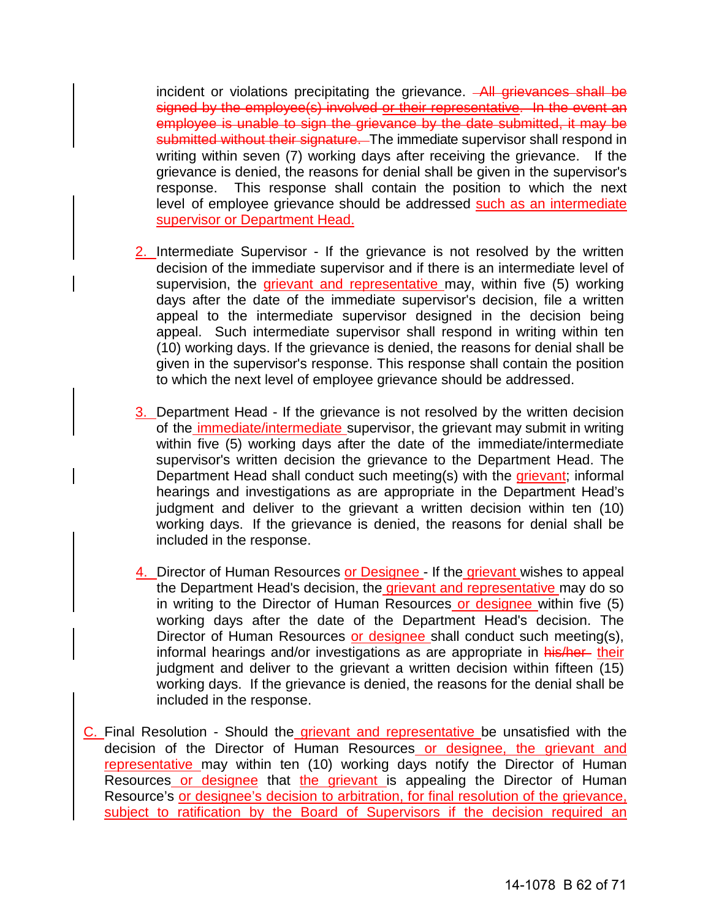incident or violations precipitating the grievance. ~~All grievances shall be signed by the employee(s) involved or their representative. In the event an employee is unable to sign the grievance by the date submitted, it may be submitted without their signature.~~ The immediate supervisor shall respond in writing within seven (7) working days after receiving the grievance. If the grievance is denied, the reasons for denial shall be given in the supervisor's response. This response shall contain the position to which the next level of employee grievance should be addressed such as an intermediate supervisor or Department Head.

2. Intermediate Supervisor - If the grievance is not resolved by the written decision of the immediate supervisor and if there is an intermediate level of supervision, the grievant and representative may, within five (5) working days after the date of the immediate supervisor's decision, file a written appeal to the intermediate supervisor designed in the decision being appeal. Such intermediate supervisor shall respond in writing within ten (10) working days. If the grievance is denied, the reasons for denial shall be given in the supervisor's response. This response shall contain the position to which the next level of employee grievance should be addressed.

3. Department Head - If the grievance is not resolved by the written decision of the immediate/intermediate supervisor, the grievant may submit in writing within five (5) working days after the date of the immediate/intermediate supervisor's written decision the grievance to the Department Head. The Department Head shall conduct such meeting(s) with the grievant; informal hearings and investigations as are appropriate in the Department Head's judgment and deliver to the grievant a written decision within ten (10) working days. If the grievance is denied, the reasons for denial shall be included in the response.

4. Director of Human Resources or Designee - If the grievant wishes to appeal the Department Head's decision, the grievant and representative may do so in writing to the Director of Human Resources or designee within five (5) working days after the date of the Department Head's decision. The Director of Human Resources or designee shall conduct such meeting(s), informal hearings and/or investigations as are appropriate in ~~his/her~~ their judgment and deliver to the grievant a written decision within fifteen (15) working days. If the grievance is denied, the reasons for the denial shall be included in the response.

C. Final Resolution - Should the grievant and representative be unsatisfied with the decision of the Director of Human Resources or designee, the grievant and representative may within ten (10) working days notify the Director of Human Resources or designee that the grievant is appealing the Director of Human Resource's or designee's decision to arbitration, for final resolution of the grievance, subject to ratification by the Board of Supervisors if the decision required an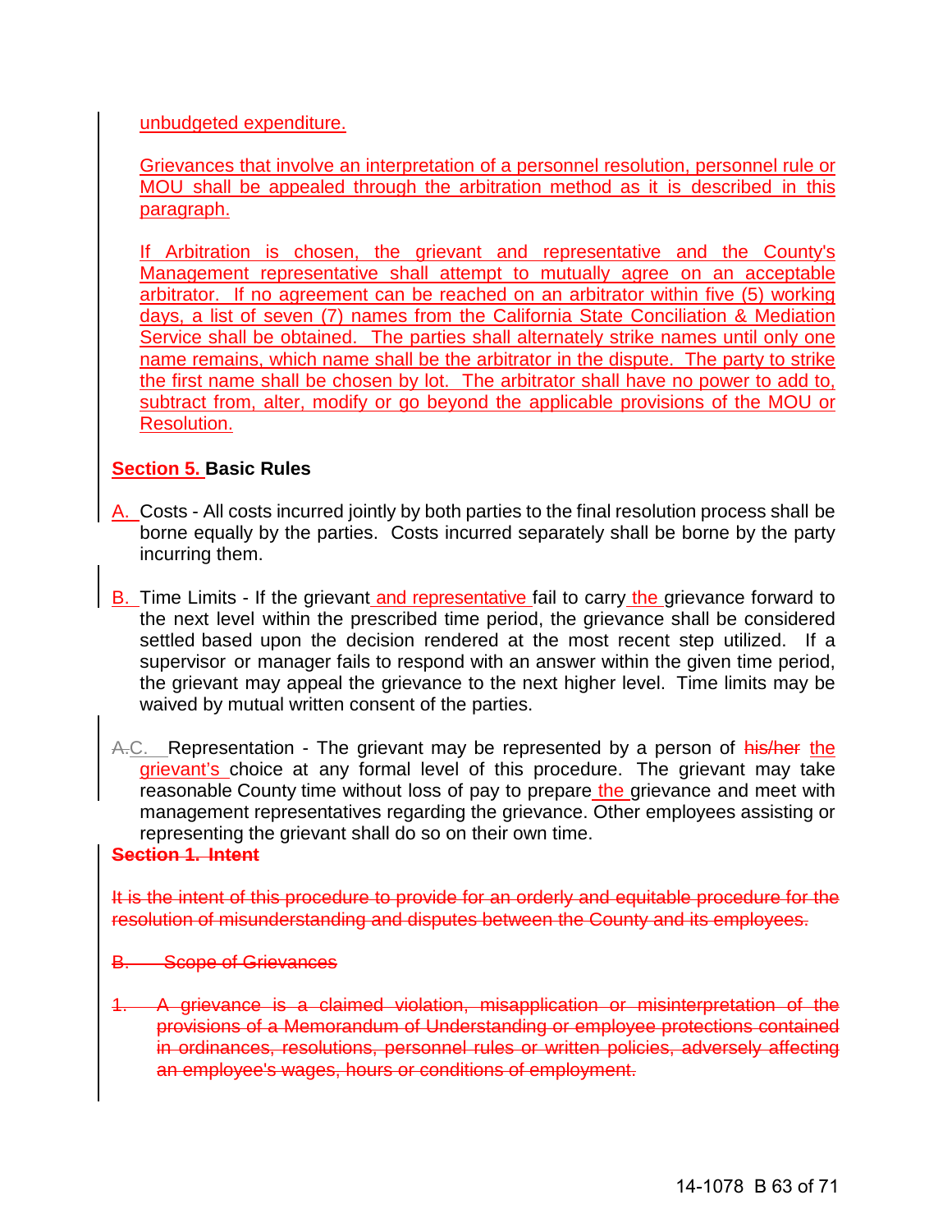unbudgeted expenditure.

Grievances that involve an interpretation of a personnel resolution, personnel rule or MOU shall be appealed through the arbitration method as it is described in this paragraph.

If Arbitration is chosen, the grievant and representative and the County's Management representative shall attempt to mutually agree on an acceptable arbitrator. If no agreement can be reached on an arbitrator within five (5) working days, a list of seven (7) names from the California State Conciliation & Mediation Service shall be obtained. The parties shall alternately strike names until only one name remains, which name shall be the arbitrator in the dispute. The party to strike the first name shall be chosen by lot. The arbitrator shall have no power to add to, subtract from, alter, modify or go beyond the applicable provisions of the MOU or Resolution.

**Section 5. Basic Rules**

A. Costs - All costs incurred jointly by both parties to the final resolution process shall be borne equally by the parties. Costs incurred separately shall be borne by the party incurring them.

B. Time Limits - If the grievant and representative fail to carry the grievance forward to the next level within the prescribed time period, the grievance shall be considered settled based upon the decision rendered at the most recent step utilized. If a supervisor or manager fails to respond with an answer within the given time period, the grievant may appeal the grievance to the next higher level. Time limits may be waived by mutual written consent of the parties.

~~A.~~C. Representation - The grievant may be represented by a person of ~~his/her~~ the grievant's choice at any formal level of this procedure. The grievant may take reasonable County time without loss of pay to prepare the grievance and meet with management representatives regarding the grievance. Other employees assisting or representing the grievant shall do so on their own time.

~~**Section 1. Intent**~~

~~It is the intent of this procedure to provide for an orderly and equitable procedure for the resolution of misunderstanding and disputes between the County and its employees.~~

~~B. Scope of Grievances~~

~~1. A grievance is a claimed violation, misapplication or misinterpretation of the provisions of a Memorandum of Understanding or employee protections contained in ordinances, resolutions, personnel rules or written policies, adversely affecting an employee's wages, hours or conditions of employment.~~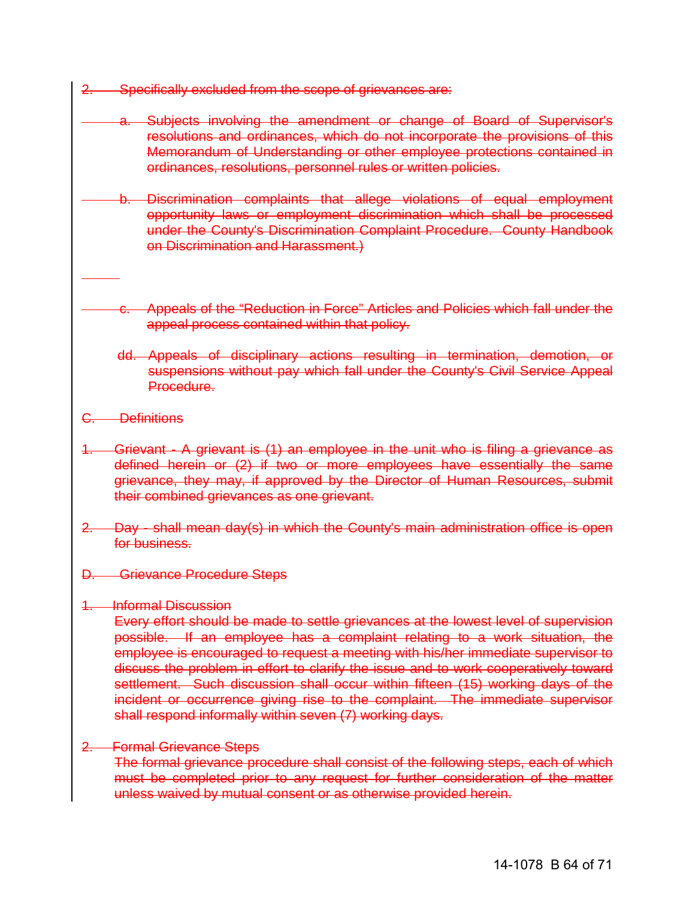~~2. Specifically excluded from the scope of grievances are:~~

~~a. Subjects involving the amendment or change of Board of Supervisor's resolutions and ordinances, which do not incorporate the provisions of this Memorandum of Understanding or other employee protections contained in ordinances, resolutions, personnel rules or written policies.~~

~~b. Discrimination complaints that allege violations of equal employment opportunity laws or employment discrimination which shall be processed under the County's Discrimination Complaint Procedure. County Handbook on Discrimination and Harassment.)~~

~~c. Appeals of the "Reduction in Force" Articles and Policies which fall under the appeal process contained within that policy.~~

~~dd. Appeals of disciplinary actions resulting in termination, demotion, or suspensions without pay which fall under the County's Civil Service Appeal Procedure.~~

~~C. Definitions~~

~~1. Grievant - A grievant is (1) an employee in the unit who is filing a grievance as defined herein or (2) if two or more employees have essentially the same grievance, they may, if approved by the Director of Human Resources, submit their combined grievances as one grievant.~~

~~2. Day - shall mean day(s) in which the County's main administration office is open for business.~~

~~D. Grievance Procedure Steps~~

~~1. Informal Discussion~~
~~Every effort should be made to settle grievances at the lowest level of supervision possible. If an employee has a complaint relating to a work situation, the employee is encouraged to request a meeting with his/her immediate supervisor to discuss the problem in effort to clarify the issue and to work cooperatively toward settlement. Such discussion shall occur within fifteen (15) working days of the incident or occurrence giving rise to the complaint. The immediate supervisor shall respond informally within seven (7) working days.~~

~~2. Formal Grievance Steps~~
~~The formal grievance procedure shall consist of the following steps, each of which must be completed prior to any request for further consideration of the matter unless waived by mutual consent or as otherwise provided herein.~~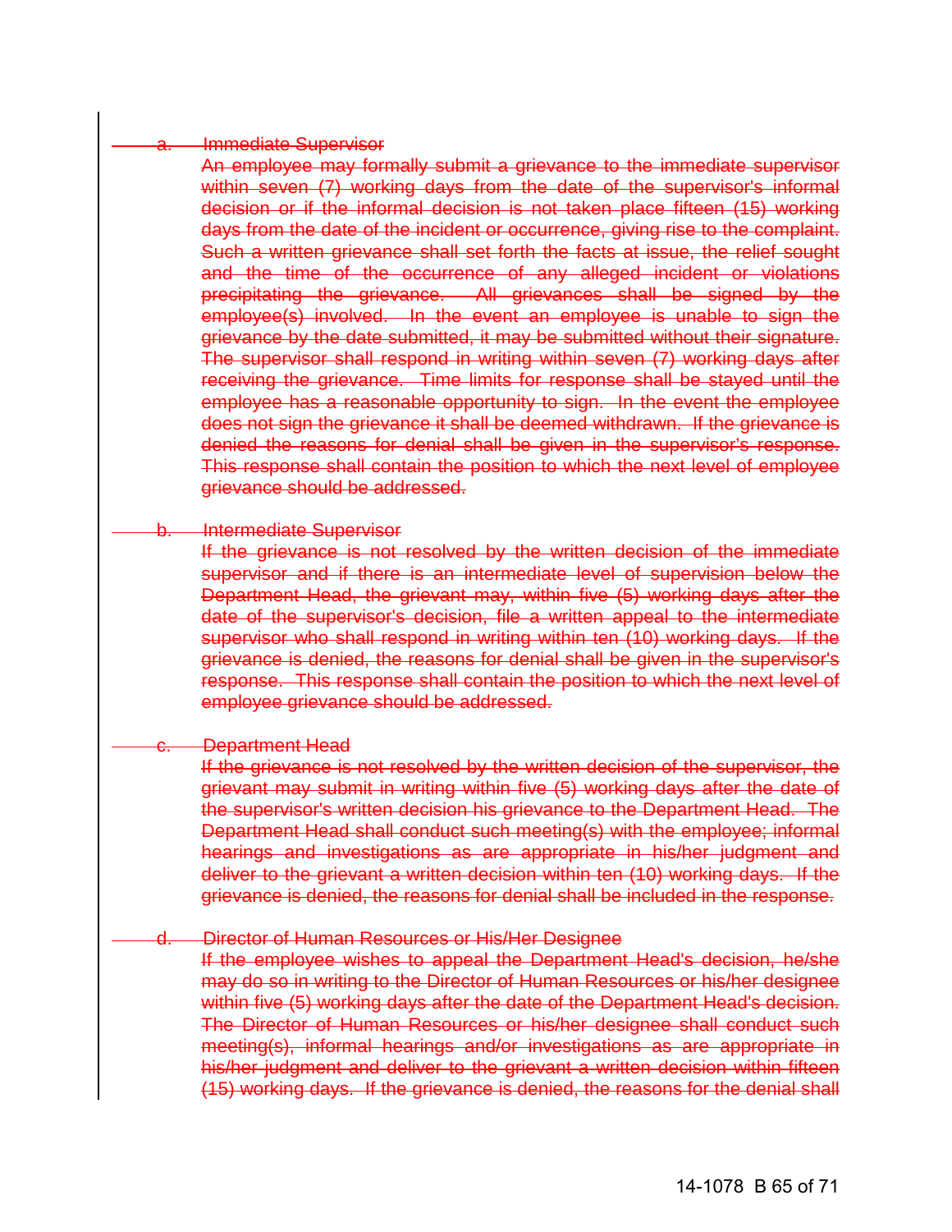a. ~~Immediate Supervisor~~

~~An employee may formally submit a grievance to the immediate supervisor within seven (7) working days from the date of the supervisor's informal decision or if the informal decision is not taken place fifteen (15) working days from the date of the incident or occurrence, giving rise to the complaint. Such a written grievance shall set forth the facts at issue, the relief sought and the time of the occurrence of any alleged incident or violations precipitating the grievance. All grievances shall be signed by the employee(s) involved. In the event an employee is unable to sign the grievance by the date submitted, it may be submitted without their signature. The supervisor shall respond in writing within seven (7) working days after receiving the grievance. Time limits for response shall be stayed until the employee has a reasonable opportunity to sign. In the event the employee does not sign the grievance it shall be deemed withdrawn. If the grievance is denied the reasons for denial shall be given in the supervisor's response. This response shall contain the position to which the next level of employee grievance should be addressed.~~

b. ~~Intermediate Supervisor~~

~~If the grievance is not resolved by the written decision of the immediate supervisor and if there is an intermediate level of supervision below the Department Head, the grievant may, within five (5) working days after the date of the supervisor's decision, file a written appeal to the intermediate supervisor who shall respond in writing within ten (10) working days. If the grievance is denied, the reasons for denial shall be given in the supervisor's response. This response shall contain the position to which the next level of employee grievance should be addressed.~~

c. ~~Department Head~~

~~If the grievance is not resolved by the written decision of the supervisor, the grievant may submit in writing within five (5) working days after the date of the supervisor's written decision his grievance to the Department Head. The Department Head shall conduct such meeting(s) with the employee; informal hearings and investigations as are appropriate in his/her judgment and deliver to the grievant a written decision within ten (10) working days. If the grievance is denied, the reasons for denial shall be included in the response.~~

d. ~~Director of Human Resources or His/Her Designee~~

~~If the employee wishes to appeal the Department Head's decision, he/she may do so in writing to the Director of Human Resources or his/her designee within five (5) working days after the date of the Department Head's decision. The Director of Human Resources or his/her designee shall conduct such meeting(s), informal hearings and/or investigations as are appropriate in his/her judgment and deliver to the grievant a written decision within fifteen (15) working days. If the grievance is denied, the reasons for the denial shall~~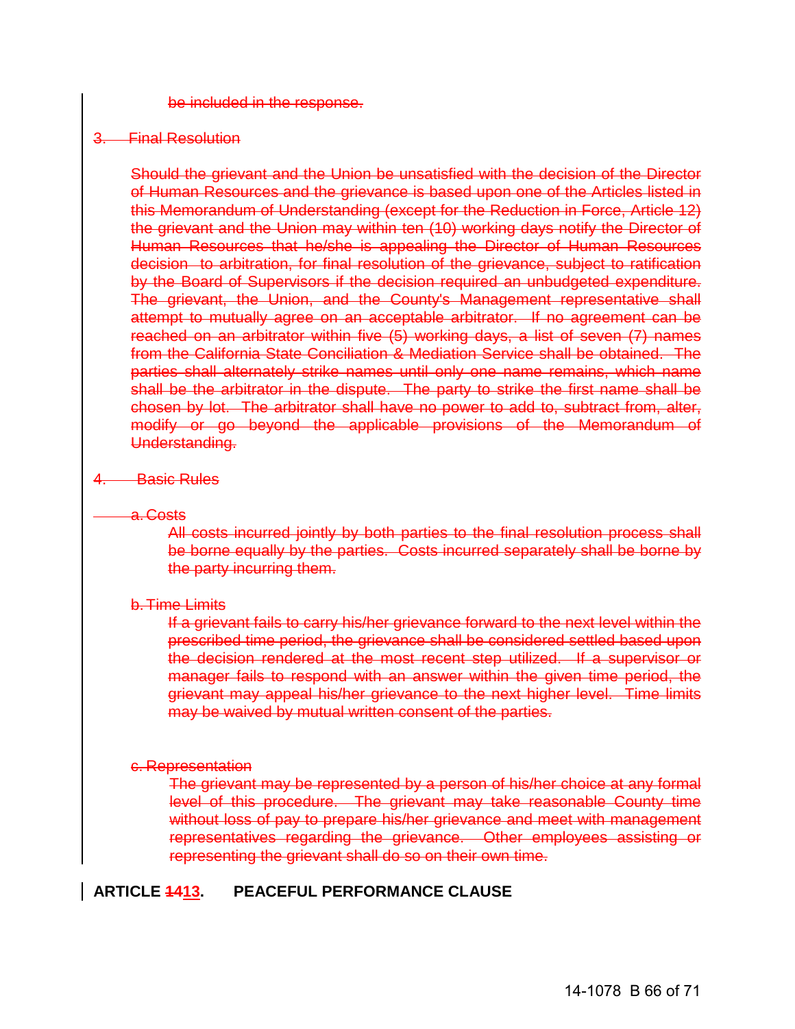~~be included in the response.~~

~~3. Final Resolution~~

~~Should the grievant and the Union be unsatisfied with the decision of the Director of Human Resources and the grievance is based upon one of the Articles listed in this Memorandum of Understanding (except for the Reduction in Force, Article 12) the grievant and the Union may within ten (10) working days notify the Director of Human Resources that he/she is appealing the Director of Human Resources decision to arbitration, for final resolution of the grievance, subject to ratification by the Board of Supervisors if the decision required an unbudgeted expenditure. The grievant, the Union, and the County's Management representative shall attempt to mutually agree on an acceptable arbitrator. If no agreement can be reached on an arbitrator within five (5) working days, a list of seven (7) names from the California State Conciliation & Mediation Service shall be obtained. The parties shall alternately strike names until only one name remains, which name shall be the arbitrator in the dispute. The party to strike the first name shall be chosen by lot. The arbitrator shall have no power to add to, subtract from, alter, modify or go beyond the applicable provisions of the Memorandum of Understanding.~~

~~4. Basic Rules~~

~~a. Costs~~

~~All costs incurred jointly by both parties to the final resolution process shall be borne equally by the parties. Costs incurred separately shall be borne by the party incurring them.~~

~~b. Time Limits~~

~~If a grievant fails to carry his/her grievance forward to the next level within the prescribed time period, the grievance shall be considered settled based upon the decision rendered at the most recent step utilized. If a supervisor or manager fails to respond with an answer within the given time period, the grievant may appeal his/her grievance to the next higher level. Time limits may be waived by mutual written consent of the parties.~~

~~c. Representation~~

~~The grievant may be represented by a person of his/her choice at any formal level of this procedure. The grievant may take reasonable County time without loss of pay to prepare his/her grievance and meet with management representatives regarding the grievance. Other employees assisting or representing the grievant shall do so on their own time.~~

**ARTICLE ~~14~~13. PEACEFUL PERFORMANCE CLAUSE**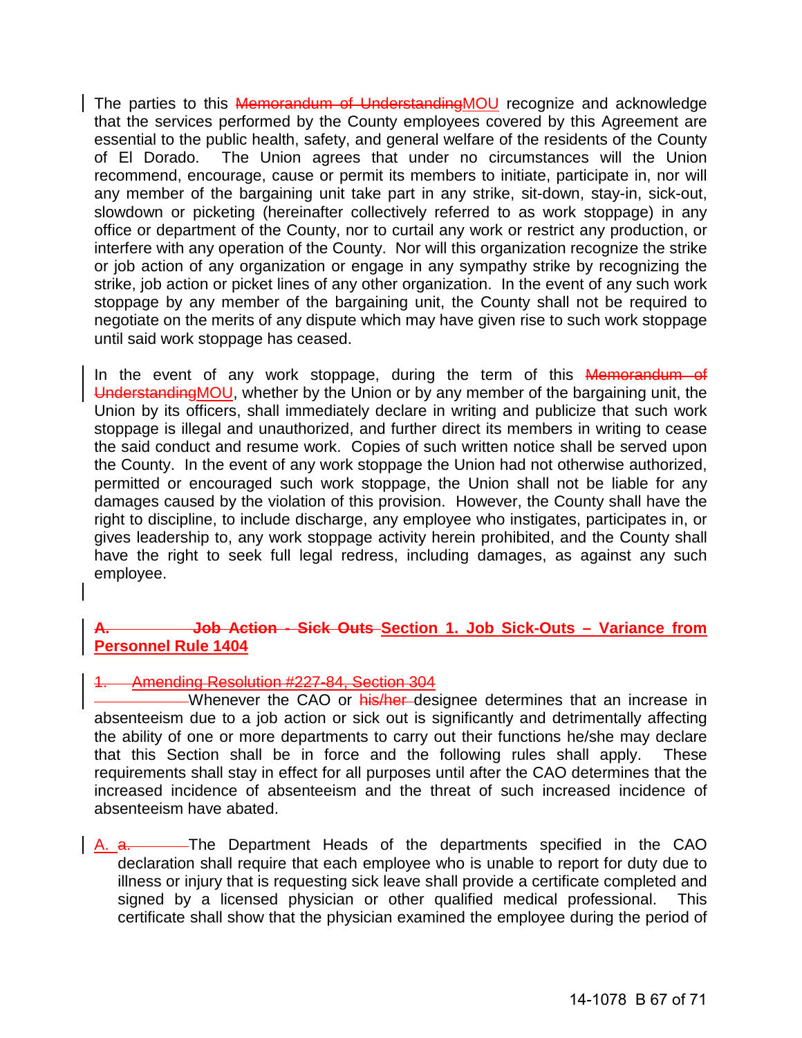The parties to this ~~Memorandum of Understanding~~MOU recognize and acknowledge that the services performed by the County employees covered by this Agreement are essential to the public health, safety, and general welfare of the residents of the County of El Dorado. The Union agrees that under no circumstances will the Union recommend, encourage, cause or permit its members to initiate, participate in, nor will any member of the bargaining unit take part in any strike, sit-down, stay-in, sick-out, slowdown or picketing (hereinafter collectively referred to as work stoppage) in any office or department of the County, nor to curtail any work or restrict any production, or interfere with any operation of the County. Nor will this organization recognize the strike or job action of any organization or engage in any sympathy strike by recognizing the strike, job action or picket lines of any other organization. In the event of any such work stoppage by any member of the bargaining unit, the County shall not be required to negotiate on the merits of any dispute which may have given rise to such work stoppage until said work stoppage has ceased.

In the event of any work stoppage, during the term of this ~~Memorandum of Understanding~~MOU, whether by the Union or by any member of the bargaining unit, the Union by its officers, shall immediately declare in writing and publicize that such work stoppage is illegal and unauthorized, and further direct its members in writing to cease the said conduct and resume work. Copies of such written notice shall be served upon the County. In the event of any work stoppage the Union had not otherwise authorized, permitted or encouraged such work stoppage, the Union shall not be liable for any damages caused by the violation of this provision. However, the County shall have the right to discipline, to include discharge, any employee who instigates, participates in, or gives leadership to, any work stoppage activity herein prohibited, and the County shall have the right to seek full legal redress, including damages, as against any such employee.

**~~A. Job Action - Sick Outs~~ Section 1. Job Sick-Outs – Variance from Personnel Rule 1404**

~~1. Amending Resolution #227-84, Section 304~~

Whenever the CAO or ~~his/her~~ designee determines that an increase in absenteeism due to a job action or sick out is significantly and detrimentally affecting the ability of one or more departments to carry out their functions he/she may declare that this Section shall be in force and the following rules shall apply. These requirements shall stay in effect for all purposes until after the CAO determines that the increased incidence of absenteeism and the threat of such increased incidence of absenteeism have abated.

A. ~~a.~~ The Department Heads of the departments specified in the CAO declaration shall require that each employee who is unable to report for duty due to illness or injury that is requesting sick leave shall provide a certificate completed and signed by a licensed physician or other qualified medical professional. This certificate shall show that the physician examined the employee during the period of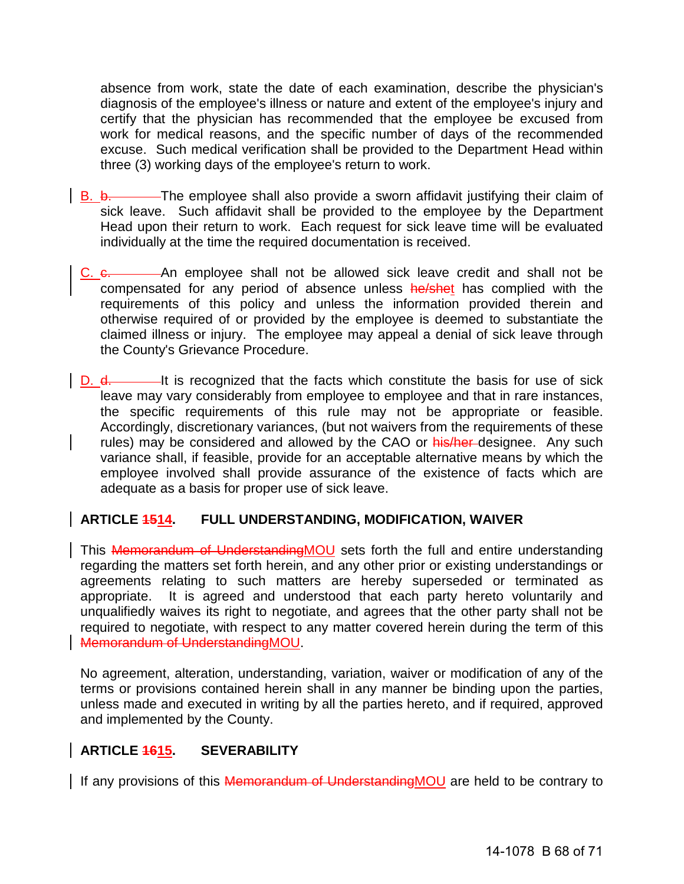absence from work, state the date of each examination, describe the physician's diagnosis of the employee's illness or nature and extent of the employee's injury and certify that the physician has recommended that the employee be excused from work for medical reasons, and the specific number of days of the recommended excuse. Such medical verification shall be provided to the Department Head within three (3) working days of the employee's return to work.

B. ~~b.~~ The employee shall also provide a sworn affidavit justifying their claim of sick leave. Such affidavit shall be provided to the employee by the Department Head upon their return to work. Each request for sick leave time will be evaluated individually at the time the required documentation is received.

C. ~~c.~~ An employee shall not be allowed sick leave credit and shall not be compensated for any period of absence unless ~~he/she~~t has complied with the requirements of this policy and unless the information provided therein and otherwise required of or provided by the employee is deemed to substantiate the claimed illness or injury. The employee may appeal a denial of sick leave through the County's Grievance Procedure.

D. ~~d.~~ It is recognized that the facts which constitute the basis for use of sick leave may vary considerably from employee to employee and that in rare instances, the specific requirements of this rule may not be appropriate or feasible. Accordingly, discretionary variances, (but not waivers from the requirements of these rules) may be considered and allowed by the CAO or ~~his/her~~ designee. Any such variance shall, if feasible, provide for an acceptable alternative means by which the employee involved shall provide assurance of the existence of facts which are adequate as a basis for proper use of sick leave.

## ARTICLE ~~15~~14. FULL UNDERSTANDING, MODIFICATION, WAIVER

This ~~Memorandum of Understanding~~MOU sets forth the full and entire understanding regarding the matters set forth herein, and any other prior or existing understandings or agreements relating to such matters are hereby superseded or terminated as appropriate. It is agreed and understood that each party hereto voluntarily and unqualifiedly waives its right to negotiate, and agrees that the other party shall not be required to negotiate, with respect to any matter covered herein during the term of this ~~Memorandum of Understanding~~MOU.

No agreement, alteration, understanding, variation, waiver or modification of any of the terms or provisions contained herein shall in any manner be binding upon the parties, unless made and executed in writing by all the parties hereto, and if required, approved and implemented by the County.

## ARTICLE ~~16~~15. SEVERABILITY

If any provisions of this ~~Memorandum of Understanding~~MOU are held to be contrary to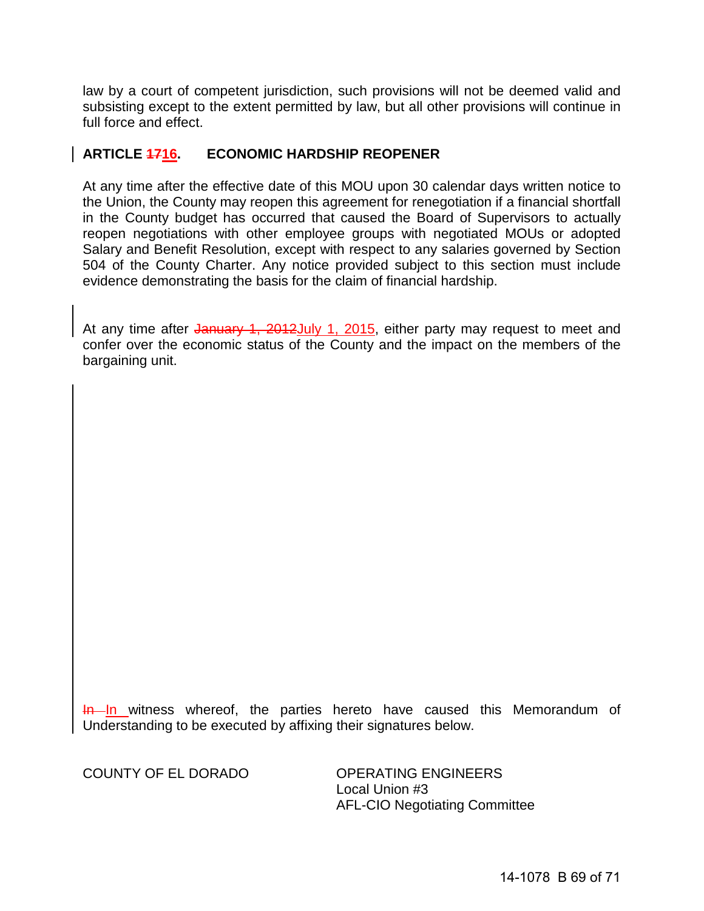law by a court of competent jurisdiction, such provisions will not be deemed valid and subsisting except to the extent permitted by law, but all other provisions will continue in full force and effect.

## ARTICLE ~~17~~16. ECONOMIC HARDSHIP REOPENER

At any time after the effective date of this MOU upon 30 calendar days written notice to the Union, the County may reopen this agreement for renegotiation if a financial shortfall in the County budget has occurred that caused the Board of Supervisors to actually reopen negotiations with other employee groups with negotiated MOUs or adopted Salary and Benefit Resolution, except with respect to any salaries governed by Section 504 of the County Charter. Any notice provided subject to this section must include evidence demonstrating the basis for the claim of financial hardship.

At any time after ~~January 1, 2012~~July 1, 2015, either party may request to meet and confer over the economic status of the County and the impact on the members of the bargaining unit.

~~In~~ In witness whereof, the parties hereto have caused this Memorandum of Understanding to be executed by affixing their signatures below.

| COUNTY OF EL DORADO | OPERATING ENGINEERS<br>Local Union #3<br>AFL-CIO Negotiating Committee |
|---|---|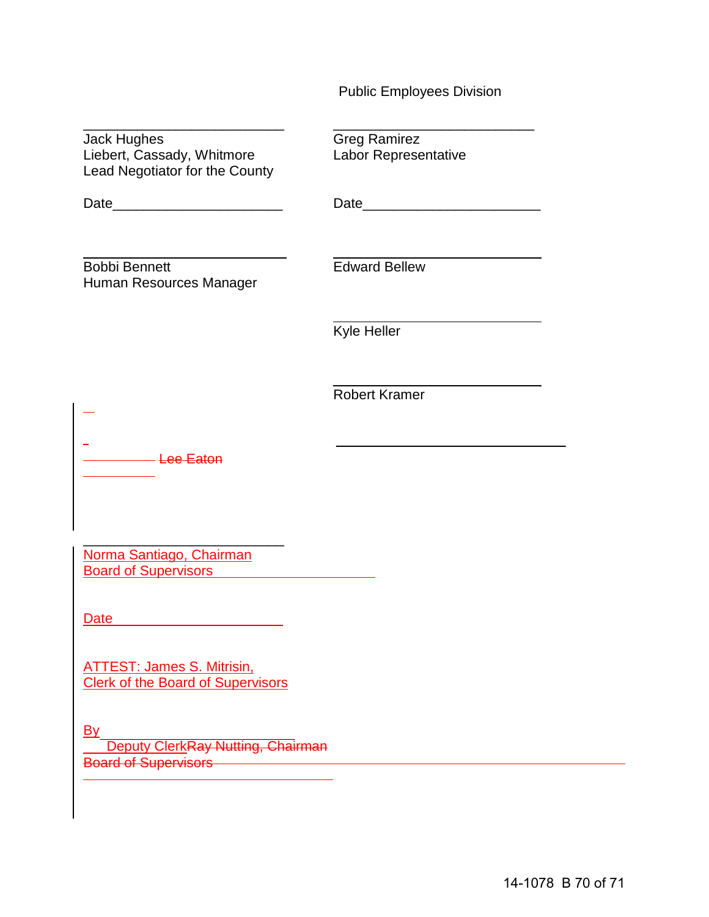Public Employees Division

| | |
|---|---|
| \_\_\_\_\_\_\_\_\_\_\_\_\_\_\_\_\_\_\_\_\_\_\_\_\_\_<br>Jack Hughes<br>Liebert, Cassady, Whitmore<br>Lead Negotiator for the County | \_\_\_\_\_\_\_\_\_\_\_\_\_\_\_\_\_\_\_\_\_\_\_\_\_\_<br>Greg Ramirez<br>Labor Representative |
| Date\_\_\_\_\_\_\_\_\_\_\_\_\_\_\_\_\_\_\_\_\_\_ | Date\_\_\_\_\_\_\_\_\_\_\_\_\_\_\_\_\_\_\_\_\_\_\_ |
| \_\_\_\_\_\_\_\_\_\_\_\_\_\_\_\_\_\_\_\_\_\_\_\_\_\_<br>Bobbi Bennett<br>Human Resources Manager | \_\_\_\_\_\_\_\_\_\_\_\_\_\_\_\_\_\_\_\_\_\_\_\_\_\_<br>Edward Bellew |
| | \_\_\_\_\_\_\_\_\_\_\_\_\_\_\_\_\_\_\_\_\_\_\_\_\_\_<br>Kyle Heller |
| | \_\_\_\_\_\_\_\_\_\_\_\_\_\_\_\_\_\_\_\_\_\_\_\_\_\_<br>Robert Kramer |
| ~~Lee Eaton~~ | \_\_\_\_\_\_\_\_\_\_\_\_\_\_\_\_\_\_\_\_\_\_\_\_\_\_ |

\_\_\_\_\_\_\_\_\_\_\_\_\_\_\_\_\_\_\_\_\_\_\_\_\_\_
Norma Santiago, Chairman
Board of Supervisors

Date \_\_\_\_\_\_\_\_\_\_\_\_\_\_\_\_\_\_\_\_\_\_

ATTEST: James S. Mitrisin,
Clerk of the Board of Supervisors

By \_\_\_\_\_\_\_\_\_\_\_\_\_\_\_\_\_\_\_\_\_\_\_\_\_
Deputy Clerk~~Ray Nutting, Chairman~~
~~Board of Supervisors~~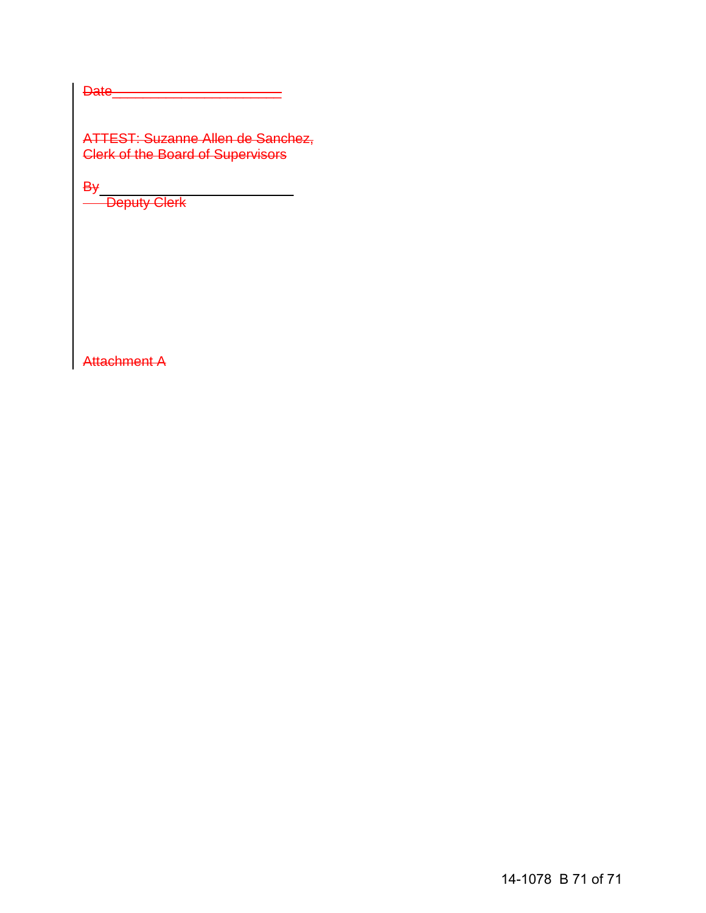~~Date______________________~~

~~ATTEST: Suzanne Allen de Sanchez,~~
~~Clerk of the Board of Supervisors~~

~~By~~________________________
~~Deputy Clerk~~

~~Attachment A~~